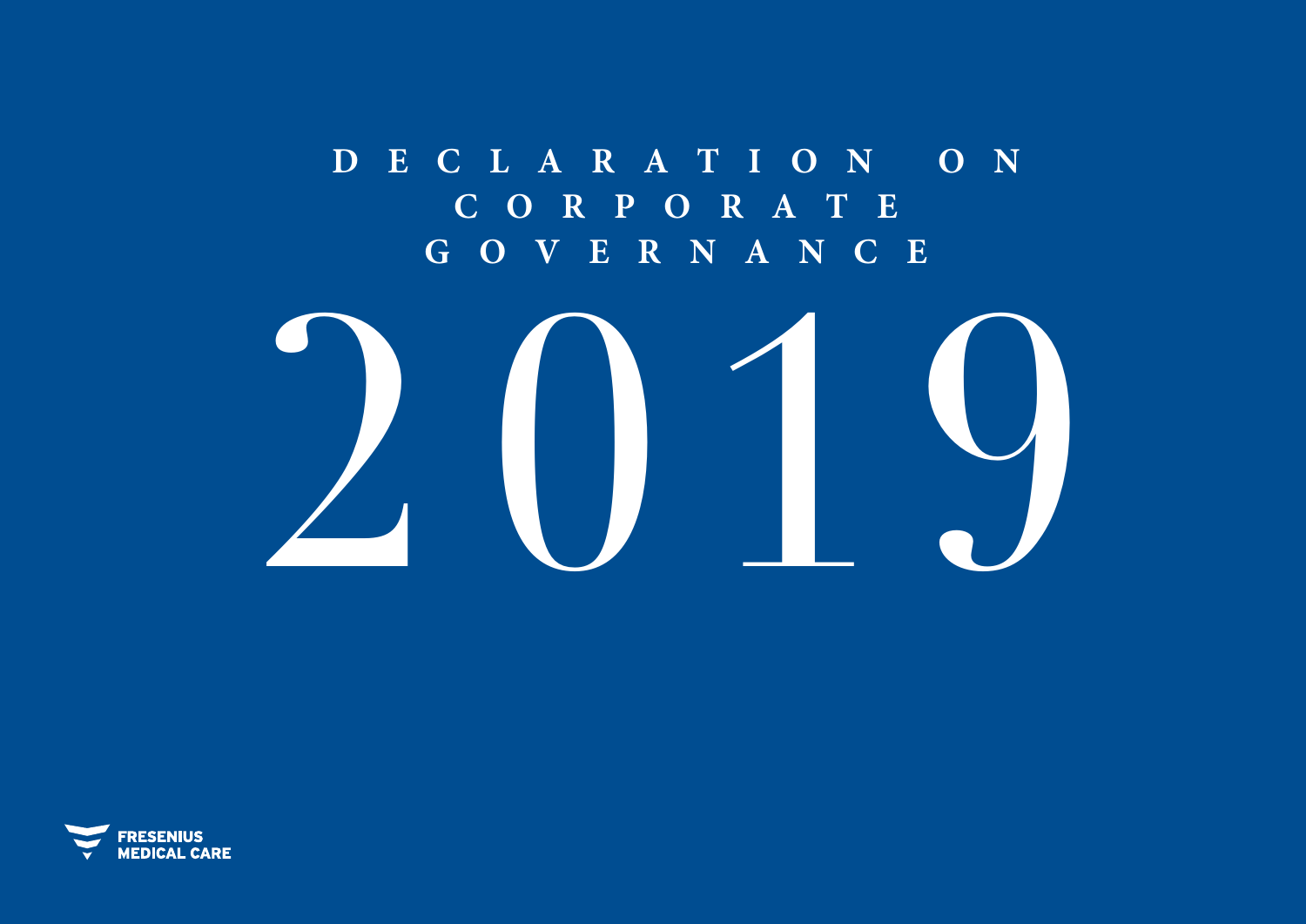# DECLARATION ON CORPORATE GOVERNANCE

# 2019

FRESENIUS MEDICAL CARE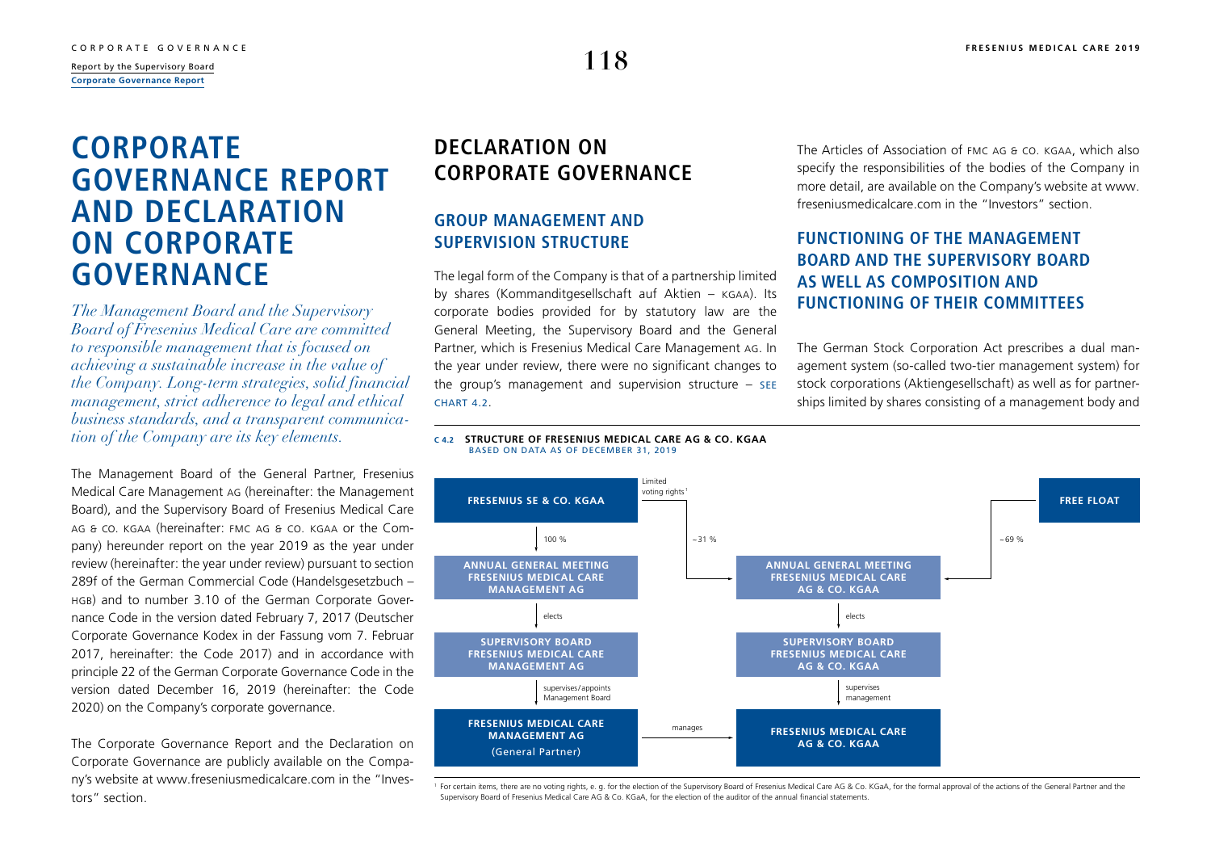# CORPORATE GOVERNANCE REPORT AND DECLARATION ON CORPORATE GOVERNANCE

*The Management Board and the Supervisory Board of Fresenius Medical Care are committed to responsible management that is focused on achieving a sustainable increase in the value of the Company. Long-term strategies, solid financial management, strict adherence to legal and ethical business standards, and a transparent communication of the Company are its key elements.*

The Management Board of the General Partner, Fresenius Medical Care Management AG (hereinafter: the Management Board), and the Supervisory Board of Fresenius Medical Care AG & Co. KGaA (hereinafter: FMC AG & Co. KGaA or the Company) hereunder report on the year 2019 as the year under review (hereinafter: the year under review) pursuant to section 289f of the German Commercial Code (Handelsgesetzbuch – HGB) and to number 3.10 of the German Corporate Governance Code in the version dated February 7, 2017 (Deutscher Corporate Governance Kodex in der Fassung vom 7. Februar 2017, hereinafter: the Code 2017) and in accordance with principle 22 of the German Corporate Governance Code in the version dated December 16, 2019 (hereinafter: the Code 2020) on the Company's corporate governance.

The Corporate Governance Report and the Declaration on Corporate Governance are publicly available on the Company's website at www.freseniusmedicalcare.com in the "Investors" section.

## DECLARATION ON CORPORATE GOVERNANCE

### GROUP MANAGEMENT AND SUPERVISION STRUCTURE

The legal form of the Company is that of a partnership limited by shares (Kommanditgesellschaft auf Aktien – KGAA). Its corporate bodies provided for by statutory law are the General Meeting, the Supervisory Board and the General Partner, which is Fresenius Medical Care Management AG. In the year under review, there were no significant changes to the group's management and supervision structure – SEE CHART 4.2.

**C 4.2 STRUCTURE OF FRESENIUS MEDICAL CARE AG & CO. KGAA**
BASED ON DATA AS OF DECEMBER 31, 2019

- **FRESENIUS SE & CO. KGAA** → 100 % → **ANNUAL GENERAL MEETING FRESENIUS MEDICAL CARE MANAGEMENT AG** → elects → **SUPERVISORY BOARD FRESENIUS MEDICAL CARE MANAGEMENT AG** → supervises/appoints Management Board → **FRESENIUS MEDICAL CARE MANAGEMENT AG (General Partner)**
- **FRESENIUS SE & CO. KGAA** → Limited voting rights[1] ~31 % → **ANNUAL GENERAL MEETING FRESENIUS MEDICAL CARE AG & CO. KGAA**
- **FREE FLOAT** → ~69 % → **ANNUAL GENERAL MEETING FRESENIUS MEDICAL CARE AG & CO. KGAA** → elects → **SUPERVISORY BOARD FRESENIUS MEDICAL CARE AG & CO. KGAA** → supervises management → **FRESENIUS MEDICAL CARE AG & CO. KGAA**
- **FRESENIUS MEDICAL CARE MANAGEMENT AG (General Partner)** → manages → **FRESENIUS MEDICAL CARE AG & CO. KGAA**

[1] For certain items, there are no voting rights, e. g. for the election of the Supervisory Board of Fresenius Medical Care AG & Co. KGaA, for the formal approval of the actions of the General Partner and the Supervisory Board of Fresenius Medical Care AG & Co. KGaA, for the election of the auditor of the annual financial statements.

The Articles of Association of FMC AG & CO. KGAA, which also specify the responsibilities of the bodies of the Company in more detail, are available on the Company's website at www.freseniusmedicalcare.com in the "Investors" section.

### FUNCTIONING OF THE MANAGEMENT BOARD AND THE SUPERVISORY BOARD AS WELL AS COMPOSITION AND FUNCTIONING OF THEIR COMMITTEES

The German Stock Corporation Act prescribes a dual management system (so-called two-tier management system) for stock corporations (Aktiengesellschaft) as well as for partnerships limited by shares consisting of a management body and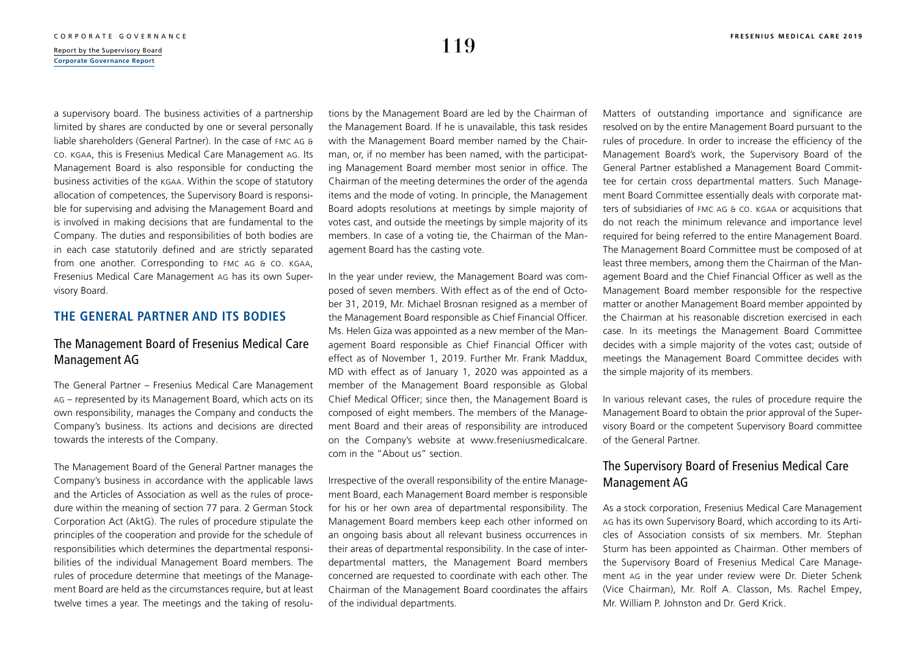a supervisory board. The business activities of a partnership limited by shares are conducted by one or several personally liable shareholders (General Partner). In the case of FMC AG & CO. KGAA, this is Fresenius Medical Care Management AG. Its Management Board is also responsible for conducting the business activities of the KGAA. Within the scope of statutory allocation of competences, the Supervisory Board is responsible for supervising and advising the Management Board and is involved in making decisions that are fundamental to the Company. The duties and responsibilities of both bodies are in each case statutorily defined and are strictly separated from one another. Corresponding to FMC AG & CO. KGAA, Fresenius Medical Care Management AG has its own Supervisory Board.

## THE GENERAL PARTNER AND ITS BODIES

### The Management Board of Fresenius Medical Care Management AG

The General Partner – Fresenius Medical Care Management AG – represented by its Management Board, which acts on its own responsibility, manages the Company and conducts the Company's business. Its actions and decisions are directed towards the interests of the Company.

The Management Board of the General Partner manages the Company's business in accordance with the applicable laws and the Articles of Association as well as the rules of procedure within the meaning of section 77 para. 2 German Stock Corporation Act (AktG). The rules of procedure stipulate the principles of the cooperation and provide for the schedule of responsibilities which determines the departmental responsibilities of the individual Management Board members. The rules of procedure determine that meetings of the Management Board are held as the circumstances require, but at least twelve times a year. The meetings and the taking of resolutions by the Management Board are led by the Chairman of the Management Board. If he is unavailable, this task resides with the Management Board member named by the Chairman, or, if no member has been named, with the participating Management Board member most senior in office. The Chairman of the meeting determines the order of the agenda items and the mode of voting. In principle, the Management Board adopts resolutions at meetings by simple majority of votes cast, and outside the meetings by simple majority of its members. In case of a voting tie, the Chairman of the Management Board has the casting vote.

In the year under review, the Management Board was composed of seven members. With effect as of the end of October 31, 2019, Mr. Michael Brosnan resigned as a member of the Management Board responsible as Chief Financial Officer. Ms. Helen Giza was appointed as a new member of the Management Board responsible as Chief Financial Officer with effect as of November 1, 2019. Further Mr. Frank Maddux, MD with effect as of January 1, 2020 was appointed as a member of the Management Board responsible as Global Chief Medical Officer; since then, the Management Board is composed of eight members. The members of the Management Board and their areas of responsibility are introduced on the Company's website at www.freseniusmedicalcare.com in the "About us" section.

Irrespective of the overall responsibility of the entire Management Board, each Management Board member is responsible for his or her own area of departmental responsibility. The Management Board members keep each other informed on an ongoing basis about all relevant business occurrences in their areas of departmental responsibility. In the case of interdepartmental matters, the Management Board members concerned are requested to coordinate with each other. The Chairman of the Management Board coordinates the affairs of the individual departments.

Matters of outstanding importance and significance are resolved on by the entire Management Board pursuant to the rules of procedure. In order to increase the efficiency of the Management Board's work, the Supervisory Board of the General Partner established a Management Board Committee for certain cross departmental matters. Such Management Board Committee essentially deals with corporate matters of subsidiaries of FMC AG & CO. KGAA or acquisitions that do not reach the minimum relevance and importance level required for being referred to the entire Management Board. The Management Board Committee must be composed of at least three members, among them the Chairman of the Management Board and the Chief Financial Officer as well as the Management Board member responsible for the respective matter or another Management Board member appointed by the Chairman at his reasonable discretion exercised in each case. In its meetings the Management Board Committee decides with a simple majority of the votes cast; outside of meetings the Management Board Committee decides with the simple majority of its members.

In various relevant cases, the rules of procedure require the Management Board to obtain the prior approval of the Supervisory Board or the competent Supervisory Board committee of the General Partner.

### The Supervisory Board of Fresenius Medical Care Management AG

As a stock corporation, Fresenius Medical Care Management AG has its own Supervisory Board, which according to its Articles of Association consists of six members. Mr. Stephan Sturm has been appointed as Chairman. Other members of the Supervisory Board of Fresenius Medical Care Management AG in the year under review were Dr. Dieter Schenk (Vice Chairman), Mr. Rolf A. Classon, Ms. Rachel Empey, Mr. William P. Johnston and Dr. Gerd Krick.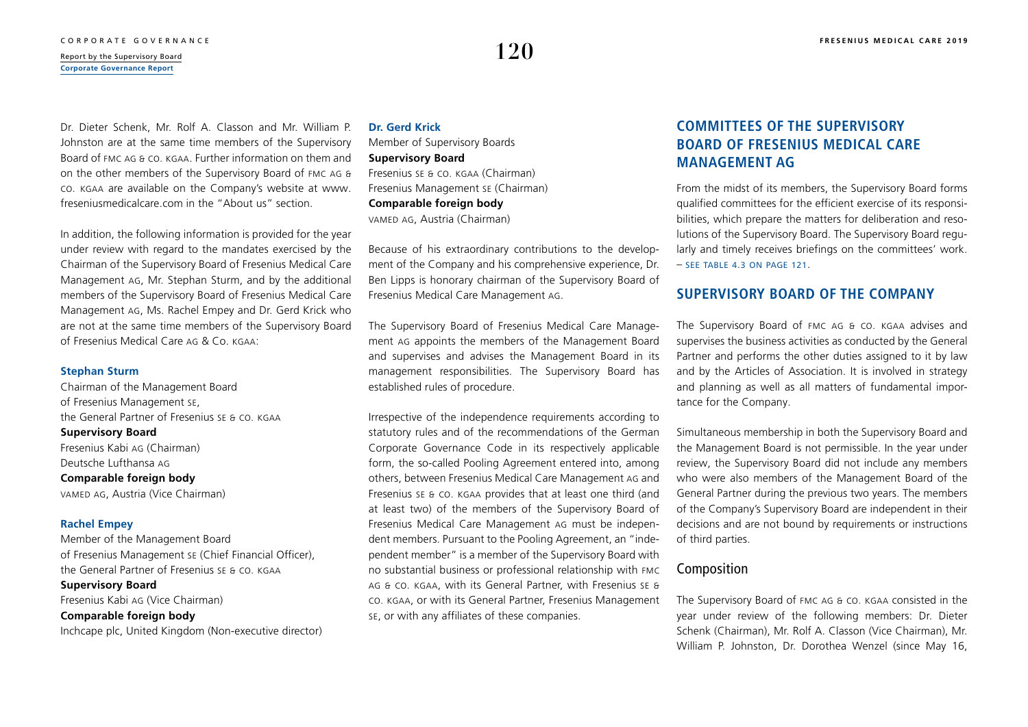Dr. Dieter Schenk, Mr. Rolf A. Classon and Mr. William P. Johnston are at the same time members of the Supervisory Board of FMC AG & CO. KGAA. Further information on them and on the other members of the Supervisory Board of FMC AG & CO. KGAA are available on the Company's website at www.freseniusmedicalcare.com in the "About us" section.

In addition, the following information is provided for the year under review with regard to the mandates exercised by the Chairman of the Supervisory Board of Fresenius Medical Care Management AG, Mr. Stephan Sturm, and by the additional members of the Supervisory Board of Fresenius Medical Care Management AG, Ms. Rachel Empey and Dr. Gerd Krick who are not at the same time members of the Supervisory Board of Fresenius Medical Care AG & Co. KGAA:

**Stephan Sturm**

Chairman of the Management Board
of Fresenius Management SE,
the General Partner of Fresenius SE & CO. KGAA

**Supervisory Board**

Fresenius Kabi AG (Chairman)
Deutsche Lufthansa AG

**Comparable foreign body**

VAMED AG, Austria (Vice Chairman)

**Rachel Empey**

Member of the Management Board
of Fresenius Management SE (Chief Financial Officer),
the General Partner of Fresenius SE & CO. KGAA

**Supervisory Board**

Fresenius Kabi AG (Vice Chairman)

**Comparable foreign body**

Inchcape plc, United Kingdom (Non-executive director)

**Dr. Gerd Krick**

Member of Supervisory Boards

**Supervisory Board**

Fresenius SE & CO. KGAA (Chairman)
Fresenius Management SE (Chairman)

**Comparable foreign body**

VAMED AG, Austria (Chairman)

Because of his extraordinary contributions to the development of the Company and his comprehensive experience, Dr. Ben Lipps is honorary chairman of the Supervisory Board of Fresenius Medical Care Management AG.

The Supervisory Board of Fresenius Medical Care Management AG appoints the members of the Management Board and supervises and advises the Management Board in its management responsibilities. The Supervisory Board has established rules of procedure.

Irrespective of the independence requirements according to statutory rules and of the recommendations of the German Corporate Governance Code in its respectively applicable form, the so-called Pooling Agreement entered into, among others, between Fresenius Medical Care Management AG and Fresenius SE & CO. KGAA provides that at least one third (and at least two) of the members of the Supervisory Board of Fresenius Medical Care Management AG must be independent members. Pursuant to the Pooling Agreement, an "independent member" is a member of the Supervisory Board with no substantial business or professional relationship with FMC AG & CO. KGAA, with its General Partner, with Fresenius SE & CO. KGAA, or with its General Partner, Fresenius Management SE, or with any affiliates of these companies.

## COMMITTEES OF THE SUPERVISORY BOARD OF FRESENIUS MEDICAL CARE MANAGEMENT AG

From the midst of its members, the Supervisory Board forms qualified committees for the efficient exercise of its responsibilities, which prepare the matters for deliberation and resolutions of the Supervisory Board. The Supervisory Board regularly and timely receives briefings on the committees' work. – SEE TABLE 4.3 ON PAGE 121.

## SUPERVISORY BOARD OF THE COMPANY

The Supervisory Board of FMC AG & CO. KGAA advises and supervises the business activities as conducted by the General Partner and performs the other duties assigned to it by law and by the Articles of Association. It is involved in strategy and planning as well as all matters of fundamental importance for the Company.

Simultaneous membership in both the Supervisory Board and the Management Board is not permissible. In the year under review, the Supervisory Board did not include any members who were also members of the Management Board of the General Partner during the previous two years. The members of the Company's Supervisory Board are independent in their decisions and are not bound by requirements or instructions of third parties.

### Composition

The Supervisory Board of FMC AG & CO. KGAA consisted in the year under review of the following members: Dr. Dieter Schenk (Chairman), Mr. Rolf A. Classon (Vice Chairman), Mr. William P. Johnston, Dr. Dorothea Wenzel (since May 16,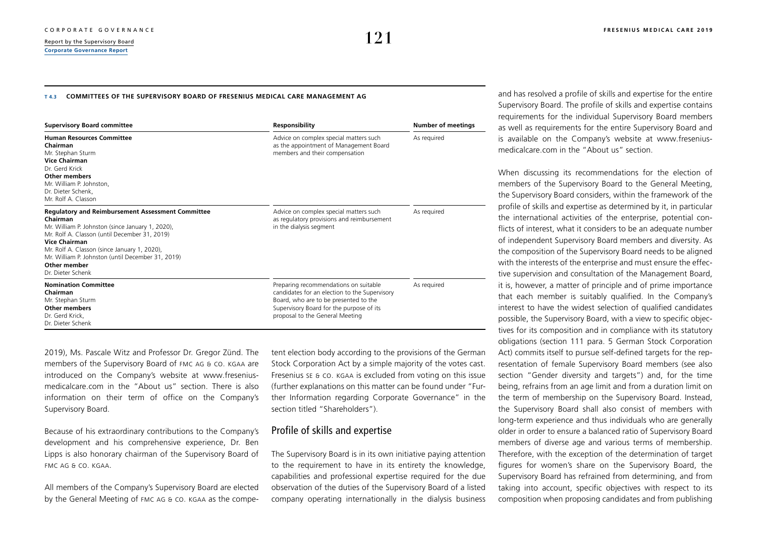**T 4.3 COMMITTEES OF THE SUPERVISORY BOARD OF FRESENIUS MEDICAL CARE MANAGEMENT AG**

| Supervisory Board committee | Responsibility | Number of meetings |
|---|---|---|
| **Human Resources Committee**<br>**Chairman**<br>Mr. Stephan Sturm<br>**Vice Chairman**<br>Dr. Gerd Krick<br>**Other members**<br>Mr. William P. Johnston,<br>Dr. Dieter Schenk,<br>Mr. Rolf A. Classon | Advice on complex special matters such as the appointment of Management Board members and their compensation | As required |
| **Regulatory and Reimbursement Assessment Committee**<br>**Chairman**<br>Mr. William P. Johnston (since January 1, 2020),<br>Mr. Rolf A. Classon (until December 31, 2019)<br>**Vice Chairman**<br>Mr. Rolf A. Classon (since January 1, 2020),<br>Mr. William P. Johnston (until December 31, 2019)<br>**Other member**<br>Dr. Dieter Schenk | Advice on complex special matters such as regulatory provisions and reimbursement in the dialysis segment | As required |
| **Nomination Committee**<br>**Chairman**<br>Mr. Stephan Sturm<br>**Other members**<br>Dr. Gerd Krick,<br>Dr. Dieter Schenk | Preparing recommendations on suitable candidates for an election to the Supervisory Board, who are to be presented to the Supervisory Board for the purpose of its proposal to the General Meeting | As required |

2019), Ms. Pascale Witz and Professor Dr. Gregor Zünd. The members of the Supervisory Board of FMC AG & CO. KGAA are introduced on the Company's website at www.freseniusmedicalcare.com in the "About us" section. There is also information on their term of office on the Company's Supervisory Board.

Because of his extraordinary contributions to the Company's development and his comprehensive experience, Dr. Ben Lipps is also honorary chairman of the Supervisory Board of FMC AG & CO. KGAA.

All members of the Company's Supervisory Board are elected by the General Meeting of FMC AG & CO. KGAA as the competent election body according to the provisions of the German Stock Corporation Act by a simple majority of the votes cast. Fresenius SE & CO. KGAA is excluded from voting on this issue (further explanations on this matter can be found under "Further Information regarding Corporate Governance" in the section titled "Shareholders").

## Profile of skills and expertise

The Supervisory Board is in its own initiative paying attention to the requirement to have in its entirety the knowledge, capabilities and professional expertise required for the due observation of the duties of the Supervisory Board of a listed company operating internationally in the dialysis business and has resolved a profile of skills and expertise for the entire Supervisory Board. The profile of skills and expertise contains requirements for the individual Supervisory Board members as well as requirements for the entire Supervisory Board and is available on the Company's website at www.freseniusmedicalcare.com in the "About us" section.

When discussing its recommendations for the election of members of the Supervisory Board to the General Meeting, the Supervisory Board considers, within the framework of the profile of skills and expertise as determined by it, in particular the international activities of the enterprise, potential conflicts of interest, what it considers to be an adequate number of independent Supervisory Board members and diversity. As the composition of the Supervisory Board needs to be aligned with the interests of the enterprise and must ensure the effective supervision and consultation of the Management Board, it is, however, a matter of principle and of prime importance that each member is suitably qualified. In the Company's interest to have the widest selection of qualified candidates possible, the Supervisory Board, with a view to specific objectives for its composition and in compliance with its statutory obligations (section 111 para. 5 German Stock Corporation Act) commits itself to pursue self-defined targets for the representation of female Supervisory Board members (see also section "Gender diversity and targets") and, for the time being, refrains from an age limit and from a duration limit on the term of membership on the Supervisory Board. Instead, the Supervisory Board shall also consist of members with long-term experience and thus individuals who are generally older in order to ensure a balanced ratio of Supervisory Board members of diverse age and various terms of membership. Therefore, with the exception of the determination of target figures for women's share on the Supervisory Board, the Supervisory Board has refrained from determining, and from taking into account, specific objectives with respect to its composition when proposing candidates and from publishing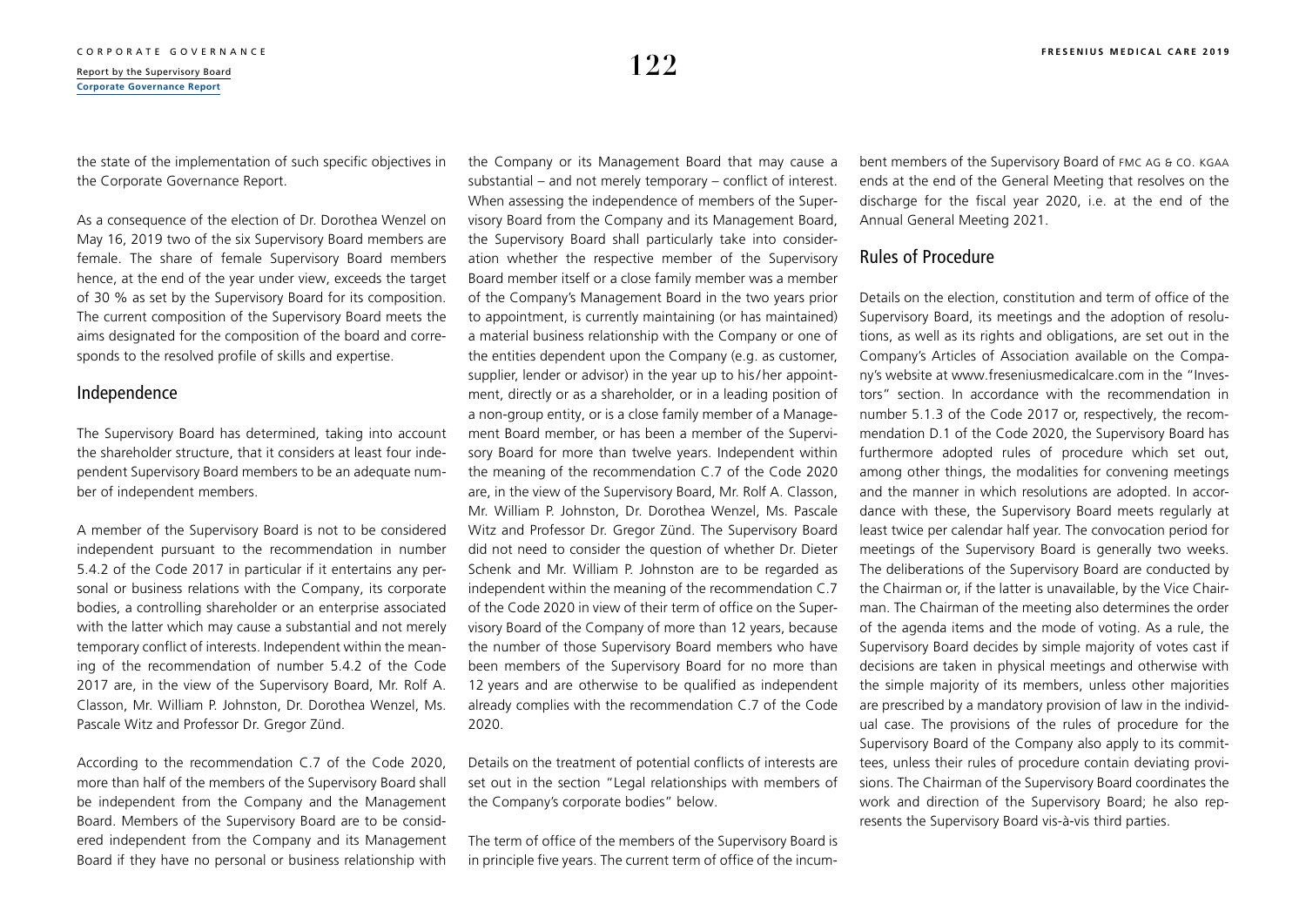the state of the implementation of such specific objectives in the Corporate Governance Report.

As a consequence of the election of Dr. Dorothea Wenzel on May 16, 2019 two of the six Supervisory Board members are female. The share of female Supervisory Board members hence, at the end of the year under view, exceeds the target of 30 % as set by the Supervisory Board for its composition. The current composition of the Supervisory Board meets the aims designated for the composition of the board and corresponds to the resolved profile of skills and expertise.

## Independence

The Supervisory Board has determined, taking into account the shareholder structure, that it considers at least four independent Supervisory Board members to be an adequate number of independent members.

A member of the Supervisory Board is not to be considered independent pursuant to the recommendation in number 5.4.2 of the Code 2017 in particular if it entertains any personal or business relations with the Company, its corporate bodies, a controlling shareholder or an enterprise associated with the latter which may cause a substantial and not merely temporary conflict of interests. Independent within the meaning of the recommendation of number 5.4.2 of the Code 2017 are, in the view of the Supervisory Board, Mr. Rolf A. Classon, Mr. William P. Johnston, Dr. Dorothea Wenzel, Ms. Pascale Witz and Professor Dr. Gregor Zünd.

According to the recommendation C.7 of the Code 2020, more than half of the members of the Supervisory Board shall be independent from the Company and the Management Board. Members of the Supervisory Board are to be considered independent from the Company and its Management Board if they have no personal or business relationship with the Company or its Management Board that may cause a substantial – and not merely temporary – conflict of interest. When assessing the independence of members of the Supervisory Board from the Company and its Management Board, the Supervisory Board shall particularly take into consideration whether the respective member of the Supervisory Board member itself or a close family member was a member of the Company's Management Board in the two years prior to appointment, is currently maintaining (or has maintained) a material business relationship with the Company or one of the entities dependent upon the Company (e.g. as customer, supplier, lender or advisor) in the year up to his/her appointment, directly or as a shareholder, or in a leading position of a non-group entity, or is a close family member of a Management Board member, or has been a member of the Supervisory Board for more than twelve years. Independent within the meaning of the recommendation C.7 of the Code 2020 are, in the view of the Supervisory Board, Mr. Rolf A. Classon, Mr. William P. Johnston, Dr. Dorothea Wenzel, Ms. Pascale Witz and Professor Dr. Gregor Zünd. The Supervisory Board did not need to consider the question of whether Dr. Dieter Schenk and Mr. William P. Johnston are to be regarded as independent within the meaning of the recommendation C.7 of the Code 2020 in view of their term of office on the Supervisory Board of the Company of more than 12 years, because the number of those Supervisory Board members who have been members of the Supervisory Board for no more than 12 years and are otherwise to be qualified as independent already complies with the recommendation C.7 of the Code 2020.

Details on the treatment of potential conflicts of interests are set out in the section "Legal relationships with members of the Company's corporate bodies" below.

The term of office of the members of the Supervisory Board is in principle five years. The current term of office of the incumbent members of the Supervisory Board of FMC AG & CO. KGAA ends at the end of the General Meeting that resolves on the discharge for the fiscal year 2020, i.e. at the end of the Annual General Meeting 2021.

## Rules of Procedure

Details on the election, constitution and term of office of the Supervisory Board, its meetings and the adoption of resolutions, as well as its rights and obligations, are set out in the Company's Articles of Association available on the Company's website at www.freseniusmedicalcare.com in the "Investors" section. In accordance with the recommendation in number 5.1.3 of the Code 2017 or, respectively, the recommendation D.1 of the Code 2020, the Supervisory Board has furthermore adopted rules of procedure which set out, among other things, the modalities for convening meetings and the manner in which resolutions are adopted. In accordance with these, the Supervisory Board meets regularly at least twice per calendar half year. The convocation period for meetings of the Supervisory Board is generally two weeks. The deliberations of the Supervisory Board are conducted by the Chairman or, if the latter is unavailable, by the Vice Chairman. The Chairman of the meeting also determines the order of the agenda items and the mode of voting. As a rule, the Supervisory Board decides by simple majority of votes cast if decisions are taken in physical meetings and otherwise with the simple majority of its members, unless other majorities are prescribed by a mandatory provision of law in the individual case. The provisions of the rules of procedure for the Supervisory Board of the Company also apply to its committees, unless their rules of procedure contain deviating provisions. The Chairman of the Supervisory Board coordinates the work and direction of the Supervisory Board; he also represents the Supervisory Board vis-à-vis third parties.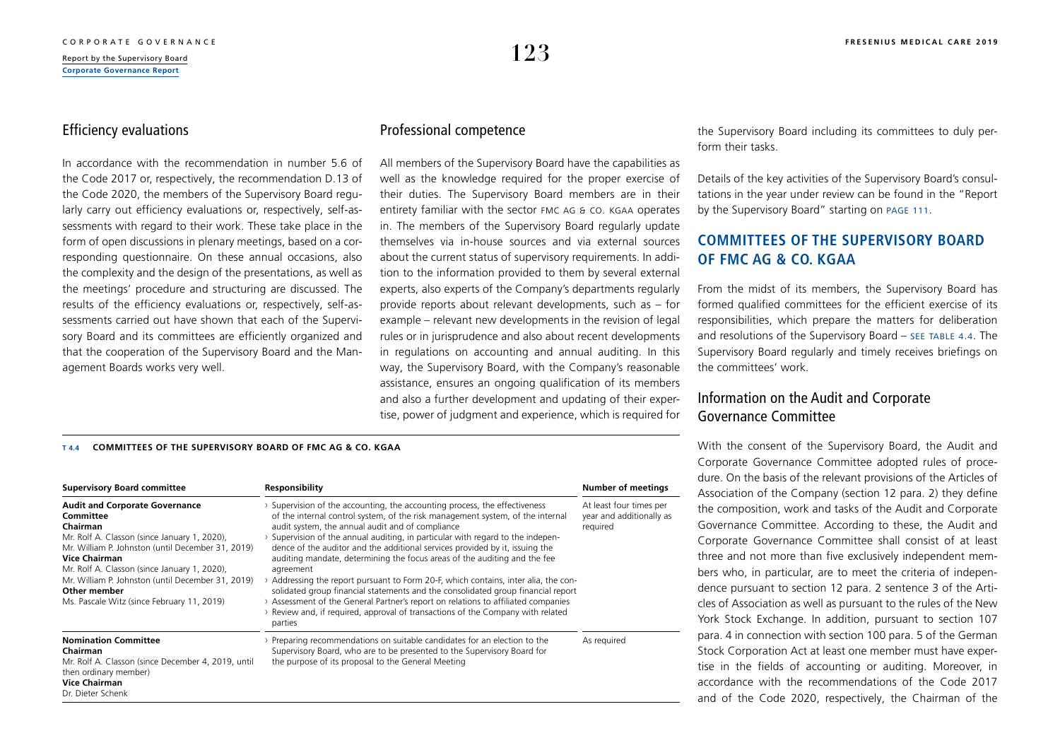## Efficiency evaluations

In accordance with the recommendation in number 5.6 of the Code 2017 or, respectively, the recommendation D.13 of the Code 2020, the members of the Supervisory Board regularly carry out efficiency evaluations or, respectively, self-assessments with regard to their work. These take place in the form of open discussions in plenary meetings, based on a corresponding questionnaire. On these annual occasions, also the complexity and the design of the presentations, as well as the meetings' procedure and structuring are discussed. The results of the efficiency evaluations or, respectively, self-assessments carried out have shown that each of the Supervisory Board and its committees are efficiently organized and that the cooperation of the Supervisory Board and the Management Boards works very well.

## Professional competence

All members of the Supervisory Board have the capabilities as well as the knowledge required for the proper exercise of their duties. The Supervisory Board members are in their entirety familiar with the sector FMC AG & CO. KGAA operates in. The members of the Supervisory Board regularly update themselves via in-house sources and via external sources about the current status of supervisory requirements. In addition to the information provided to them by several external experts, also experts of the Company's departments regularly provide reports about relevant developments, such as – for example – relevant new developments in the revision of legal rules or in jurisprudence and also about recent developments in regulations on accounting and annual auditing. In this way, the Supervisory Board, with the Company's reasonable assistance, ensures an ongoing qualification of its members and also a further development and updating of their expertise, power of judgment and experience, which is required for the Supervisory Board including its committees to duly perform their tasks.

Details of the key activities of the Supervisory Board's consultations in the year under review can be found in the "Report by the Supervisory Board" starting on PAGE 111.

**T 4.4 COMMITTEES OF THE SUPERVISORY BOARD OF FMC AG & CO. KGAA**

| Supervisory Board committee | Responsibility | Number of meetings |
|---|---|---|
| **Audit and Corporate Governance Committee**<br>**Chairman**<br>Mr. Rolf A. Classon (since January 1, 2020),<br>Mr. William P. Johnston (until December 31, 2019)<br>**Vice Chairman**<br>Mr. Rolf A. Classon (since January 1, 2020),<br>Mr. William P. Johnston (until December 31, 2019)<br>**Other member**<br>Ms. Pascale Witz (since February 11, 2019) | › Supervision of the accounting, the accounting process, the effectiveness of the internal control system, of the risk management system, of the internal audit system, the annual audit and of compliance<br>› Supervision of the annual auditing, in particular with regard to the independence of the auditor and the additional services provided by it, issuing the auditing mandate, determining the focus areas of the auditing and the fee agreement<br>› Addressing the report pursuant to Form 20-F, which contains, inter alia, the consolidated group financial statements and the consolidated group financial report<br>› Assessment of the General Partner's report on relations to affiliated companies<br>› Review and, if required, approval of transactions of the Company with related parties | At least four times per year and additionally as required |
| **Nomination Committee**<br>**Chairman**<br>Mr. Rolf A. Classon (since December 4, 2019, until then ordinary member)<br>**Vice Chairman**<br>Dr. Dieter Schenk | › Preparing recommendations on suitable candidates for an election to the Supervisory Board, who are to be presented to the Supervisory Board for the purpose of its proposal to the General Meeting | As required |

## COMMITTEES OF THE SUPERVISORY BOARD OF FMC AG & CO. KGAA

From the midst of its members, the Supervisory Board has formed qualified committees for the efficient exercise of its responsibilities, which prepare the matters for deliberation and resolutions of the Supervisory Board – SEE TABLE 4.4. The Supervisory Board regularly and timely receives briefings on the committees' work.

### Information on the Audit and Corporate Governance Committee

With the consent of the Supervisory Board, the Audit and Corporate Governance Committee adopted rules of procedure. On the basis of the relevant provisions of the Articles of Association of the Company (section 12 para. 2) they define the composition, work and tasks of the Audit and Corporate Governance Committee. According to these, the Audit and Corporate Governance Committee shall consist of at least three and not more than five exclusively independent members who, in particular, are to meet the criteria of independence pursuant to section 12 para. 2 sentence 3 of the Articles of Association as well as pursuant to the rules of the New York Stock Exchange. In addition, pursuant to section 107 para. 4 in connection with section 100 para. 5 of the German Stock Corporation Act at least one member must have expertise in the fields of accounting or auditing. Moreover, in accordance with the recommendations of the Code 2017 and of the Code 2020, respectively, the Chairman of the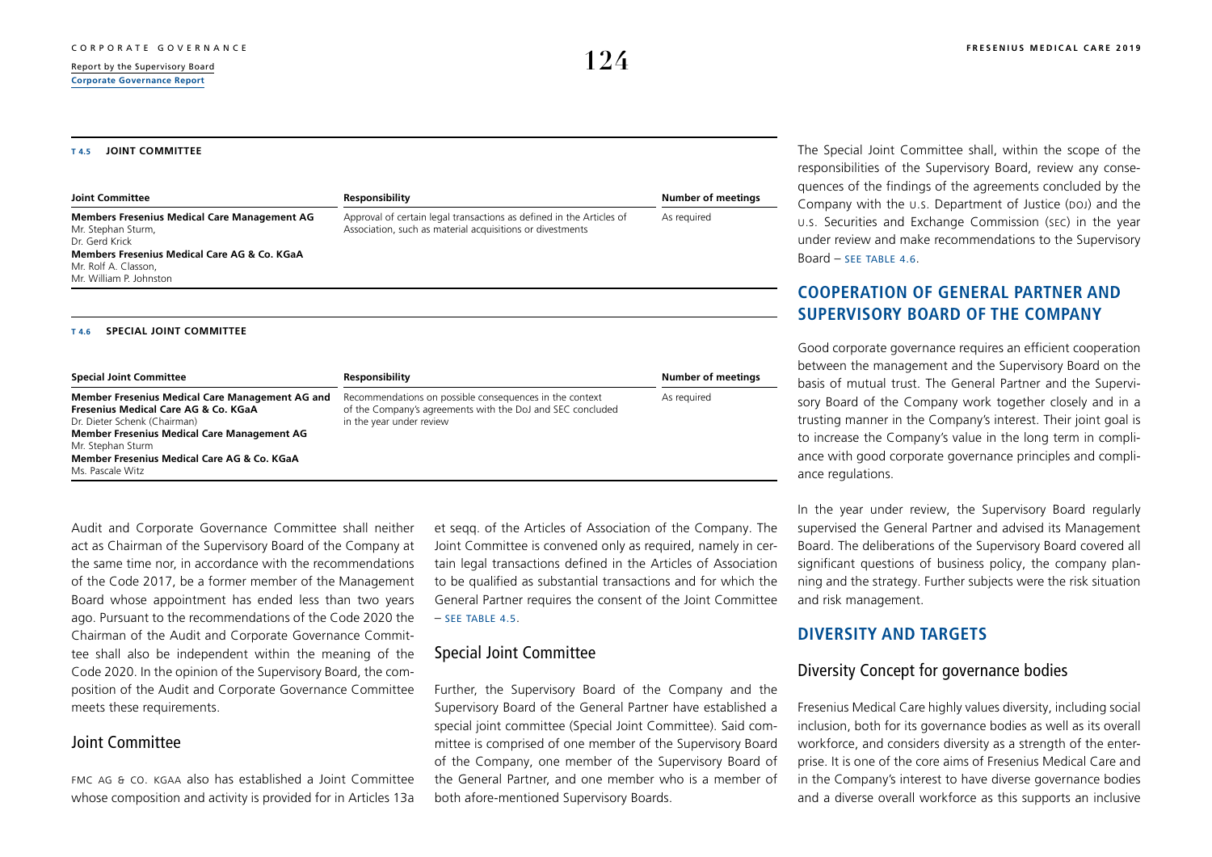**T 4.5 JOINT COMMITTEE**

| Joint Committee | Responsibility | Number of meetings |
|---|---|---|
| **Members Fresenius Medical Care Management AG**<br>Mr. Stephan Sturm,<br>Dr. Gerd Krick<br>**Members Fresenius Medical Care AG & Co. KGaA**<br>Mr. Rolf A. Classon,<br>Mr. William P. Johnston | Approval of certain legal transactions as defined in the Articles of Association, such as material acquisitions or divestments | As required |

**T 4.6 SPECIAL JOINT COMMITTEE**

| Special Joint Committee | Responsibility | Number of meetings |
|---|---|---|
| **Member Fresenius Medical Care Management AG and Fresenius Medical Care AG & Co. KGaA**<br>Dr. Dieter Schenk (Chairman)<br>**Member Fresenius Medical Care Management AG**<br>Mr. Stephan Sturm<br>**Member Fresenius Medical Care AG & Co. KGaA**<br>Ms. Pascale Witz | Recommendations on possible consequences in the context of the Company's agreements with the DoJ and SEC concluded in the year under review | As required |

Audit and Corporate Governance Committee shall neither act as Chairman of the Supervisory Board of the Company at the same time nor, in accordance with the recommendations of the Code 2017, be a former member of the Management Board whose appointment has ended less than two years ago. Pursuant to the recommendations of the Code 2020 the Chairman of the Audit and Corporate Governance Committee shall also be independent within the meaning of the Code 2020. In the opinion of the Supervisory Board, the composition of the Audit and Corporate Governance Committee meets these requirements.

## Joint Committee

FMC AG & CO. KGAA also has established a Joint Committee whose composition and activity is provided for in Articles 13a et seqq. of the Articles of Association of the Company. The Joint Committee is convened only as required, namely in certain legal transactions defined in the Articles of Association to be qualified as substantial transactions and for which the General Partner requires the consent of the Joint Committee – SEE TABLE 4.5.

## Special Joint Committee

Further, the Supervisory Board of the Company and the Supervisory Board of the General Partner have established a special joint committee (Special Joint Committee). Said committee is comprised of one member of the Supervisory Board of the Company, one member of the Supervisory Board of the General Partner, and one member who is a member of both afore-mentioned Supervisory Boards.

The Special Joint Committee shall, within the scope of the responsibilities of the Supervisory Board, review any consequences of the findings of the agreements concluded by the Company with the U.S. Department of Justice (DOJ) and the U.S. Securities and Exchange Commission (SEC) in the year under review and make recommendations to the Supervisory Board – SEE TABLE 4.6.

# COOPERATION OF GENERAL PARTNER AND SUPERVISORY BOARD OF THE COMPANY

Good corporate governance requires an efficient cooperation between the management and the Supervisory Board on the basis of mutual trust. The General Partner and the Supervisory Board of the Company work together closely and in a trusting manner in the Company's interest. Their joint goal is to increase the Company's value in the long term in compliance with good corporate governance principles and compliance regulations.

In the year under review, the Supervisory Board regularly supervised the General Partner and advised its Management Board. The deliberations of the Supervisory Board covered all significant questions of business policy, the company planning and the strategy. Further subjects were the risk situation and risk management.

# DIVERSITY AND TARGETS

## Diversity Concept for governance bodies

Fresenius Medical Care highly values diversity, including social inclusion, both for its governance bodies as well as its overall workforce, and considers diversity as a strength of the enterprise. It is one of the core aims of Fresenius Medical Care and in the Company's interest to have diverse governance bodies and a diverse overall workforce as this supports an inclusive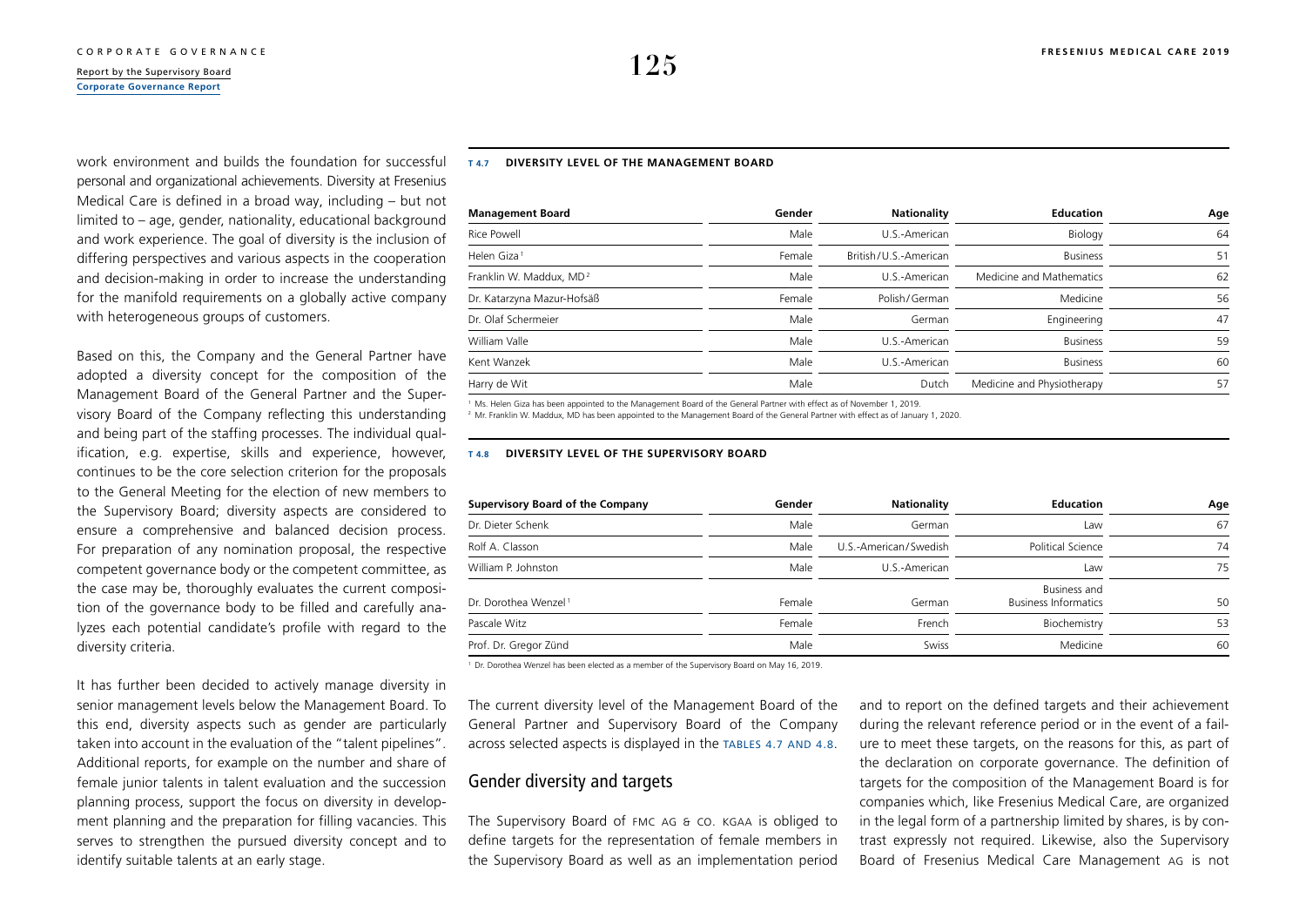work environment and builds the foundation for successful personal and organizational achievements. Diversity at Fresenius Medical Care is defined in a broad way, including – but not limited to – age, gender, nationality, educational background and work experience. The goal of diversity is the inclusion of differing perspectives and various aspects in the cooperation and decision-making in order to increase the understanding for the manifold requirements on a globally active company with heterogeneous groups of customers.

Based on this, the Company and the General Partner have adopted a diversity concept for the composition of the Management Board of the General Partner and the Supervisory Board of the Company reflecting this understanding and being part of the staffing processes. The individual qualification, e.g. expertise, skills and experience, however, continues to be the core selection criterion for the proposals to the General Meeting for the election of new members to the Supervisory Board; diversity aspects are considered to ensure a comprehensive and balanced decision process. For preparation of any nomination proposal, the respective competent governance body or the competent committee, as the case may be, thoroughly evaluates the current composition of the governance body to be filled and carefully analyzes each potential candidate's profile with regard to the diversity criteria.

It has further been decided to actively manage diversity in senior management levels below the Management Board. To this end, diversity aspects such as gender are particularly taken into account in the evaluation of the "talent pipelines". Additional reports, for example on the number and share of female junior talents in talent evaluation and the succession planning process, support the focus on diversity in development planning and the preparation for filling vacancies. This serves to strengthen the pursued diversity concept and to identify suitable talents at an early stage.

**T 4.7 DIVERSITY LEVEL OF THE MANAGEMENT BOARD**

| Management Board | Gender | Nationality | Education | Age |
|---|---|---|---|---|
| Rice Powell | Male | U.S.-American | Biology | 64 |
| Helen Giza [1] | Female | British/U.S.-American | Business | 51 |
| Franklin W. Maddux, MD [2] | Male | U.S.-American | Medicine and Mathematics | 62 |
| Dr. Katarzyna Mazur-Hofsäß | Female | Polish/German | Medicine | 56 |
| Dr. Olaf Schermeier | Male | German | Engineering | 47 |
| William Valle | Male | U.S.-American | Business | 59 |
| Kent Wanzek | Male | U.S.-American | Business | 60 |
| Harry de Wit | Male | Dutch | Medicine and Physiotherapy | 57 |

[1] Ms. Helen Giza has been appointed to the Management Board of the General Partner with effect as of November 1, 2019.
[2] Mr. Franklin W. Maddux, MD has been appointed to the Management Board of the General Partner with effect as of January 1, 2020.

**T 4.8 DIVERSITY LEVEL OF THE SUPERVISORY BOARD**

| Supervisory Board of the Company | Gender | Nationality | Education | Age |
|---|---|---|---|---|
| Dr. Dieter Schenk | Male | German | Law | 67 |
| Rolf A. Classon | Male | U.S.-American/Swedish | Political Science | 74 |
| William P. Johnston | Male | U.S.-American | Law | 75 |
| Dr. Dorothea Wenzel [1] | Female | German | Business and Business Informatics | 50 |
| Pascale Witz | Female | French | Biochemistry | 53 |
| Prof. Dr. Gregor Zünd | Male | Swiss | Medicine | 60 |

[1] Dr. Dorothea Wenzel has been elected as a member of the Supervisory Board on May 16, 2019.

The current diversity level of the Management Board of the General Partner and Supervisory Board of the Company across selected aspects is displayed in the TABLES 4.7 AND 4.8.

## Gender diversity and targets

The Supervisory Board of FMC AG & CO. KGAA is obliged to define targets for the representation of female members in the Supervisory Board as well as an implementation period and to report on the defined targets and their achievement during the relevant reference period or in the event of a failure to meet these targets, on the reasons for this, as part of the declaration on corporate governance. The definition of targets for the composition of the Management Board is for companies which, like Fresenius Medical Care, are organized in the legal form of a partnership limited by shares, is by contrast expressly not required. Likewise, also the Supervisory Board of Fresenius Medical Care Management AG is not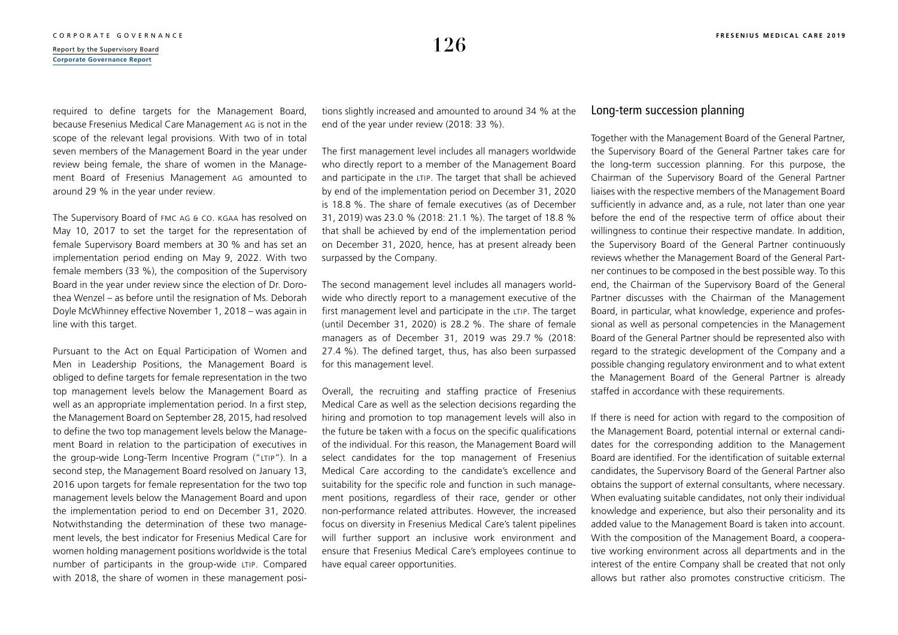required to define targets for the Management Board, because Fresenius Medical Care Management AG is not in the scope of the relevant legal provisions. With two of in total seven members of the Management Board in the year under review being female, the share of women in the Management Board of Fresenius Management AG amounted to around 29 % in the year under review.

The Supervisory Board of FMC AG & CO. KGAA has resolved on May 10, 2017 to set the target for the representation of female Supervisory Board members at 30 % and has set an implementation period ending on May 9, 2022. With two female members (33 %), the composition of the Supervisory Board in the year under review since the election of Dr. Dorothea Wenzel – as before until the resignation of Ms. Deborah Doyle McWhinney effective November 1, 2018 – was again in line with this target.

Pursuant to the Act on Equal Participation of Women and Men in Leadership Positions, the Management Board is obliged to define targets for female representation in the two top management levels below the Management Board as well as an appropriate implementation period. In a first step, the Management Board on September 28, 2015, had resolved to define the two top management levels below the Management Board in relation to the participation of executives in the group-wide Long-Term Incentive Program ("LTIP"). In a second step, the Management Board resolved on January 13, 2016 upon targets for female representation for the two top management levels below the Management Board and upon the implementation period to end on December 31, 2020. Notwithstanding the determination of these two management levels, the best indicator for Fresenius Medical Care for women holding management positions worldwide is the total number of participants in the group-wide LTIP. Compared with 2018, the share of women in these management positions slightly increased and amounted to around 34 % at the end of the year under review (2018: 33 %).

The first management level includes all managers worldwide who directly report to a member of the Management Board and participate in the LTIP. The target that shall be achieved by end of the implementation period on December 31, 2020 is 18.8 %. The share of female executives (as of December 31, 2019) was 23.0 % (2018: 21.1 %). The target of 18.8 % that shall be achieved by end of the implementation period on December 31, 2020, hence, has at present already been surpassed by the Company.

The second management level includes all managers worldwide who directly report to a management executive of the first management level and participate in the LTIP. The target (until December 31, 2020) is 28.2 %. The share of female managers as of December 31, 2019 was 29.7 % (2018: 27.4 %). The defined target, thus, has also been surpassed for this management level.

Overall, the recruiting and staffing practice of Fresenius Medical Care as well as the selection decisions regarding the hiring and promotion to top management levels will also in the future be taken with a focus on the specific qualifications of the individual. For this reason, the Management Board will select candidates for the top management of Fresenius Medical Care according to the candidate's excellence and suitability for the specific role and function in such management positions, regardless of their race, gender or other non-performance related attributes. However, the increased focus on diversity in Fresenius Medical Care's talent pipelines will further support an inclusive work environment and ensure that Fresenius Medical Care's employees continue to have equal career opportunities.

## Long-term succession planning

Together with the Management Board of the General Partner, the Supervisory Board of the General Partner takes care for the long-term succession planning. For this purpose, the Chairman of the Supervisory Board of the General Partner liaises with the respective members of the Management Board sufficiently in advance and, as a rule, not later than one year before the end of the respective term of office about their willingness to continue their respective mandate. In addition, the Supervisory Board of the General Partner continuously reviews whether the Management Board of the General Partner continues to be composed in the best possible way. To this end, the Chairman of the Supervisory Board of the General Partner discusses with the Chairman of the Management Board, in particular, what knowledge, experience and professional as well as personal competencies in the Management Board of the General Partner should be represented also with regard to the strategic development of the Company and a possible changing regulatory environment and to what extent the Management Board of the General Partner is already staffed in accordance with these requirements.

If there is need for action with regard to the composition of the Management Board, potential internal or external candidates for the corresponding addition to the Management Board are identified. For the identification of suitable external candidates, the Supervisory Board of the General Partner also obtains the support of external consultants, where necessary. When evaluating suitable candidates, not only their individual knowledge and experience, but also their personality and its added value to the Management Board is taken into account. With the composition of the Management Board, a cooperative working environment across all departments and in the interest of the entire Company shall be created that not only allows but rather also promotes constructive criticism. The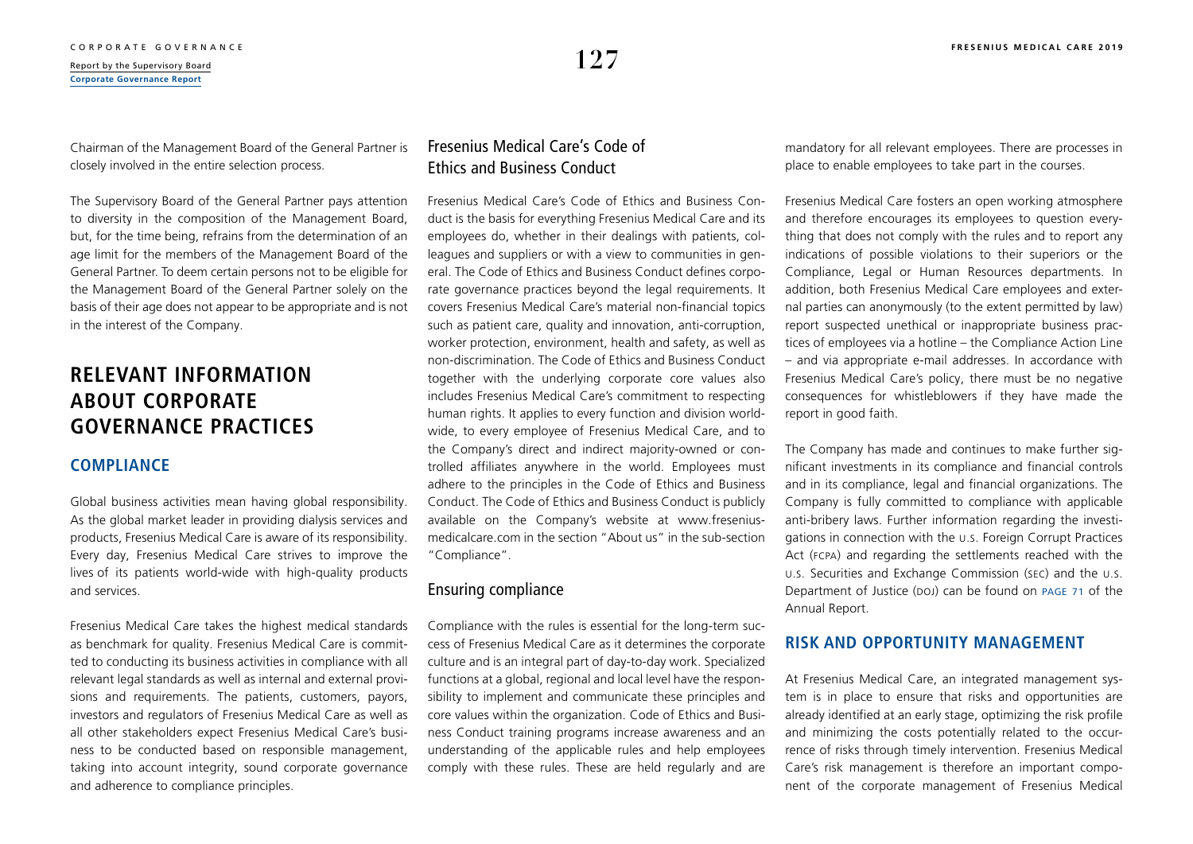Chairman of the Management Board of the General Partner is closely involved in the entire selection process.

The Supervisory Board of the General Partner pays attention to diversity in the composition of the Management Board, but, for the time being, refrains from the determination of an age limit for the members of the Management Board of the General Partner. To deem certain persons not to be eligible for the Management Board of the General Partner solely on the basis of their age does not appear to be appropriate and is not in the interest of the Company.

# RELEVANT INFORMATION ABOUT CORPORATE GOVERNANCE PRACTICES

## COMPLIANCE

Global business activities mean having global responsibility. As the global market leader in providing dialysis services and products, Fresenius Medical Care is aware of its responsibility. Every day, Fresenius Medical Care strives to improve the lives of its patients world-wide with high-quality products and services.

Fresenius Medical Care takes the highest medical standards as benchmark for quality. Fresenius Medical Care is committed to conducting its business activities in compliance with all relevant legal standards as well as internal and external provisions and requirements. The patients, customers, payors, investors and regulators of Fresenius Medical Care as well as all other stakeholders expect Fresenius Medical Care's business to be conducted based on responsible management, taking into account integrity, sound corporate governance and adherence to compliance principles.

### Fresenius Medical Care's Code of Ethics and Business Conduct

Fresenius Medical Care's Code of Ethics and Business Conduct is the basis for everything Fresenius Medical Care and its employees do, whether in their dealings with patients, colleagues and suppliers or with a view to communities in general. The Code of Ethics and Business Conduct defines corporate governance practices beyond the legal requirements. It covers Fresenius Medical Care's material non-financial topics such as patient care, quality and innovation, anti-corruption, worker protection, environment, health and safety, as well as non-discrimination. The Code of Ethics and Business Conduct together with the underlying corporate core values also includes Fresenius Medical Care's commitment to respecting human rights. It applies to every function and division worldwide, to every employee of Fresenius Medical Care, and to the Company's direct and indirect majority-owned or controlled affiliates anywhere in the world. Employees must adhere to the principles in the Code of Ethics and Business Conduct. The Code of Ethics and Business Conduct is publicly available on the Company's website at www.freseniusmedicalcare.com in the section "About us" in the sub-section "Compliance".

### Ensuring compliance

Compliance with the rules is essential for the long-term success of Fresenius Medical Care as it determines the corporate culture and is an integral part of day-to-day work. Specialized functions at a global, regional and local level have the responsibility to implement and communicate these principles and core values within the organization. Code of Ethics and Business Conduct training programs increase awareness and an understanding of the applicable rules and help employees comply with these rules. These are held regularly and are mandatory for all relevant employees. There are processes in place to enable employees to take part in the courses.

Fresenius Medical Care fosters an open working atmosphere and therefore encourages its employees to question everything that does not comply with the rules and to report any indications of possible violations to their superiors or the Compliance, Legal or Human Resources departments. In addition, both Fresenius Medical Care employees and external parties can anonymously (to the extent permitted by law) report suspected unethical or inappropriate business practices of employees via a hotline – the Compliance Action Line – and via appropriate e-mail addresses. In accordance with Fresenius Medical Care's policy, there must be no negative consequences for whistleblowers if they have made the report in good faith.

The Company has made and continues to make further significant investments in its compliance and financial controls and in its compliance, legal and financial organizations. The Company is fully committed to compliance with applicable anti-bribery laws. Further information regarding the investigations in connection with the U.S. Foreign Corrupt Practices Act (FCPA) and regarding the settlements reached with the U.S. Securities and Exchange Commission (SEC) and the U.S. Department of Justice (DOJ) can be found on PAGE 71 of the Annual Report.

## RISK AND OPPORTUNITY MANAGEMENT

At Fresenius Medical Care, an integrated management system is in place to ensure that risks and opportunities are already identified at an early stage, optimizing the risk profile and minimizing the costs potentially related to the occurrence of risks through timely intervention. Fresenius Medical Care's risk management is therefore an important component of the corporate management of Fresenius Medical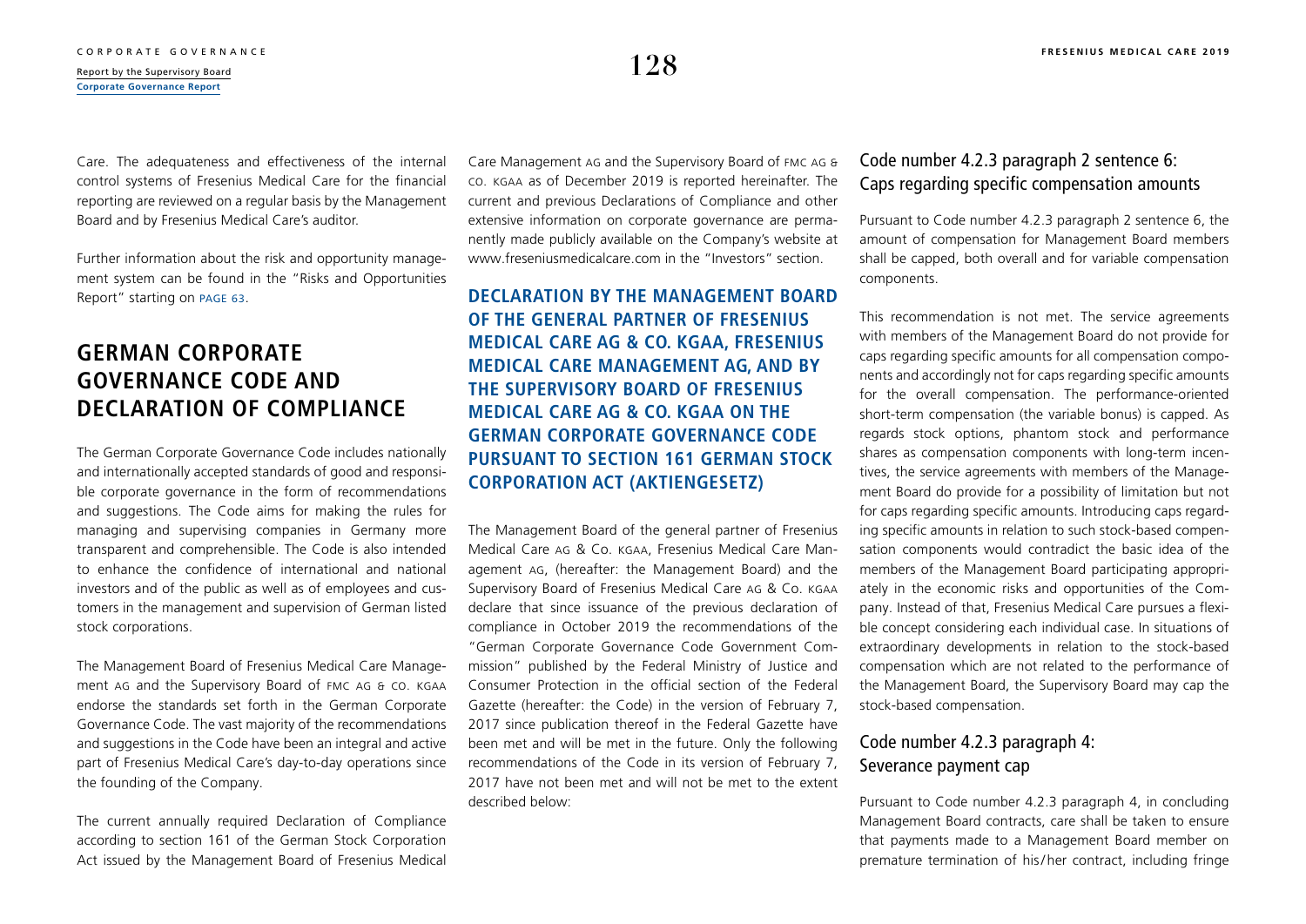Care. The adequateness and effectiveness of the internal control systems of Fresenius Medical Care for the financial reporting are reviewed on a regular basis by the Management Board and by Fresenius Medical Care's auditor.

Further information about the risk and opportunity management system can be found in the "Risks and Opportunities Report" starting on PAGE 63.

## GERMAN CORPORATE GOVERNANCE CODE AND DECLARATION OF COMPLIANCE

The German Corporate Governance Code includes nationally and internationally accepted standards of good and responsible corporate governance in the form of recommendations and suggestions. The Code aims for making the rules for managing and supervising companies in Germany more transparent and comprehensible. The Code is also intended to enhance the confidence of international and national investors and of the public as well as of employees and customers in the management and supervision of German listed stock corporations.

The Management Board of Fresenius Medical Care Management AG and the Supervisory Board of FMC AG & CO. KGAA endorse the standards set forth in the German Corporate Governance Code. The vast majority of the recommendations and suggestions in the Code have been an integral and active part of Fresenius Medical Care's day-to-day operations since the founding of the Company.

The current annually required Declaration of Compliance according to section 161 of the German Stock Corporation Act issued by the Management Board of Fresenius Medical Care Management AG and the Supervisory Board of FMC AG & CO. KGAA as of December 2019 is reported hereinafter. The current and previous Declarations of Compliance and other extensive information on corporate governance are permanently made publicly available on the Company's website at www.freseniusmedicalcare.com in the "Investors" section.

### DECLARATION BY THE MANAGEMENT BOARD OF THE GENERAL PARTNER OF FRESENIUS MEDICAL CARE AG & CO. KGAA, FRESENIUS MEDICAL CARE MANAGEMENT AG, AND BY THE SUPERVISORY BOARD OF FRESENIUS MEDICAL CARE AG & CO. KGAA ON THE GERMAN CORPORATE GOVERNANCE CODE PURSUANT TO SECTION 161 GERMAN STOCK CORPORATION ACT (AKTIENGESETZ)

The Management Board of the general partner of Fresenius Medical Care AG & Co. KGAA, Fresenius Medical Care Management AG, (hereafter: the Management Board) and the Supervisory Board of Fresenius Medical Care AG & Co. KGAA declare that since issuance of the previous declaration of compliance in October 2019 the recommendations of the "German Corporate Governance Code Government Commission" published by the Federal Ministry of Justice and Consumer Protection in the official section of the Federal Gazette (hereafter: the Code) in the version of February 7, 2017 since publication thereof in the Federal Gazette have been met and will be met in the future. Only the following recommendations of the Code in its version of February 7, 2017 have not been met and will not be met to the extent described below:

#### Code number 4.2.3 paragraph 2 sentence 6: Caps regarding specific compensation amounts

Pursuant to Code number 4.2.3 paragraph 2 sentence 6, the amount of compensation for Management Board members shall be capped, both overall and for variable compensation components.

This recommendation is not met. The service agreements with members of the Management Board do not provide for caps regarding specific amounts for all compensation components and accordingly not for caps regarding specific amounts for the overall compensation. The performance-oriented short-term compensation (the variable bonus) is capped. As regards stock options, phantom stock and performance shares as compensation components with long-term incentives, the service agreements with members of the Management Board do provide for a possibility of limitation but not for caps regarding specific amounts. Introducing caps regarding specific amounts in relation to such stock-based compensation components would contradict the basic idea of the members of the Management Board participating appropriately in the economic risks and opportunities of the Company. Instead of that, Fresenius Medical Care pursues a flexible concept considering each individual case. In situations of extraordinary developments in relation to the stock-based compensation which are not related to the performance of the Management Board, the Supervisory Board may cap the stock-based compensation.

#### Code number 4.2.3 paragraph 4: Severance payment cap

Pursuant to Code number 4.2.3 paragraph 4, in concluding Management Board contracts, care shall be taken to ensure that payments made to a Management Board member on premature termination of his/her contract, including fringe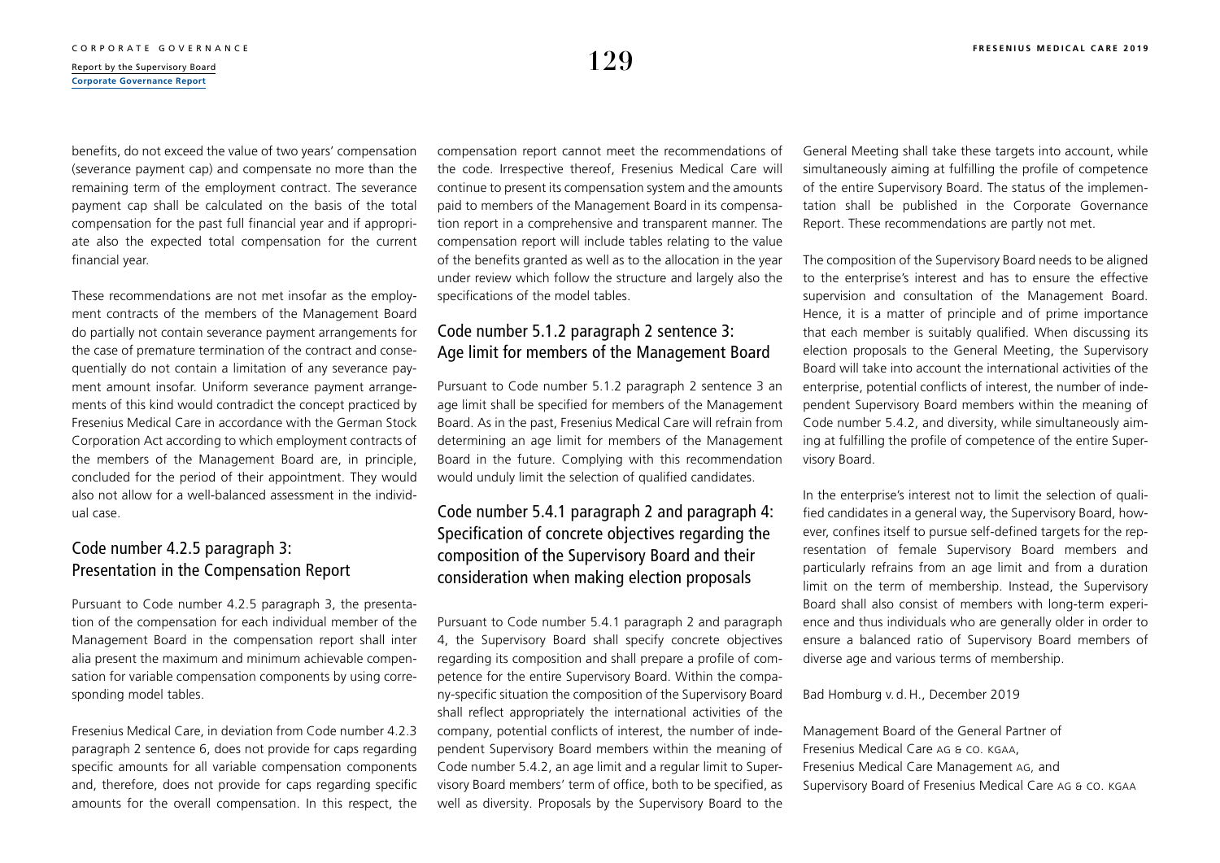benefits, do not exceed the value of two years' compensation (severance payment cap) and compensate no more than the remaining term of the employment contract. The severance payment cap shall be calculated on the basis of the total compensation for the past full financial year and if appropriate also the expected total compensation for the current financial year.

These recommendations are not met insofar as the employment contracts of the members of the Management Board do partially not contain severance payment arrangements for the case of premature termination of the contract and consequentially do not contain a limitation of any severance payment amount insofar. Uniform severance payment arrangements of this kind would contradict the concept practiced by Fresenius Medical Care in accordance with the German Stock Corporation Act according to which employment contracts of the members of the Management Board are, in principle, concluded for the period of their appointment. They would also not allow for a well-balanced assessment in the individual case.

## Code number 4.2.5 paragraph 3: Presentation in the Compensation Report

Pursuant to Code number 4.2.5 paragraph 3, the presentation of the compensation for each individual member of the Management Board in the compensation report shall inter alia present the maximum and minimum achievable compensation for variable compensation components by using corresponding model tables.

Fresenius Medical Care, in deviation from Code number 4.2.3 paragraph 2 sentence 6, does not provide for caps regarding specific amounts for all variable compensation components and, therefore, does not provide for caps regarding specific amounts for the overall compensation. In this respect, the compensation report cannot meet the recommendations of the code. Irrespective thereof, Fresenius Medical Care will continue to present its compensation system and the amounts paid to members of the Management Board in its compensation report in a comprehensive and transparent manner. The compensation report will include tables relating to the value of the benefits granted as well as to the allocation in the year under review which follow the structure and largely also the specifications of the model tables.

## Code number 5.1.2 paragraph 2 sentence 3: Age limit for members of the Management Board

Pursuant to Code number 5.1.2 paragraph 2 sentence 3 an age limit shall be specified for members of the Management Board. As in the past, Fresenius Medical Care will refrain from determining an age limit for members of the Management Board in the future. Complying with this recommendation would unduly limit the selection of qualified candidates.

## Code number 5.4.1 paragraph 2 and paragraph 4: Specification of concrete objectives regarding the composition of the Supervisory Board and their consideration when making election proposals

Pursuant to Code number 5.4.1 paragraph 2 and paragraph 4, the Supervisory Board shall specify concrete objectives regarding its composition and shall prepare a profile of competence for the entire Supervisory Board. Within the company-specific situation the composition of the Supervisory Board shall reflect appropriately the international activities of the company, potential conflicts of interest, the number of independent Supervisory Board members within the meaning of Code number 5.4.2, an age limit and a regular limit to Supervisory Board members' term of office, both to be specified, as well as diversity. Proposals by the Supervisory Board to the General Meeting shall take these targets into account, while simultaneously aiming at fulfilling the profile of competence of the entire Supervisory Board. The status of the implementation shall be published in the Corporate Governance Report. These recommendations are partly not met.

The composition of the Supervisory Board needs to be aligned to the enterprise's interest and has to ensure the effective supervision and consultation of the Management Board. Hence, it is a matter of principle and of prime importance that each member is suitably qualified. When discussing its election proposals to the General Meeting, the Supervisory Board will take into account the international activities of the enterprise, potential conflicts of interest, the number of independent Supervisory Board members within the meaning of Code number 5.4.2, and diversity, while simultaneously aiming at fulfilling the profile of competence of the entire Supervisory Board.

In the enterprise's interest not to limit the selection of qualified candidates in a general way, the Supervisory Board, however, confines itself to pursue self-defined targets for the representation of female Supervisory Board members and particularly refrains from an age limit and from a duration limit on the term of membership. Instead, the Supervisory Board shall also consist of members with long-term experience and thus individuals who are generally older in order to ensure a balanced ratio of Supervisory Board members of diverse age and various terms of membership.

Bad Homburg v. d. H., December 2019

Management Board of the General Partner of
Fresenius Medical Care AG & CO. KGAA,
Fresenius Medical Care Management AG, and
Supervisory Board of Fresenius Medical Care AG & CO. KGAA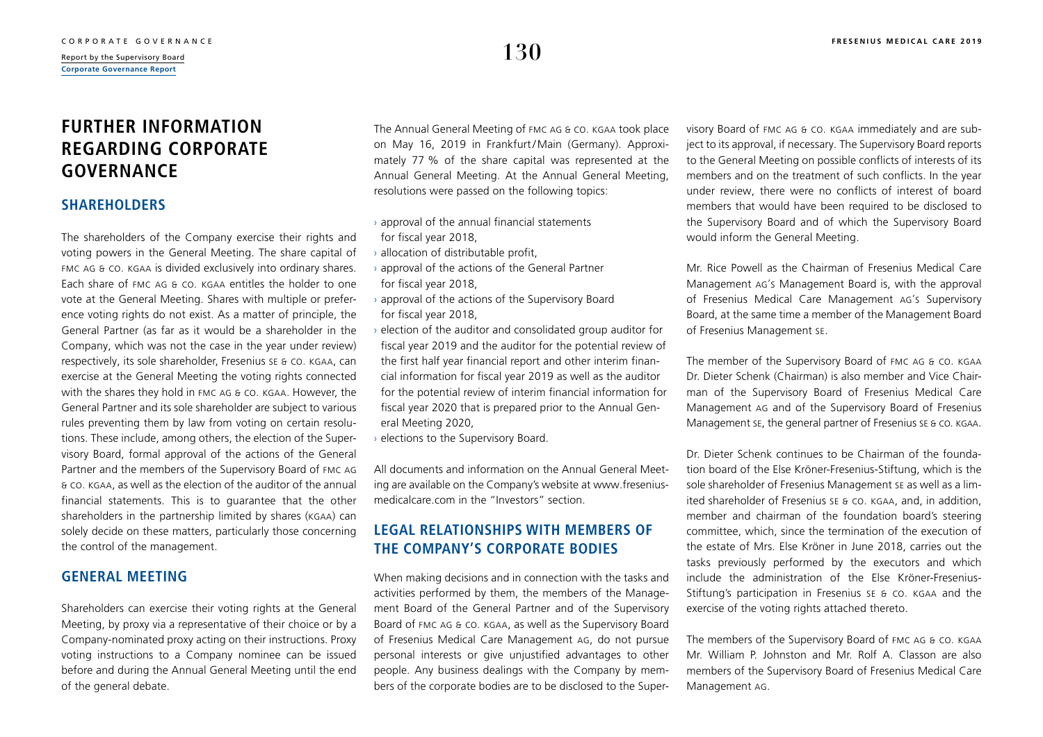# FURTHER INFORMATION REGARDING CORPORATE GOVERNANCE

## SHAREHOLDERS

The shareholders of the Company exercise their rights and voting powers in the General Meeting. The share capital of FMC AG & CO. KGAA is divided exclusively into ordinary shares. Each share of FMC AG & CO. KGAA entitles the holder to one vote at the General Meeting. Shares with multiple or preference voting rights do not exist. As a matter of principle, the General Partner (as far as it would be a shareholder in the Company, which was not the case in the year under review) respectively, its sole shareholder, Fresenius SE & CO. KGAA, can exercise at the General Meeting the voting rights connected with the shares they hold in FMC AG & CO. KGAA. However, the General Partner and its sole shareholder are subject to various rules preventing them by law from voting on certain resolutions. These include, among others, the election of the Supervisory Board, formal approval of the actions of the General Partner and the members of the Supervisory Board of FMC AG & CO. KGAA, as well as the election of the auditor of the annual financial statements. This is to guarantee that the other shareholders in the partnership limited by shares (KGAA) can solely decide on these matters, particularly those concerning the control of the management.

## GENERAL MEETING

Shareholders can exercise their voting rights at the General Meeting, by proxy via a representative of their choice or by a Company-nominated proxy acting on their instructions. Proxy voting instructions to a Company nominee can be issued before and during the Annual General Meeting until the end of the general debate.

The Annual General Meeting of FMC AG & CO. KGAA took place on May 16, 2019 in Frankfurt/Main (Germany). Approximately 77 % of the share capital was represented at the Annual General Meeting. At the Annual General Meeting, resolutions were passed on the following topics:

- approval of the annual financial statements for fiscal year 2018,
- allocation of distributable profit,
- approval of the actions of the General Partner for fiscal year 2018,
- approval of the actions of the Supervisory Board for fiscal year 2018,
- election of the auditor and consolidated group auditor for fiscal year 2019 and the auditor for the potential review of the first half year financial report and other interim financial information for fiscal year 2019 as well as the auditor for the potential review of interim financial information for fiscal year 2020 that is prepared prior to the Annual General Meeting 2020,
- elections to the Supervisory Board.

All documents and information on the Annual General Meeting are available on the Company's website at www.freseniusmedicalcare.com in the "Investors" section.

## LEGAL RELATIONSHIPS WITH MEMBERS OF THE COMPANY'S CORPORATE BODIES

When making decisions and in connection with the tasks and activities performed by them, the members of the Management Board of the General Partner and of the Supervisory Board of FMC AG & CO. KGAA, as well as the Supervisory Board of Fresenius Medical Care Management AG, do not pursue personal interests or give unjustified advantages to other people. Any business dealings with the Company by members of the corporate bodies are to be disclosed to the Supervisory Board of FMC AG & CO. KGAA immediately and are subject to its approval, if necessary. The Supervisory Board reports to the General Meeting on possible conflicts of interests of its members and on the treatment of such conflicts. In the year under review, there were no conflicts of interest of board members that would have been required to be disclosed to the Supervisory Board and of which the Supervisory Board would inform the General Meeting.

Mr. Rice Powell as the Chairman of Fresenius Medical Care Management AG's Management Board is, with the approval of Fresenius Medical Care Management AG's Supervisory Board, at the same time a member of the Management Board of Fresenius Management SE.

The member of the Supervisory Board of FMC AG & CO. KGAA Dr. Dieter Schenk (Chairman) is also member and Vice Chairman of the Supervisory Board of Fresenius Medical Care Management AG and of the Supervisory Board of Fresenius Management SE, the general partner of Fresenius SE & CO. KGAA.

Dr. Dieter Schenk continues to be Chairman of the foundation board of the Else Kröner-Fresenius-Stiftung, which is the sole shareholder of Fresenius Management SE as well as a limited shareholder of Fresenius SE & CO. KGAA, and, in addition, member and chairman of the foundation board's steering committee, which, since the termination of the execution of the estate of Mrs. Else Kröner in June 2018, carries out the tasks previously performed by the executors and which include the administration of the Else Kröner-Fresenius-Stiftung's participation in Fresenius SE & CO. KGAA and the exercise of the voting rights attached thereto.

The members of the Supervisory Board of FMC AG & CO. KGAA Mr. William P. Johnston and Mr. Rolf A. Classon are also members of the Supervisory Board of Fresenius Medical Care Management AG.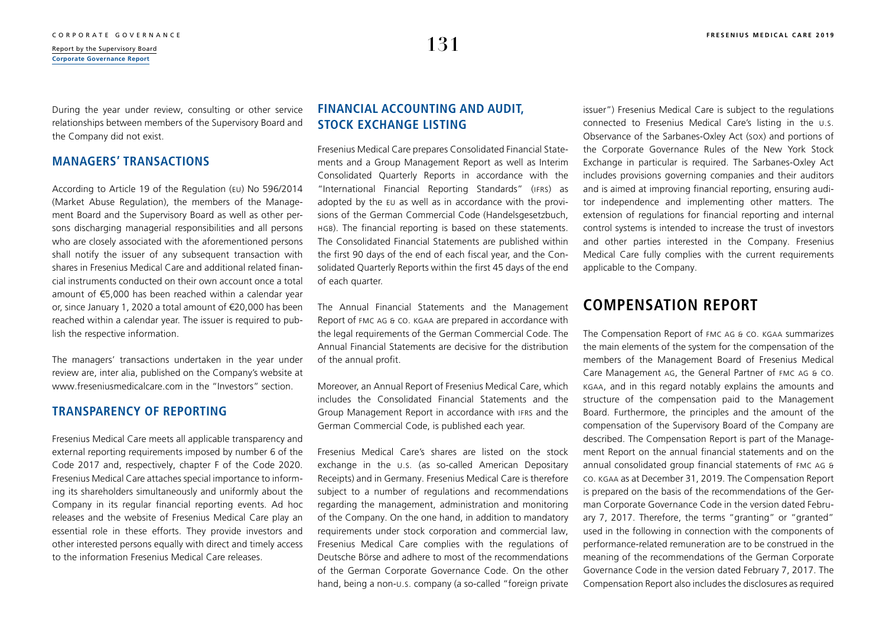During the year under review, consulting or other service relationships between members of the Supervisory Board and the Company did not exist.

## MANAGERS' TRANSACTIONS

According to Article 19 of the Regulation (EU) No 596/2014 (Market Abuse Regulation), the members of the Management Board and the Supervisory Board as well as other persons discharging managerial responsibilities and all persons who are closely associated with the aforementioned persons shall notify the issuer of any subsequent transaction with shares in Fresenius Medical Care and additional related financial instruments conducted on their own account once a total amount of €5,000 has been reached within a calendar year or, since January 1, 2020 a total amount of €20,000 has been reached within a calendar year. The issuer is required to publish the respective information.

The managers' transactions undertaken in the year under review are, inter alia, published on the Company's website at www.freseniusmedicalcare.com in the "Investors" section.

## TRANSPARENCY OF REPORTING

Fresenius Medical Care meets all applicable transparency and external reporting requirements imposed by number 6 of the Code 2017 and, respectively, chapter F of the Code 2020. Fresenius Medical Care attaches special importance to informing its shareholders simultaneously and uniformly about the Company in its regular financial reporting events. Ad hoc releases and the website of Fresenius Medical Care play an essential role in these efforts. They provide investors and other interested persons equally with direct and timely access to the information Fresenius Medical Care releases.

## FINANCIAL ACCOUNTING AND AUDIT, STOCK EXCHANGE LISTING

Fresenius Medical Care prepares Consolidated Financial Statements and a Group Management Report as well as Interim Consolidated Quarterly Reports in accordance with the "International Financial Reporting Standards" (IFRS) as adopted by the EU as well as in accordance with the provisions of the German Commercial Code (Handelsgesetzbuch, HGB). The financial reporting is based on these statements. The Consolidated Financial Statements are published within the first 90 days of the end of each fiscal year, and the Consolidated Quarterly Reports within the first 45 days of the end of each quarter.

The Annual Financial Statements and the Management Report of FMC AG & CO. KGAA are prepared in accordance with the legal requirements of the German Commercial Code. The Annual Financial Statements are decisive for the distribution of the annual profit.

Moreover, an Annual Report of Fresenius Medical Care, which includes the Consolidated Financial Statements and the Group Management Report in accordance with IFRS and the German Commercial Code, is published each year.

Fresenius Medical Care's shares are listed on the stock exchange in the U.S. (as so-called American Depositary Receipts) and in Germany. Fresenius Medical Care is therefore subject to a number of regulations and recommendations regarding the management, administration and monitoring of the Company. On the one hand, in addition to mandatory requirements under stock corporation and commercial law, Fresenius Medical Care complies with the regulations of Deutsche Börse and adhere to most of the recommendations of the German Corporate Governance Code. On the other hand, being a non-U.S. company (a so-called "foreign private issuer") Fresenius Medical Care is subject to the regulations connected to Fresenius Medical Care's listing in the U.S. Observance of the Sarbanes-Oxley Act (SOX) and portions of the Corporate Governance Rules of the New York Stock Exchange in particular is required. The Sarbanes-Oxley Act includes provisions governing companies and their auditors and is aimed at improving financial reporting, ensuring auditor independence and implementing other matters. The extension of regulations for financial reporting and internal control systems is intended to increase the trust of investors and other parties interested in the Company. Fresenius Medical Care fully complies with the current requirements applicable to the Company.

# COMPENSATION REPORT

The Compensation Report of FMC AG & CO. KGAA summarizes the main elements of the system for the compensation of the members of the Management Board of Fresenius Medical Care Management AG, the General Partner of FMC AG & CO. KGAA, and in this regard notably explains the amounts and structure of the compensation paid to the Management Board. Furthermore, the principles and the amount of the compensation of the Supervisory Board of the Company are described. The Compensation Report is part of the Management Report on the annual financial statements and on the annual consolidated group financial statements of FMC AG & CO. KGAA as at December 31, 2019. The Compensation Report is prepared on the basis of the recommendations of the German Corporate Governance Code in the version dated February 7, 2017. Therefore, the terms "granting" or "granted" used in the following in connection with the components of performance-related remuneration are to be construed in the meaning of the recommendations of the German Corporate Governance Code in the version dated February 7, 2017. The Compensation Report also includes the disclosures as required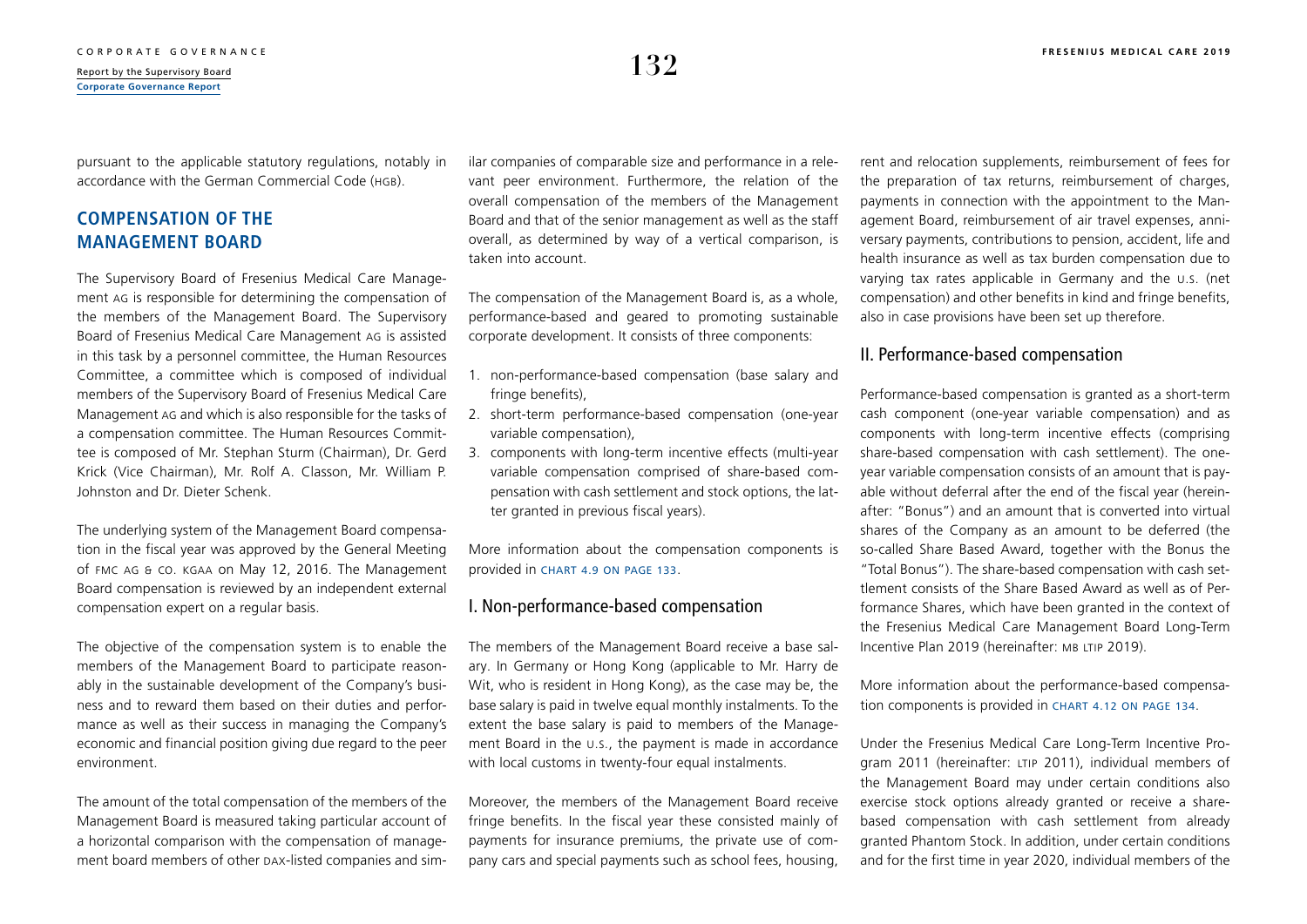pursuant to the applicable statutory regulations, notably in accordance with the German Commercial Code (HGB).

## COMPENSATION OF THE MANAGEMENT BOARD

The Supervisory Board of Fresenius Medical Care Management AG is responsible for determining the compensation of the members of the Management Board. The Supervisory Board of Fresenius Medical Care Management AG is assisted in this task by a personnel committee, the Human Resources Committee, a committee which is composed of individual members of the Supervisory Board of Fresenius Medical Care Management AG and which is also responsible for the tasks of a compensation committee. The Human Resources Committee is composed of Mr. Stephan Sturm (Chairman), Dr. Gerd Krick (Vice Chairman), Mr. Rolf A. Classon, Mr. William P. Johnston and Dr. Dieter Schenk.

The underlying system of the Management Board compensation in the fiscal year was approved by the General Meeting of FMC AG & CO. KGAA on May 12, 2016. The Management Board compensation is reviewed by an independent external compensation expert on a regular basis.

The objective of the compensation system is to enable the members of the Management Board to participate reasonably in the sustainable development of the Company's business and to reward them based on their duties and performance as well as their success in managing the Company's economic and financial position giving due regard to the peer environment.

The amount of the total compensation of the members of the Management Board is measured taking particular account of a horizontal comparison with the compensation of management board members of other DAX-listed companies and similar companies of comparable size and performance in a relevant peer environment. Furthermore, the relation of the overall compensation of the members of the Management Board and that of the senior management as well as the staff overall, as determined by way of a vertical comparison, is taken into account.

The compensation of the Management Board is, as a whole, performance-based and geared to promoting sustainable corporate development. It consists of three components:

1. non-performance-based compensation (base salary and fringe benefits),
2. short-term performance-based compensation (one-year variable compensation),
3. components with long-term incentive effects (multi-year variable compensation comprised of share-based compensation with cash settlement and stock options, the latter granted in previous fiscal years).

More information about the compensation components is provided in CHART 4.9 ON PAGE 133.

### I. Non-performance-based compensation

The members of the Management Board receive a base salary. In Germany or Hong Kong (applicable to Mr. Harry de Wit, who is resident in Hong Kong), as the case may be, the base salary is paid in twelve equal monthly instalments. To the extent the base salary is paid to members of the Management Board in the U.S., the payment is made in accordance with local customs in twenty-four equal instalments.

Moreover, the members of the Management Board receive fringe benefits. In the fiscal year these consisted mainly of payments for insurance premiums, the private use of company cars and special payments such as school fees, housing, rent and relocation supplements, reimbursement of fees for the preparation of tax returns, reimbursement of charges, payments in connection with the appointment to the Management Board, reimbursement of air travel expenses, anniversary payments, contributions to pension, accident, life and health insurance as well as tax burden compensation due to varying tax rates applicable in Germany and the U.S. (net compensation) and other benefits in kind and fringe benefits, also in case provisions have been set up therefore.

### II. Performance-based compensation

Performance-based compensation is granted as a short-term cash component (one-year variable compensation) and as components with long-term incentive effects (comprising share-based compensation with cash settlement). The one-year variable compensation consists of an amount that is payable without deferral after the end of the fiscal year (hereinafter: "Bonus") and an amount that is converted into virtual shares of the Company as an amount to be deferred (the so-called Share Based Award, together with the Bonus the "Total Bonus"). The share-based compensation with cash settlement consists of the Share Based Award as well as of Performance Shares, which have been granted in the context of the Fresenius Medical Care Management Board Long-Term Incentive Plan 2019 (hereinafter: MB LTIP 2019).

More information about the performance-based compensation components is provided in CHART 4.12 ON PAGE 134.

Under the Fresenius Medical Care Long-Term Incentive Program 2011 (hereinafter: LTIP 2011), individual members of the Management Board may under certain conditions also exercise stock options already granted or receive a share-based compensation with cash settlement from already granted Phantom Stock. In addition, under certain conditions and for the first time in year 2020, individual members of the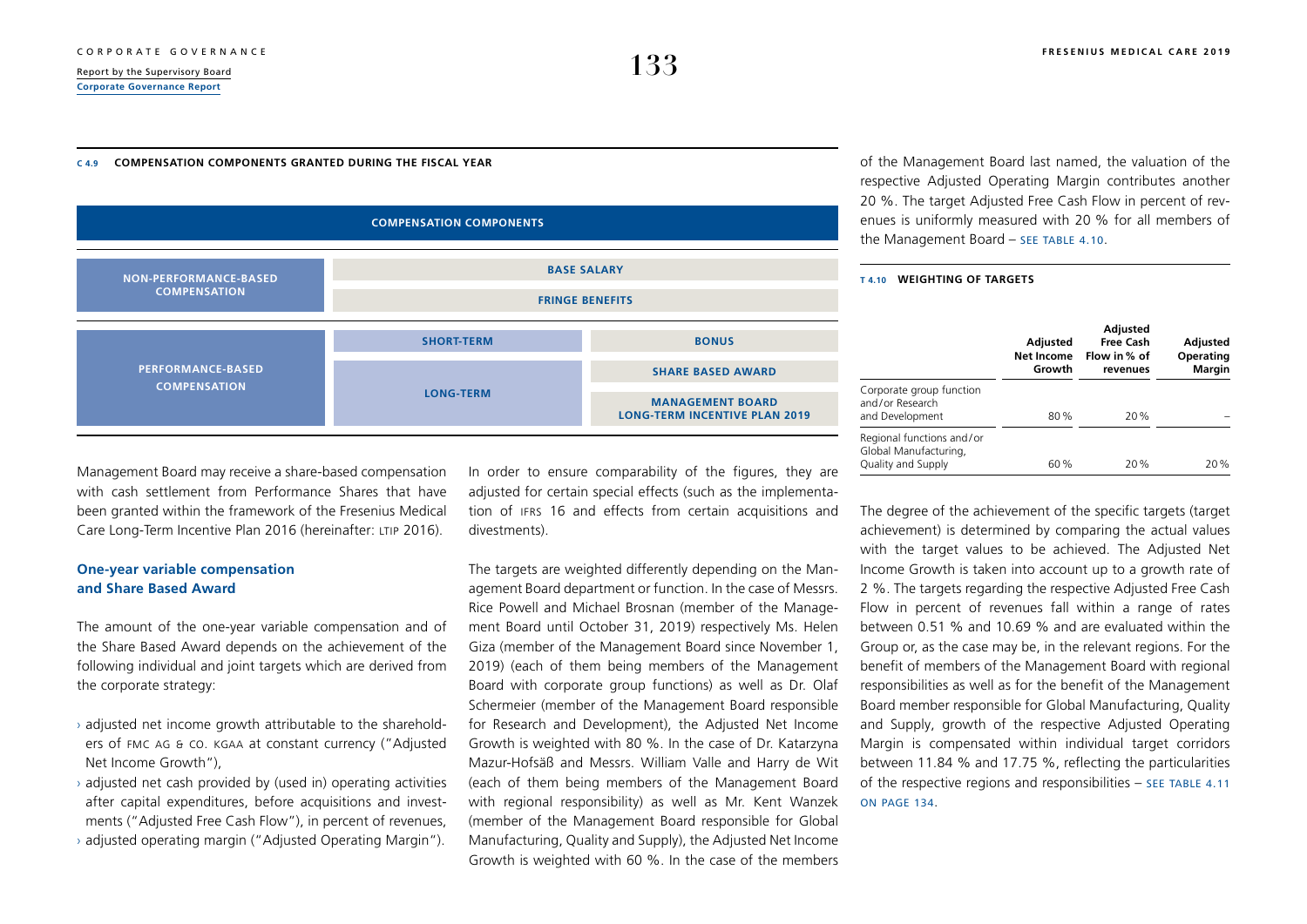**C 4.9 COMPENSATION COMPONENTS GRANTED DURING THE FISCAL YEAR**

| COMPENSATION COMPONENTS | | |
|---|---|---|
| NON-PERFORMANCE-BASED COMPENSATION | BASE SALARY | |
| | FRINGE BENEFITS | |
| PERFORMANCE-BASED COMPENSATION | SHORT-TERM | BONUS |
| | LONG-TERM | SHARE BASED AWARD |
| | | MANAGEMENT BOARD LONG-TERM INCENTIVE PLAN 2019 |

Management Board may receive a share-based compensation with cash settlement from Performance Shares that have been granted within the framework of the Fresenius Medical Care Long-Term Incentive Plan 2016 (hereinafter: LTIP 2016).

### One-year variable compensation and Share Based Award

The amount of the one-year variable compensation and of the Share Based Award depends on the achievement of the following individual and joint targets which are derived from the corporate strategy:

- adjusted net income growth attributable to the shareholders of FMC AG & Co. KGaA at constant currency ("Adjusted Net Income Growth"),
- adjusted net cash provided by (used in) operating activities after capital expenditures, before acquisitions and investments ("Adjusted Free Cash Flow"), in percent of revenues,
- adjusted operating margin ("Adjusted Operating Margin").

In order to ensure comparability of the figures, they are adjusted for certain special effects (such as the implementation of IFRS 16 and effects from certain acquisitions and divestments).

The targets are weighted differently depending on the Management Board department or function. In the case of Messrs. Rice Powell and Michael Brosnan (member of the Management Board until October 31, 2019) respectively Ms. Helen Giza (member of the Management Board since November 1, 2019) (each of them being members of the Management Board with corporate group functions) as well as Dr. Olaf Schermeier (member of the Management Board responsible for Research and Development), the Adjusted Net Income Growth is weighted with 80 %. In the case of Dr. Katarzyna Mazur-Hofsäß and Messrs. William Valle and Harry de Wit (each of them being members of the Management Board with regional responsibility) as well as Mr. Kent Wanzek (member of the Management Board responsible for Global Manufacturing, Quality and Supply), the Adjusted Net Income Growth is weighted with 60 %. In the case of the members of the Management Board last named, the valuation of the respective Adjusted Operating Margin contributes another 20 %. The target Adjusted Free Cash Flow in percent of revenues is uniformly measured with 20 % for all members of the Management Board – SEE TABLE 4.10.

**T 4.10 WEIGHTING OF TARGETS**

| | Adjusted Net Income Growth | Adjusted Free Cash Flow in % of revenues | Adjusted Operating Margin |
|---|---|---|---|
| Corporate group function and/or Research and Development | 80 % | 20 % | – |
| Regional functions and/or Global Manufacturing, Quality and Supply | 60 % | 20 % | 20 % |

The degree of the achievement of the specific targets (target achievement) is determined by comparing the actual values with the target values to be achieved. The Adjusted Net Income Growth is taken into account up to a growth rate of 2 %. The targets regarding the respective Adjusted Free Cash Flow in percent of revenues fall within a range of rates between 0.51 % and 10.69 % and are evaluated within the Group or, as the case may be, in the relevant regions. For the benefit of members of the Management Board with regional responsibilities as well as for the benefit of the Management Board member responsible for Global Manufacturing, Quality and Supply, growth of the respective Adjusted Operating Margin is compensated within individual target corridors between 11.84 % and 17.75 %, reflecting the particularities of the respective regions and responsibilities – SEE TABLE 4.11 ON PAGE 134.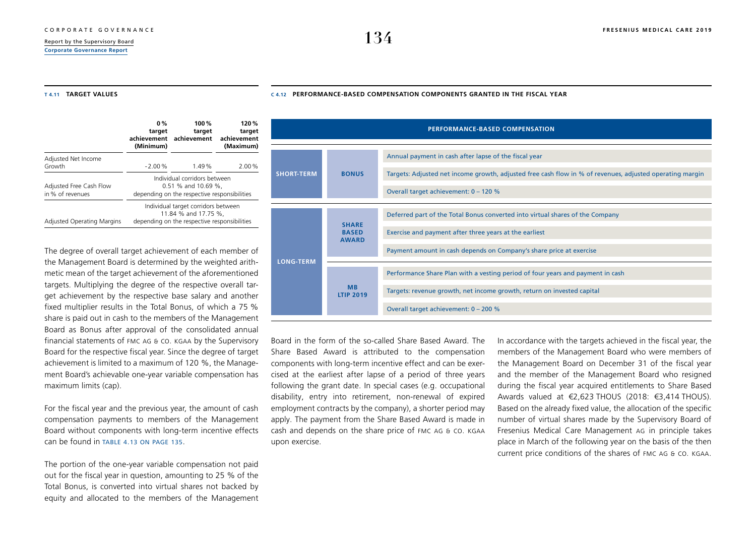**T 4.11 TARGET VALUES**

| | 0 % target achievement (Minimum) | 100 % target achievement | 120 % target achievement (Maximum) |
|---|---|---|---|
| Adjusted Net Income Growth | -2.00 % | 1.49 % | 2.00 % |
| Adjusted Free Cash Flow in % of revenues | Individual corridors between 0.51 % and 10.69 %, depending on the respective responsibilities | | |
| Adjusted Operating Margins | Individual target corridors between 11.84 % and 17.75 %, depending on the respective responsibilities | | |

The degree of overall target achievement of each member of the Management Board is determined by the weighted arithmetic mean of the target achievement of the aforementioned targets. Multiplying the degree of the respective overall target achievement by the respective base salary and another fixed multiplier results in the Total Bonus, of which a 75 % share is paid out in cash to the members of the Management Board as Bonus after approval of the consolidated annual financial statements of FMC AG & CO. KGAA by the Supervisory Board for the respective fiscal year. Since the degree of target achievement is limited to a maximum of 120 %, the Management Board's achievable one-year variable compensation has maximum limits (cap).

For the fiscal year and the previous year, the amount of cash compensation payments to members of the Management Board without components with long-term incentive effects can be found in TABLE 4.13 ON PAGE 135.

The portion of the one-year variable compensation not paid out for the fiscal year in question, amounting to 25 % of the Total Bonus, is converted into virtual shares not backed by equity and allocated to the members of the Management Board in the form of the so-called Share Based Award. The Share Based Award is attributed to the compensation components with long-term incentive effect and can be exercised at the earliest after lapse of a period of three years following the grant date. In special cases (e.g. occupational disability, entry into retirement, non-renewal of expired employment contracts by the company), a shorter period may apply. The payment from the Share Based Award is made in cash and depends on the share price of FMC AG & CO. KGAA upon exercise.

In accordance with the targets achieved in the fiscal year, the members of the Management Board who were members of the Management Board on December 31 of the fiscal year and the member of the Management Board who resigned during the fiscal year acquired entitlements to Share Based Awards valued at €2,623 THOUS (2018: €3,414 THOUS). Based on the already fixed value, the allocation of the specific number of virtual shares made by the Supervisory Board of Fresenius Medical Care Management AG in principle takes place in March of the following year on the basis of the then current price conditions of the shares of FMC AG & CO. KGAA.

**C 4.12 PERFORMANCE-BASED COMPENSATION COMPONENTS GRANTED IN THE FISCAL YEAR**

| PERFORMANCE-BASED COMPENSATION | | |
|---|---|---|
| SHORT-TERM | BONUS | Annual payment in cash after lapse of the fiscal year |
| | | Targets: Adjusted net income growth, adjusted free cash flow in % of revenues, adjusted operating margin |
| | | Overall target achievement: 0 – 120 % |
| LONG-TERM | SHARE BASED AWARD | Deferred part of the Total Bonus converted into virtual shares of the Company |
| | | Exercise and payment after three years at the earliest |
| | | Payment amount in cash depends on Company's share price at exercise |
| | MB LTIP 2019 | Performance Share Plan with a vesting period of four years and payment in cash |
| | | Targets: revenue growth, net income growth, return on invested capital |
| | | Overall target achievement: 0 – 200 % |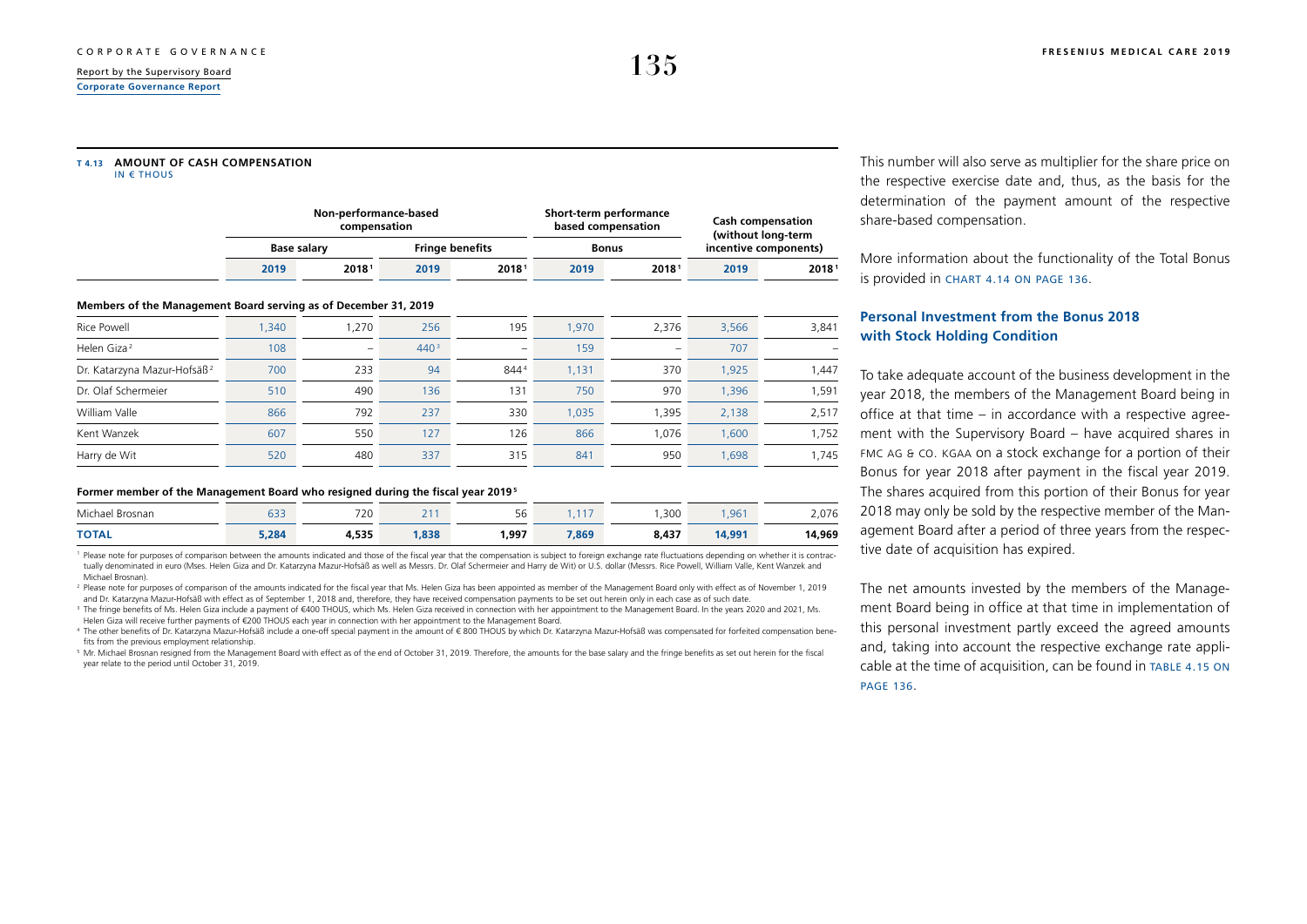**T 4.13 AMOUNT OF CASH COMPENSATION**
IN € THOUS

| | Non-performance-based compensation | | | | Short-term performance based compensation | | Cash compensation (without long-term incentive components) | |
|---|---|---|---|---|---|---|---|---|
| | Base salary | | Fringe benefits | | Bonus | | | |
| | 2019 | 2018[1] | 2019 | 2018[1] | 2019 | 2018[1] | 2019 | 2018[1] |
| **Members of the Management Board serving as of December 31, 2019** | | | | | | | | |
| Rice Powell | 1,340 | 1,270 | 256 | 195 | 1,970 | 2,376 | 3,566 | 3,841 |
| Helen Giza[2] | 108 | – | 440[3] | – | 159 | – | 707 | – |
| Dr. Katarzyna Mazur-Hofsäß[2] | 700 | 233 | 94 | 844[4] | 1,131 | 370 | 1,925 | 1,447 |
| Dr. Olaf Schermeier | 510 | 490 | 136 | 131 | 750 | 970 | 1,396 | 1,591 |
| William Valle | 866 | 792 | 237 | 330 | 1,035 | 1,395 | 2,138 | 2,517 |
| Kent Wanzek | 607 | 550 | 127 | 126 | 866 | 1,076 | 1,600 | 1,752 |
| Harry de Wit | 520 | 480 | 337 | 315 | 841 | 950 | 1,698 | 1,745 |
| **Former member of the Management Board who resigned during the fiscal year 2019[5]** | | | | | | | | |
| Michael Brosnan | 633 | 720 | 211 | 56 | 1,117 | 1,300 | 1,961 | 2,076 |
| **TOTAL** | **5,284** | **4,535** | **1,838** | **1,997** | **7,869** | **8,437** | **14,991** | **14,969** |

[1] Please note for purposes of comparison between the amounts indicated and those of the fiscal year that the compensation is subject to foreign exchange rate fluctuations depending on whether it is contractually denominated in euro (Mses. Helen Giza and Dr. Katarzyna Mazur-Hofsäß as well as Messrs. Dr. Olaf Schermeier and Harry de Wit) or U.S. dollar (Messrs. Rice Powell, William Valle, Kent Wanzek and Michael Brosnan).

[2] Please note for purposes of comparison of the amounts indicated for the fiscal year that Ms. Helen Giza has been appointed as member of the Management Board only with effect as of November 1, 2019 and Dr. Katarzyna Mazur-Hofsäß with effect as of September 1, 2018 and, therefore, they have received compensation payments to be set out herein only in each case as of such date.

[3] The fringe benefits of Ms. Helen Giza include a payment of €400 THOUS, which Ms. Helen Giza received in connection with her appointment to the Management Board. In the years 2020 and 2021, Ms. Helen Giza will receive further payments of €200 THOUS each year in connection with her appointment to the Management Board.

[4] The other benefits of Dr. Katarzyna Mazur-Hofsäß include a one-off special payment in the amount of € 800 THOUS by which Dr. Katarzyna Mazur-Hofsäß was compensated for forfeited compensation benefits from the previous employment relationship.

[5] Mr. Michael Brosnan resigned from the Management Board with effect as of the end of October 31, 2019. Therefore, the amounts for the base salary and the fringe benefits as set out herein for the fiscal year relate to the period until October 31, 2019.

This number will also serve as multiplier for the share price on the respective exercise date and, thus, as the basis for the determination of the payment amount of the respective share-based compensation.

More information about the functionality of the Total Bonus is provided in CHART 4.14 ON PAGE 136.

### Personal Investment from the Bonus 2018 with Stock Holding Condition

To take adequate account of the business development in the year 2018, the members of the Management Board being in office at that time – in accordance with a respective agreement with the Supervisory Board – have acquired shares in FMC AG & CO. KGAA on a stock exchange for a portion of their Bonus for year 2018 after payment in the fiscal year 2019. The shares acquired from this portion of their Bonus for year 2018 may only be sold by the respective member of the Management Board after a period of three years from the respective date of acquisition has expired.

The net amounts invested by the members of the Management Board being in office at that time in implementation of this personal investment partly exceed the agreed amounts and, taking into account the respective exchange rate applicable at the time of acquisition, can be found in TABLE 4.15 ON PAGE 136.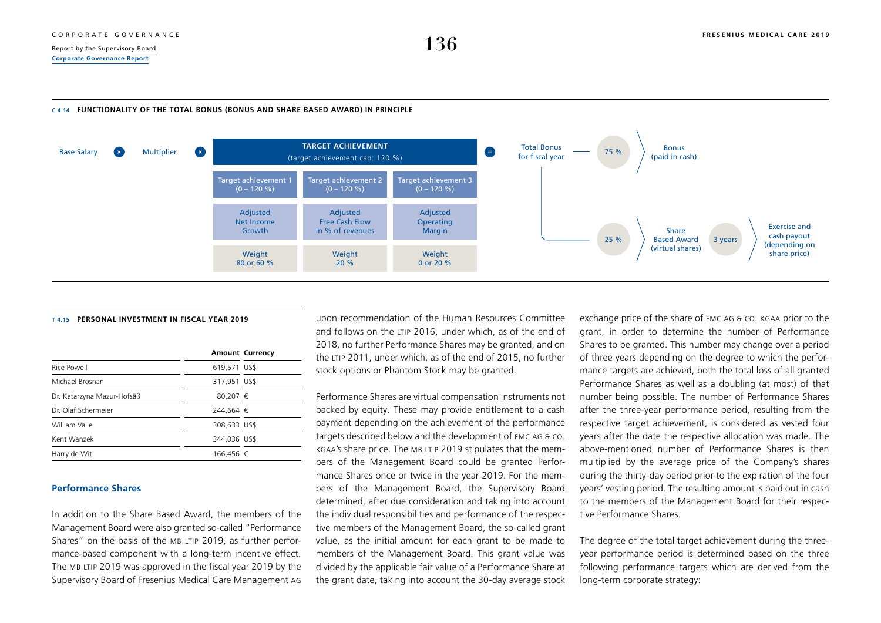**C 4.14 FUNCTIONALITY OF THE TOTAL BONUS (BONUS AND SHARE BASED AWARD) IN PRINCIPLE**

Base Salary × Multiplier × TARGET ACHIEVEMENT (target achievement cap: 120 %) = Total Bonus for fiscal year

| Target achievement 1 (0 – 120 %) | Target achievement 2 (0 – 120 %) | Target achievement 3 (0 – 120 %) |
|---|---|---|
| Adjusted Net Income Growth | Adjusted Free Cash Flow in % of revenues | Adjusted Operating Margin |
| Weight 80 or 60 % | Weight 20 % | Weight 0 or 20 % |

Total Bonus for fiscal year:
- 75 % → Bonus (paid in cash)
- 25 % → Share Based Award (virtual shares) → 3 years → Exercise and cash payout (depending on share price)

**T 4.15 PERSONAL INVESTMENT IN FISCAL YEAR 2019**

| | Amount | Currency |
|---|---|---|
| Rice Powell | 619,571 | US$ |
| Michael Brosnan | 317,951 | US$ |
| Dr. Katarzyna Mazur-Hofsäß | 80,207 | € |
| Dr. Olaf Schermeier | 244,664 | € |
| William Valle | 308,633 | US$ |
| Kent Wanzek | 344,036 | US$ |
| Harry de Wit | 166,456 | € |

### Performance Shares

In addition to the Share Based Award, the members of the Management Board were also granted so-called "Performance Shares" on the basis of the MB LTIP 2019, as further performance-based component with a long-term incentive effect. The MB LTIP 2019 was approved in the fiscal year 2019 by the Supervisory Board of Fresenius Medical Care Management AG upon recommendation of the Human Resources Committee and follows on the LTIP 2016, under which, as of the end of 2018, no further Performance Shares may be granted, and on the LTIP 2011, under which, as of the end of 2015, no further stock options or Phantom Stock may be granted.

Performance Shares are virtual compensation instruments not backed by equity. These may provide entitlement to a cash payment depending on the achievement of the performance targets described below and the development of FMC AG & CO. KGAA's share price. The MB LTIP 2019 stipulates that the members of the Management Board could be granted Performance Shares once or twice in the year 2019. For the members of the Management Board, the Supervisory Board determined, after due consideration and taking into account the individual responsibilities and performance of the respective members of the Management Board, the so-called grant value, as the initial amount for each grant to be made to members of the Management Board. This grant value was divided by the applicable fair value of a Performance Share at the grant date, taking into account the 30-day average stock exchange price of the share of FMC AG & CO. KGAA prior to the grant, in order to determine the number of Performance Shares to be granted. This number may change over a period of three years depending on the degree to which the performance targets are achieved, both the total loss of all granted Performance Shares as well as a doubling (at most) of that number being possible. The number of Performance Shares after the three-year performance period, resulting from the respective target achievement, is considered as vested four years after the date the respective allocation was made. The above-mentioned number of Performance Shares is then multiplied by the average price of the Company's shares during the thirty-day period prior to the expiration of the four years' vesting period. The resulting amount is paid out in cash to the members of the Management Board for their respective Performance Shares.

The degree of the total target achievement during the three-year performance period is determined based on the three following performance targets which are derived from the long-term corporate strategy: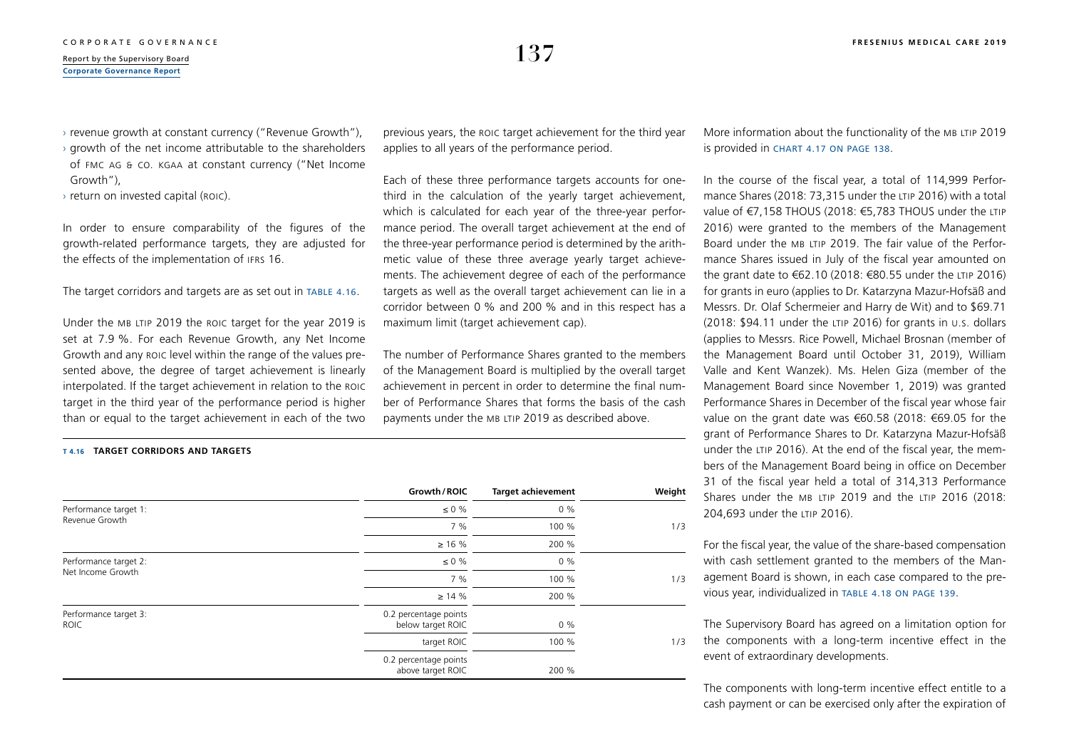› revenue growth at constant currency ("Revenue Growth"),
› growth of the net income attributable to the shareholders of FMC AG & CO. KGAA at constant currency ("Net Income Growth"),
› return on invested capital (ROIC).

In order to ensure comparability of the figures of the growth-related performance targets, they are adjusted for the effects of the implementation of IFRS 16.

The target corridors and targets are as set out in TABLE 4.16.

Under the MB LTIP 2019 the ROIC target for the year 2019 is set at 7.9 %. For each Revenue Growth, any Net Income Growth and any ROIC level within the range of the values presented above, the degree of target achievement is linearly interpolated. If the target achievement in relation to the ROIC target in the third year of the performance period is higher than or equal to the target achievement in each of the two previous years, the ROIC target achievement for the third year applies to all years of the performance period.

Each of these three performance targets accounts for one-third in the calculation of the yearly target achievement, which is calculated for each year of the three-year performance period. The overall target achievement at the end of the three-year performance period is determined by the arithmetic value of these three average yearly target achievements. The achievement degree of each of the performance targets as well as the overall target achievement can lie in a corridor between 0 % and 200 % and in this respect has a maximum limit (target achievement cap).

The number of Performance Shares granted to the members of the Management Board is multiplied by the overall target achievement in percent in order to determine the final number of Performance Shares that forms the basis of the cash payments under the MB LTIP 2019 as described above.

**T 4.16 TARGET CORRIDORS AND TARGETS**

| | Growth / ROIC | Target achievement | Weight |
|---|---|---|---|
| Performance target 1: Revenue Growth | ≤ 0 % | 0 % | |
| | 7 % | 100 % | 1/3 |
| | ≥ 16 % | 200 % | |
| Performance target 2: Net Income Growth | ≤ 0 % | 0 % | |
| | 7 % | 100 % | 1/3 |
| | ≥ 14 % | 200 % | |
| Performance target 3: ROIC | 0.2 percentage points below target ROIC | 0 % | |
| | target ROIC | 100 % | 1/3 |
| | 0.2 percentage points above target ROIC | 200 % | |

More information about the functionality of the MB LTIP 2019 is provided in CHART 4.17 ON PAGE 138.

In the course of the fiscal year, a total of 114,999 Performance Shares (2018: 73,315 under the LTIP 2016) with a total value of €7,158 THOUS (2018: €5,783 THOUS under the LTIP 2016) were granted to the members of the Management Board under the MB LTIP 2019. The fair value of the Performance Shares issued in July of the fiscal year amounted on the grant date to €62.10 (2018: €80.55 under the LTIP 2016) for grants in euro (applies to Dr. Katarzyna Mazur-Hofsäß and Messrs. Dr. Olaf Schermeier and Harry de Wit) and to $69.71 (2018: $94.11 under the LTIP 2016) for grants in U.S. dollars (applies to Messrs. Rice Powell, Michael Brosnan (member of the Management Board until October 31, 2019), William Valle and Kent Wanzek). Ms. Helen Giza (member of the Management Board since November 1, 2019) was granted Performance Shares in December of the fiscal year whose fair value on the grant date was €60.58 (2018: €69.05 for the grant of Performance Shares to Dr. Katarzyna Mazur-Hofsäß under the LTIP 2016). At the end of the fiscal year, the members of the Management Board being in office on December 31 of the fiscal year held a total of 314,313 Performance Shares under the MB LTIP 2019 and the LTIP 2016 (2018: 204,693 under the LTIP 2016).

For the fiscal year, the value of the share-based compensation with cash settlement granted to the members of the Management Board is shown, in each case compared to the previous year, individualized in TABLE 4.18 ON PAGE 139.

The Supervisory Board has agreed on a limitation option for the components with a long-term incentive effect in the event of extraordinary developments.

The components with long-term incentive effect entitle to a cash payment or can be exercised only after the expiration of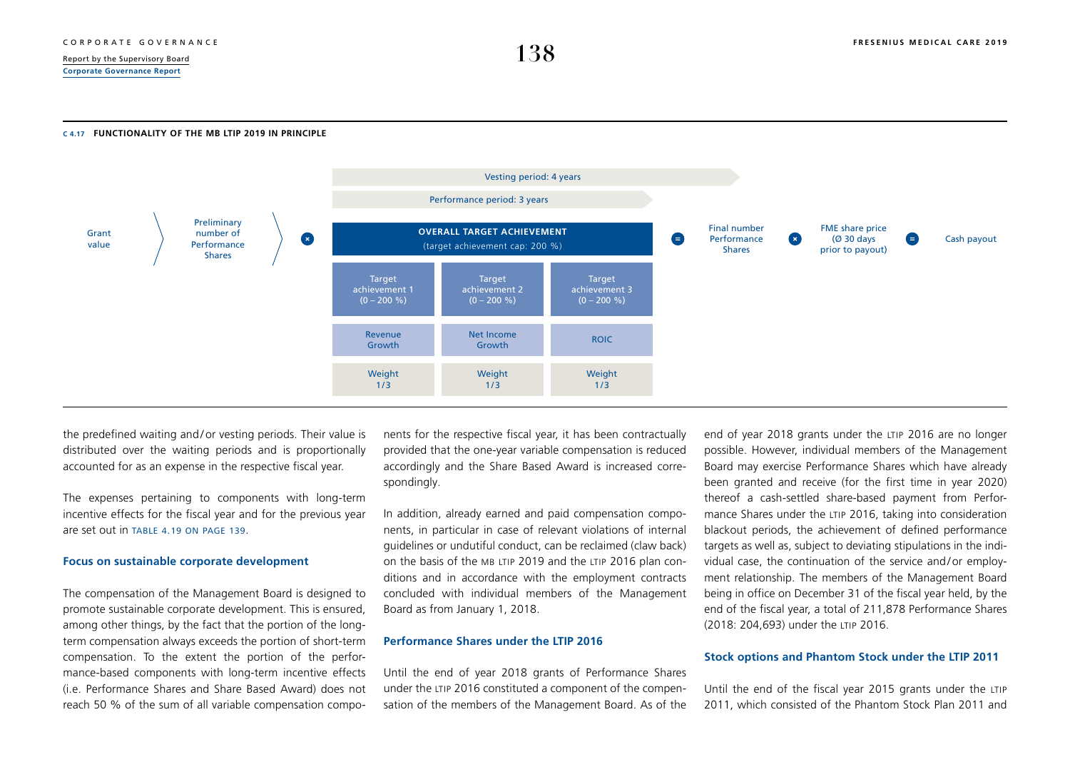**C 4.17 FUNCTIONALITY OF THE MB LTIP 2019 IN PRINCIPLE**

Grant value → Preliminary number of Performance Shares × OVERALL TARGET ACHIEVEMENT (target achievement cap: 200 %) = Final number Performance Shares × FME share price (Ø 30 days prior to payout) = Cash payout

Vesting period: 4 years

Performance period: 3 years

| Target achievement 1 (0 – 200 %) | Target achievement 2 (0 – 200 %) | Target achievement 3 (0 – 200 %) |
|---|---|---|
| Revenue Growth | Net Income Growth | ROIC |
| Weight 1/3 | Weight 1/3 | Weight 1/3 |

the predefined waiting and/or vesting periods. Their value is distributed over the waiting periods and is proportionally accounted for as an expense in the respective fiscal year.

The expenses pertaining to components with long-term incentive effects for the fiscal year and for the previous year are set out in TABLE 4.19 ON PAGE 139.

### Focus on sustainable corporate development

The compensation of the Management Board is designed to promote sustainable corporate development. This is ensured, among other things, by the fact that the portion of the long-term compensation always exceeds the portion of short-term compensation. To the extent the portion of the performance-based components with long-term incentive effects (i.e. Performance Shares and Share Based Award) does not reach 50 % of the sum of all variable compensation components for the respective fiscal year, it has been contractually provided that the one-year variable compensation is reduced accordingly and the Share Based Award is increased correspondingly.

In addition, already earned and paid compensation components, in particular in case of relevant violations of internal guidelines or undutiful conduct, can be reclaimed (claw back) on the basis of the MB LTIP 2019 and the LTIP 2016 plan conditions and in accordance with the employment contracts concluded with individual members of the Management Board as from January 1, 2018.

### Performance Shares under the LTIP 2016

Until the end of year 2018 grants of Performance Shares under the LTIP 2016 constituted a component of the compensation of the members of the Management Board. As of the end of year 2018 grants under the LTIP 2016 are no longer possible. However, individual members of the Management Board may exercise Performance Shares which have already been granted and receive (for the first time in year 2020) thereof a cash-settled share-based payment from Performance Shares under the LTIP 2016, taking into consideration blackout periods, the achievement of defined performance targets as well as, subject to deviating stipulations in the individual case, the continuation of the service and/or employment relationship. The members of the Management Board being in office on December 31 of the fiscal year held, by the end of the fiscal year, a total of 211,878 Performance Shares (2018: 204,693) under the LTIP 2016.

### Stock options and Phantom Stock under the LTIP 2011

Until the end of the fiscal year 2015 grants under the LTIP 2011, which consisted of the Phantom Stock Plan 2011 and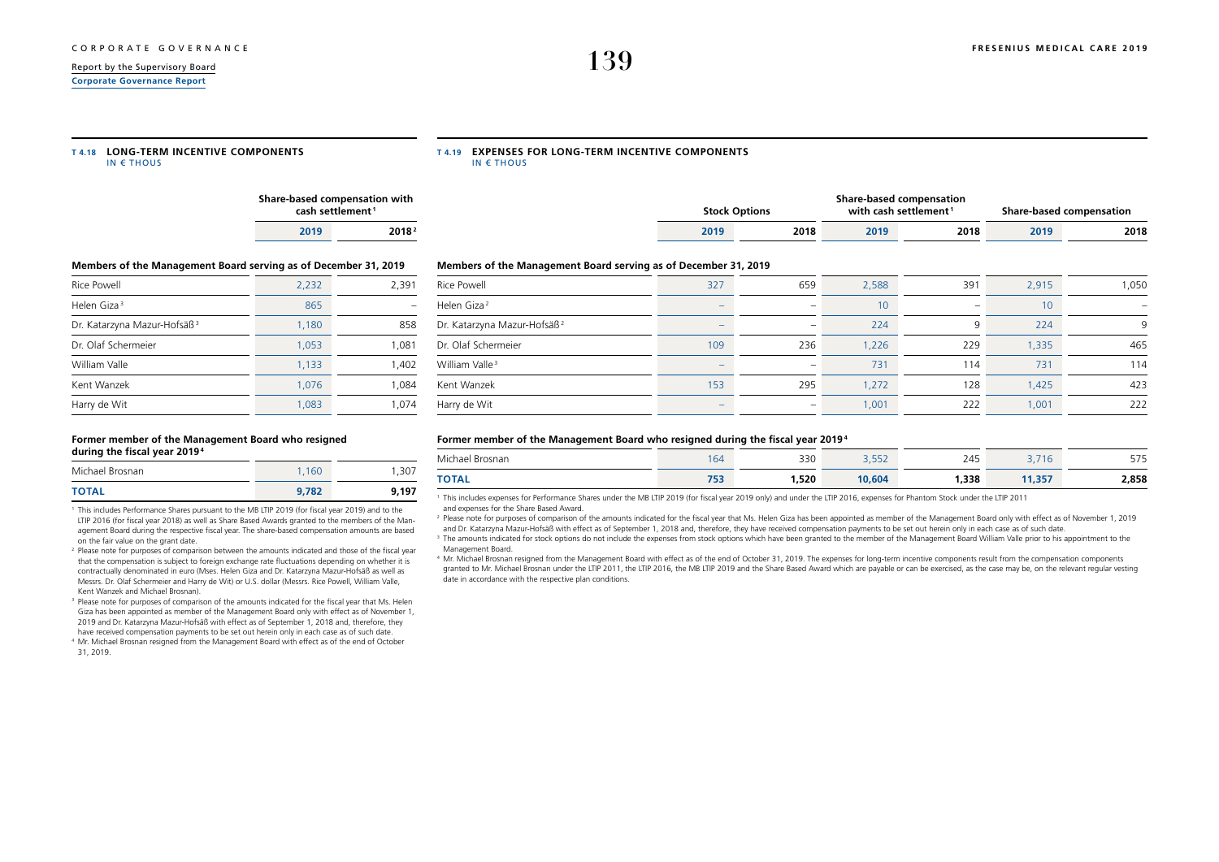### T 4.18 LONG-TERM INCENTIVE COMPONENTS
IN € THOUS

| | Share-based compensation with cash settlement[1] | |
|---|---|---|
| | 2019 | 2018[2] |
| **Members of the Management Board serving as of December 31, 2019** | | |
| Rice Powell | 2,232 | 2,391 |
| Helen Giza[3] | 865 | – |
| Dr. Katarzyna Mazur-Hofsäß[3] | 1,180 | 858 |
| Dr. Olaf Schermeier | 1,053 | 1,081 |
| William Valle | 1,133 | 1,402 |
| Kent Wanzek | 1,076 | 1,084 |
| Harry de Wit | 1,083 | 1,074 |
| **Former member of the Management Board who resigned during the fiscal year 2019[4]** | | |
| Michael Brosnan | 1,160 | 1,307 |
| **TOTAL** | **9,782** | **9,197** |

[1] This includes Performance Shares pursuant to the MB LTIP 2019 (for fiscal year 2019) and to the LTIP 2016 (for fiscal year 2018) as well as Share Based Awards granted to the members of the Management Board during the respective fiscal year. The share-based compensation amounts are based on the fair value on the grant date.

[2] Please note for purposes of comparison between the amounts indicated and those of the fiscal year that the compensation is subject to foreign exchange rate fluctuations depending on whether it is contractually denominated in euro (Mses. Helen Giza and Dr. Katarzyna Mazur-Hofsäß as well as Messrs. Dr. Olaf Schermeier and Harry de Wit) or U.S. dollar (Messrs. Rice Powell, William Valle, Kent Wanzek and Michael Brosnan).

[3] Please note for purposes of comparison of the amounts indicated for the fiscal year that Ms. Helen Giza has been appointed as member of the Management Board only with effect as of November 1, 2019 and Dr. Katarzyna Mazur-Hofsäß with effect as of September 1, 2018 and, therefore, they have received compensation payments to be set out herein only in each case as of such date.

[4] Mr. Michael Brosnan resigned from the Management Board with effect as of the end of October 31, 2019.

### T 4.19 EXPENSES FOR LONG-TERM INCENTIVE COMPONENTS
IN € THOUS

| | Stock Options | | Share-based compensation with cash settlement[1] | | Share-based compensation | |
|---|---|---|---|---|---|---|
| | 2019 | 2018 | 2019 | 2018 | 2019 | 2018 |
| **Members of the Management Board serving as of December 31, 2019** | | | | | | |
| Rice Powell | 327 | 659 | 2,588 | 391 | 2,915 | 1,050 |
| Helen Giza[2] | – | – | 10 | – | 10 | – |
| Dr. Katarzyna Mazur-Hofsäß[2] | – | – | 224 | 9 | 224 | 9 |
| Dr. Olaf Schermeier | 109 | 236 | 1,226 | 229 | 1,335 | 465 |
| William Valle[3] | – | – | 731 | 114 | 731 | 114 |
| Kent Wanzek | 153 | 295 | 1,272 | 128 | 1,425 | 423 |
| Harry de Wit | – | – | 1,001 | 222 | 1,001 | 222 |
| **Former member of the Management Board who resigned during the fiscal year 2019[4]** | | | | | | |
| Michael Brosnan | 164 | 330 | 3,552 | 245 | 3,716 | 575 |
| **TOTAL** | **753** | **1,520** | **10,604** | **1,338** | **11,357** | **2,858** |

[1] This includes expenses for Performance Shares under the MB LTIP 2019 (for fiscal year 2019 only) and under the LTIP 2016, expenses for Phantom Stock under the LTIP 2011 and expenses for the Share Based Award.

[2] Please note for purposes of comparison of the amounts indicated for the fiscal year that Ms. Helen Giza has been appointed as member of the Management Board only with effect as of November 1, 2019 and Dr. Katarzyna Mazur-Hofsäß with effect as of September 1, 2018 and, therefore, they have received compensation payments to be set out herein only in each case as of such date.

[3] The amounts indicated for stock options do not include the expenses from stock options which have been granted to the member of the Management Board William Valle prior to his appointment to the Management Board.

[4] Mr. Michael Brosnan resigned from the Management Board with effect as of the end of October 31, 2019. The expenses for long-term incentive components result from the compensation components granted to Mr. Michael Brosnan under the LTIP 2011, the LTIP 2016, the MB LTIP 2019 and the Share Based Award which are payable or can be exercised, as the case may be, on the relevant regular vesting date in accordance with the respective plan conditions.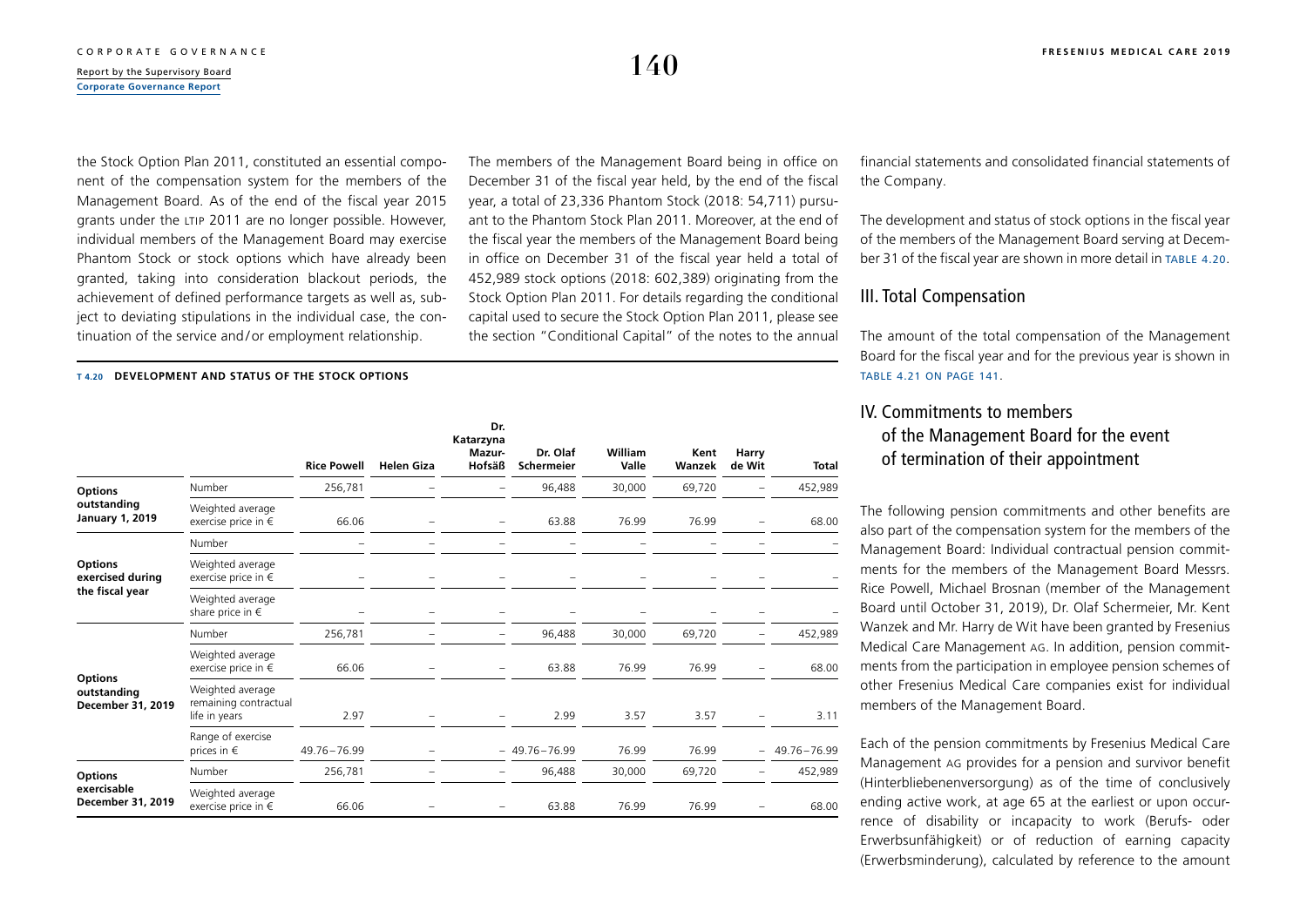the Stock Option Plan 2011, constituted an essential component of the compensation system for the members of the Management Board. As of the end of the fiscal year 2015 grants under the LTIP 2011 are no longer possible. However, individual members of the Management Board may exercise Phantom Stock or stock options which have already been granted, taking into consideration blackout periods, the achievement of defined performance targets as well as, subject to deviating stipulations in the individual case, the continuation of the service and/or employment relationship.

The members of the Management Board being in office on December 31 of the fiscal year held, by the end of the fiscal year, a total of 23,336 Phantom Stock (2018: 54,711) pursuant to the Phantom Stock Plan 2011. Moreover, at the end of the fiscal year the members of the Management Board being in office on December 31 of the fiscal year held a total of 452,989 stock options (2018: 602,389) originating from the Stock Option Plan 2011. For details regarding the conditional capital used to secure the Stock Option Plan 2011, please see the section "Conditional Capital" of the notes to the annual financial statements and consolidated financial statements of the Company.

The development and status of stock options in the fiscal year of the members of the Management Board serving at December 31 of the fiscal year are shown in more detail in TABLE 4.20.

**T 4.20 DEVELOPMENT AND STATUS OF THE STOCK OPTIONS**

| | | Rice Powell | Helen Giza | Dr. Katarzyna Mazur-Hofsäß | Dr. Olaf Schermeier | William Valle | Kent Wanzek | Harry de Wit | Total |
|---|---|---|---|---|---|---|---|---|---|
| **Options outstanding January 1, 2019** | Number | 256,781 | – | – | 96,488 | 30,000 | 69,720 | – | 452,989 |
| | Weighted average exercise price in € | 66.06 | – | – | 63.88 | 76.99 | 76.99 | – | 68.00 |
| **Options exercised during the fiscal year** | Number | – | – | – | – | – | – | – | – |
| | Weighted average exercise price in € | – | – | – | – | – | – | – | – |
| | Weighted average share price in € | – | – | – | – | – | – | – | – |
| **Options outstanding December 31, 2019** | Number | 256,781 | – | – | 96,488 | 30,000 | 69,720 | – | 452,989 |
| | Weighted average exercise price in € | 66.06 | – | – | 63.88 | 76.99 | 76.99 | – | 68.00 |
| | Weighted average remaining contractual life in years | 2.97 | – | – | 2.99 | 3.57 | 3.57 | – | 3.11 |
| | Range of exercise prices in € | 49.76–76.99 | – | – | 49.76–76.99 | 76.99 | 76.99 | – | 49.76–76.99 |
| **Options exercisable December 31, 2019** | Number | 256,781 | – | – | 96,488 | 30,000 | 69,720 | – | 452,989 |
| | Weighted average exercise price in € | 66.06 | – | – | 63.88 | 76.99 | 76.99 | – | 68.00 |

## III. Total Compensation

The amount of the total compensation of the Management Board for the fiscal year and for the previous year is shown in TABLE 4.21 ON PAGE 141.

## IV. Commitments to members of the Management Board for the event of termination of their appointment

The following pension commitments and other benefits are also part of the compensation system for the members of the Management Board: Individual contractual pension commitments for the members of the Management Board Messrs. Rice Powell, Michael Brosnan (member of the Management Board until October 31, 2019), Dr. Olaf Schermeier, Mr. Kent Wanzek and Mr. Harry de Wit have been granted by Fresenius Medical Care Management AG. In addition, pension commitments from the participation in employee pension schemes of other Fresenius Medical Care companies exist for individual members of the Management Board.

Each of the pension commitments by Fresenius Medical Care Management AG provides for a pension and survivor benefit (Hinterbliebenenversorgung) as of the time of conclusively ending active work, at age 65 at the earliest or upon occurrence of disability or incapacity to work (Berufs- oder Erwerbsunfähigkeit) or of reduction of earning capacity (Erwerbsminderung), calculated by reference to the amount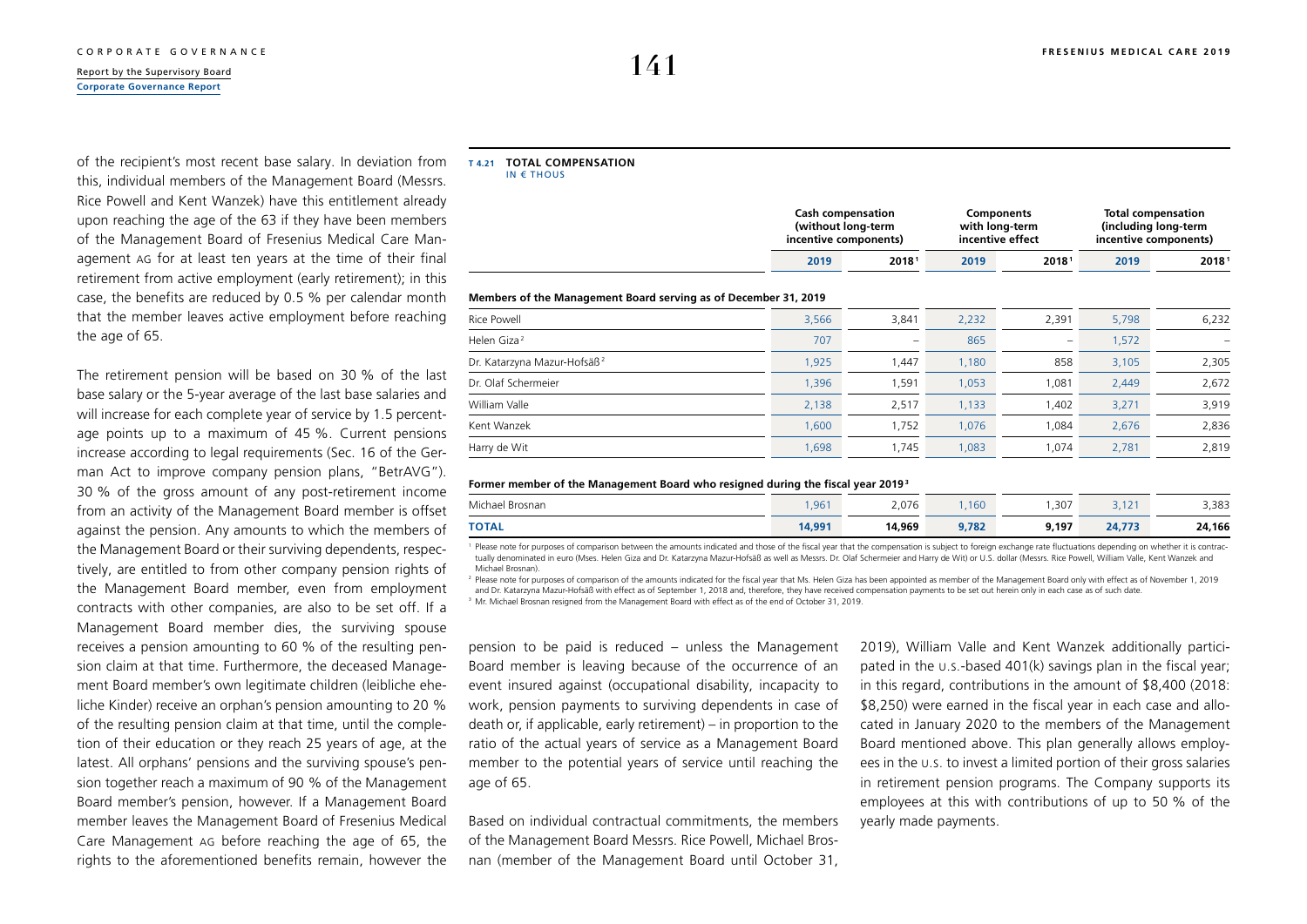of the recipient's most recent base salary. In deviation from this, individual members of the Management Board (Messrs. Rice Powell and Kent Wanzek) have this entitlement already upon reaching the age of the 63 if they have been members of the Management Board of Fresenius Medical Care Management AG for at least ten years at the time of their final retirement from active employment (early retirement); in this case, the benefits are reduced by 0.5 % per calendar month that the member leaves active employment before reaching the age of 65.

The retirement pension will be based on 30 % of the last base salary or the 5-year average of the last base salaries and will increase for each complete year of service by 1.5 percentage points up to a maximum of 45 %. Current pensions increase according to legal requirements (Sec. 16 of the German Act to improve company pension plans, "BetrAVG"). 30 % of the gross amount of any post-retirement income from an activity of the Management Board member is offset against the pension. Any amounts to which the members of the Management Board or their surviving dependents, respectively, are entitled to from other company pension rights of the Management Board member, even from employment contracts with other companies, are also to be set off. If a Management Board member dies, the surviving spouse receives a pension amounting to 60 % of the resulting pension claim at that time. Furthermore, the deceased Management Board member's own legitimate children (leibliche eheliche Kinder) receive an orphan's pension amounting to 20 % of the resulting pension claim at that time, until the completion of their education or they reach 25 years of age, at the latest. All orphans' pensions and the surviving spouse's pension together reach a maximum of 90 % of the Management Board member's pension, however. If a Management Board member leaves the Management Board of Fresenius Medical Care Management AG before reaching the age of 65, the rights to the aforementioned benefits remain, however the pension to be paid is reduced – unless the Management Board member is leaving because of the occurrence of an event insured against (occupational disability, incapacity to work, pension payments to surviving dependents in case of death or, if applicable, early retirement) – in proportion to the ratio of the actual years of service as a Management Board member to the potential years of service until reaching the age of 65.

Based on individual contractual commitments, the members of the Management Board Messrs. Rice Powell, Michael Brosnan (member of the Management Board until October 31, 2019), William Valle and Kent Wanzek additionally participated in the U.S.-based 401(k) savings plan in the fiscal year; in this regard, contributions in the amount of $8,400 (2018: $8,250) were earned in the fiscal year in each case and allocated in January 2020 to the members of the Management Board mentioned above. This plan generally allows employees in the U.S. to invest a limited portion of their gross salaries in retirement pension programs. The Company supports its employees at this with contributions of up to 50 % of the yearly made payments.

**T 4.21 TOTAL COMPENSATION**
IN € THOUS

| | Cash compensation (without long-term incentive components) | | Components with long-term incentive effect | | Total compensation (including long-term incentive components) | |
|---|---|---|---|---|---|---|
| | 2019 | 2018[1] | 2019 | 2018[1] | 2019 | 2018[1] |
| **Members of the Management Board serving as of December 31, 2019** | | | | | | |
| Rice Powell | 3,566 | 3,841 | 2,232 | 2,391 | 5,798 | 6,232 |
| Helen Giza[2] | 707 | – | 865 | – | 1,572 | – |
| Dr. Katarzyna Mazur-Hofsäß[2] | 1,925 | 1,447 | 1,180 | 858 | 3,105 | 2,305 |
| Dr. Olaf Schermeier | 1,396 | 1,591 | 1,053 | 1,081 | 2,449 | 2,672 |
| William Valle | 2,138 | 2,517 | 1,133 | 1,402 | 3,271 | 3,919 |
| Kent Wanzek | 1,600 | 1,752 | 1,076 | 1,084 | 2,676 | 2,836 |
| Harry de Wit | 1,698 | 1,745 | 1,083 | 1,074 | 2,781 | 2,819 |
| **Former member of the Management Board who resigned during the fiscal year 2019[3]** | | | | | | |
| Michael Brosnan | 1,961 | 2,076 | 1,160 | 1,307 | 3,121 | 3,383 |
| **TOTAL** | **14,991** | **14,969** | **9,782** | **9,197** | **24,773** | **24,166** |

[1] Please note for purposes of comparison between the amounts indicated and those of the fiscal year that the compensation is subject to foreign exchange rate fluctuations depending on whether it is contractually denominated in euro (Mses. Helen Giza and Dr. Katarzyna Mazur-Hofsäß as well as Messrs. Dr. Olaf Schermeier and Harry de Wit) or U.S. dollar (Messrs. Rice Powell, William Valle, Kent Wanzek and Michael Brosnan).

[2] Please note for purposes of comparison of the amounts indicated for the fiscal year that Ms. Helen Giza has been appointed as member of the Management Board only with effect as of November 1, 2019 and Dr. Katarzyna Mazur-Hofsäß with effect as of September 1, 2018 and, therefore, they have received compensation payments to be set out herein only in each case as of such date.

[3] Mr. Michael Brosnan resigned from the Management Board with effect as of the end of October 31, 2019.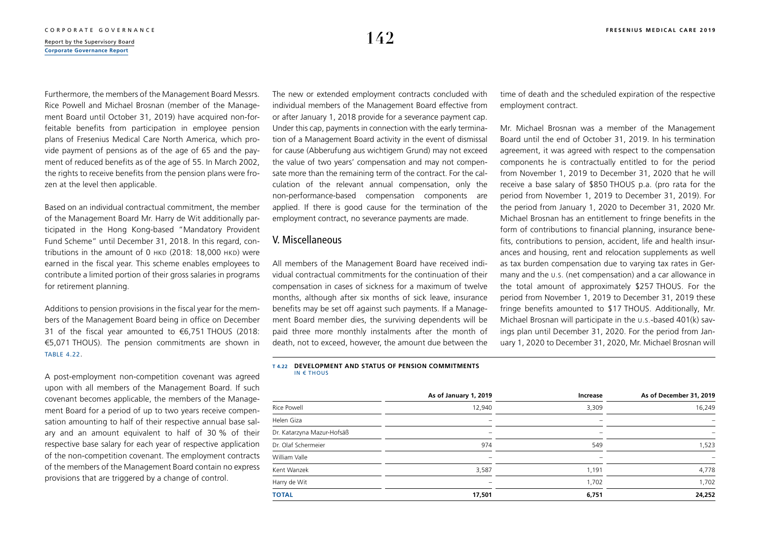Furthermore, the members of the Management Board Messrs. Rice Powell and Michael Brosnan (member of the Management Board until October 31, 2019) have acquired non-forfeitable benefits from participation in employee pension plans of Fresenius Medical Care North America, which provide payment of pensions as of the age of 65 and the payment of reduced benefits as of the age of 55. In March 2002, the rights to receive benefits from the pension plans were frozen at the level then applicable.

Based on an individual contractual commitment, the member of the Management Board Mr. Harry de Wit additionally participated in the Hong Kong-based "Mandatory Provident Fund Scheme" until December 31, 2018. In this regard, contributions in the amount of 0 HKD (2018: 18,000 HKD) were earned in the fiscal year. This scheme enables employees to contribute a limited portion of their gross salaries in programs for retirement planning.

Additions to pension provisions in the fiscal year for the members of the Management Board being in office on December 31 of the fiscal year amounted to €6,751 THOUS (2018: €5,071 THOUS). The pension commitments are shown in TABLE 4.22.

A post-employment non-competition covenant was agreed upon with all members of the Management Board. If such covenant becomes applicable, the members of the Management Board for a period of up to two years receive compensation amounting to half of their respective annual base salary and an amount equivalent to half of 30 % of their respective base salary for each year of respective application of the non-competition covenant. The employment contracts of the members of the Management Board contain no express provisions that are triggered by a change of control.

The new or extended employment contracts concluded with individual members of the Management Board effective from or after January 1, 2018 provide for a severance payment cap. Under this cap, payments in connection with the early termination of a Management Board activity in the event of dismissal for cause (Abberufung aus wichtigem Grund) may not exceed the value of two years' compensation and may not compensate more than the remaining term of the contract. For the calculation of the relevant annual compensation, only the non-performance-based compensation components are applied. If there is good cause for the termination of the employment contract, no severance payments are made.

## V. Miscellaneous

All members of the Management Board have received individual contractual commitments for the continuation of their compensation in cases of sickness for a maximum of twelve months, although after six months of sick leave, insurance benefits may be set off against such payments. If a Management Board member dies, the surviving dependents will be paid three more monthly instalments after the month of death, not to exceed, however, the amount due between the time of death and the scheduled expiration of the respective employment contract.

Mr. Michael Brosnan was a member of the Management Board until the end of October 31, 2019. In his termination agreement, it was agreed with respect to the compensation components he is contractually entitled to for the period from November 1, 2019 to December 31, 2020 that he will receive a base salary of $850 THOUS p.a. (pro rata for the period from November 1, 2019 to December 31, 2019). For the period from January 1, 2020 to December 31, 2020 Mr. Michael Brosnan has an entitlement to fringe benefits in the form of contributions to financial planning, insurance benefits, contributions to pension, accident, life and health insurances and housing, rent and relocation supplements as well as tax burden compensation due to varying tax rates in Germany and the U.S. (net compensation) and a car allowance in the total amount of approximately $257 THOUS. For the period from November 1, 2019 to December 31, 2019 these fringe benefits amounted to $17 THOUS. Additionally, Mr. Michael Brosnan will participate in the U.S.-based 401(k) savings plan until December 31, 2020. For the period from January 1, 2020 to December 31, 2020, Mr. Michael Brosnan will

**T 4.22 DEVELOPMENT AND STATUS OF PENSION COMMITMENTS**
IN € THOUS

| | As of January 1, 2019 | Increase | As of December 31, 2019 |
|---|---|---|---|
| Rice Powell | 12,940 | 3,309 | 16,249 |
| Helen Giza | – | – | – |
| Dr. Katarzyna Mazur-Hofsäß | – | – | – |
| Dr. Olaf Schermeier | 974 | 549 | 1,523 |
| William Valle | – | – | – |
| Kent Wanzek | 3,587 | 1,191 | 4,778 |
| Harry de Wit | – | 1,702 | 1,702 |
| **TOTAL** | **17,501** | **6,751** | **24,252** |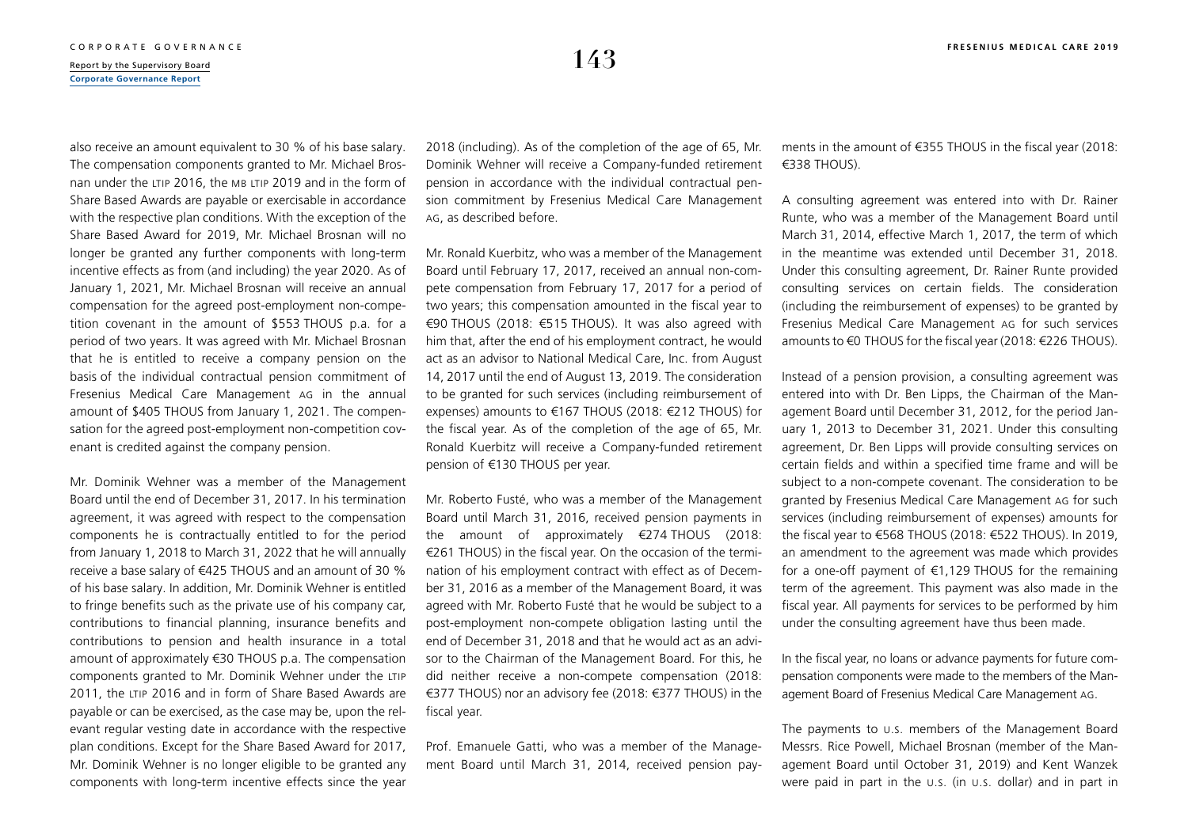also receive an amount equivalent to 30 % of his base salary. The compensation components granted to Mr. Michael Brosnan under the LTIP 2016, the MB LTIP 2019 and in the form of Share Based Awards are payable or exercisable in accordance with the respective plan conditions. With the exception of the Share Based Award for 2019, Mr. Michael Brosnan will no longer be granted any further components with long-term incentive effects as from (and including) the year 2020. As of January 1, 2021, Mr. Michael Brosnan will receive an annual compensation for the agreed post-employment non-competition covenant in the amount of $553 THOUS p.a. for a period of two years. It was agreed with Mr. Michael Brosnan that he is entitled to receive a company pension on the basis of the individual contractual pension commitment of Fresenius Medical Care Management AG in the annual amount of $405 THOUS from January 1, 2021. The compensation for the agreed post-employment non-competition covenant is credited against the company pension.

Mr. Dominik Wehner was a member of the Management Board until the end of December 31, 2017. In his termination agreement, it was agreed with respect to the compensation components he is contractually entitled to for the period from January 1, 2018 to March 31, 2022 that he will annually receive a base salary of €425 THOUS and an amount of 30 % of his base salary. In addition, Mr. Dominik Wehner is entitled to fringe benefits such as the private use of his company car, contributions to financial planning, insurance benefits and contributions to pension and health insurance in a total amount of approximately €30 THOUS p.a. The compensation components granted to Mr. Dominik Wehner under the LTIP 2011, the LTIP 2016 and in form of Share Based Awards are payable or can be exercised, as the case may be, upon the relevant regular vesting date in accordance with the respective plan conditions. Except for the Share Based Award for 2017, Mr. Dominik Wehner is no longer eligible to be granted any components with long-term incentive effects since the year 2018 (including). As of the completion of the age of 65, Mr. Dominik Wehner will receive a Company-funded retirement pension in accordance with the individual contractual pension commitment by Fresenius Medical Care Management AG, as described before.

Mr. Ronald Kuerbitz, who was a member of the Management Board until February 17, 2017, received an annual non-compete compensation from February 17, 2017 for a period of two years; this compensation amounted in the fiscal year to €90 THOUS (2018: €515 THOUS). It was also agreed with him that, after the end of his employment contract, he would act as an advisor to National Medical Care, Inc. from August 14, 2017 until the end of August 13, 2019. The consideration to be granted for such services (including reimbursement of expenses) amounts to €167 THOUS (2018: €212 THOUS) for the fiscal year. As of the completion of the age of 65, Mr. Ronald Kuerbitz will receive a Company-funded retirement pension of €130 THOUS per year.

Mr. Roberto Fusté, who was a member of the Management Board until March 31, 2016, received pension payments in the amount of approximately €274 THOUS (2018: €261 THOUS) in the fiscal year. On the occasion of the termination of his employment contract with effect as of December 31, 2016 as a member of the Management Board, it was agreed with Mr. Roberto Fusté that he would be subject to a post-employment non-compete obligation lasting until the end of December 31, 2018 and that he would act as an advisor to the Chairman of the Management Board. For this, he did neither receive a non-compete compensation (2018: €377 THOUS) nor an advisory fee (2018: €377 THOUS) in the fiscal year.

Prof. Emanuele Gatti, who was a member of the Management Board until March 31, 2014, received pension payments in the amount of €355 THOUS in the fiscal year (2018: €338 THOUS).

A consulting agreement was entered into with Dr. Rainer Runte, who was a member of the Management Board until March 31, 2014, effective March 1, 2017, the term of which in the meantime was extended until December 31, 2018. Under this consulting agreement, Dr. Rainer Runte provided consulting services on certain fields. The consideration (including the reimbursement of expenses) to be granted by Fresenius Medical Care Management AG for such services amounts to €0 THOUS for the fiscal year (2018: €226 THOUS).

Instead of a pension provision, a consulting agreement was entered into with Dr. Ben Lipps, the Chairman of the Management Board until December 31, 2012, for the period January 1, 2013 to December 31, 2021. Under this consulting agreement, Dr. Ben Lipps will provide consulting services on certain fields and within a specified time frame and will be subject to a non-compete covenant. The consideration to be granted by Fresenius Medical Care Management AG for such services (including reimbursement of expenses) amounts for the fiscal year to €568 THOUS (2018: €522 THOUS). In 2019, an amendment to the agreement was made which provides for a one-off payment of €1,129 THOUS for the remaining term of the agreement. This payment was also made in the fiscal year. All payments for services to be performed by him under the consulting agreement have thus been made.

In the fiscal year, no loans or advance payments for future compensation components were made to the members of the Management Board of Fresenius Medical Care Management AG.

The payments to U.S. members of the Management Board Messrs. Rice Powell, Michael Brosnan (member of the Management Board until October 31, 2019) and Kent Wanzek were paid in part in the U.S. (in U.S. dollar) and in part in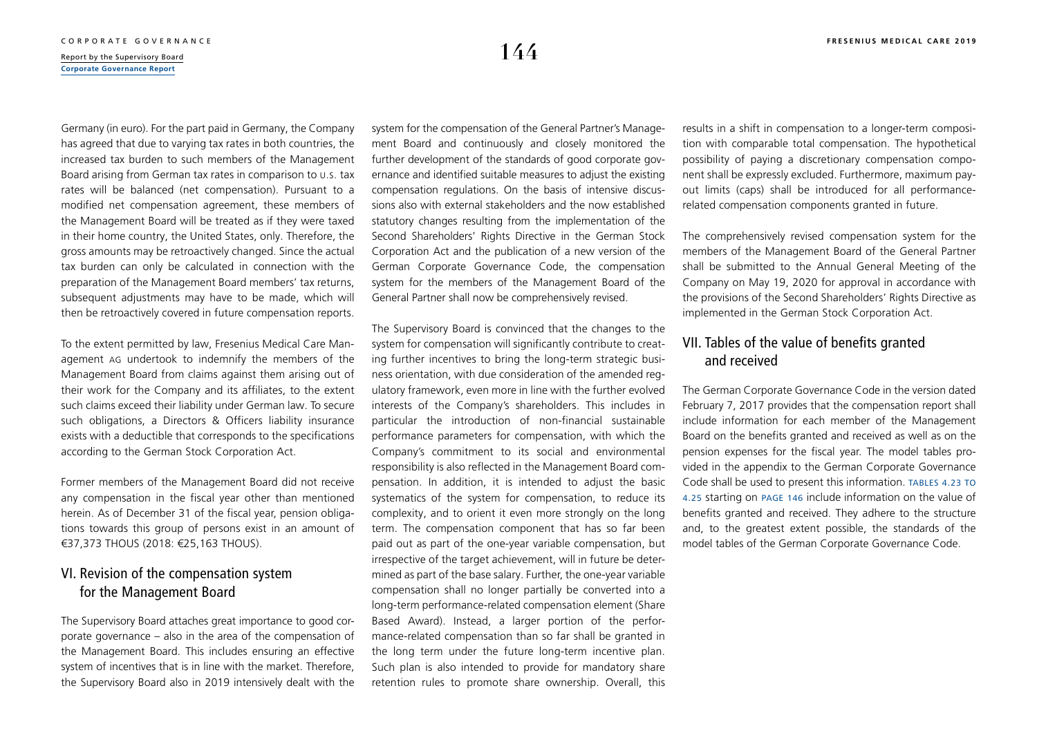Germany (in euro). For the part paid in Germany, the Company has agreed that due to varying tax rates in both countries, the increased tax burden to such members of the Management Board arising from German tax rates in comparison to U.S. tax rates will be balanced (net compensation). Pursuant to a modified net compensation agreement, these members of the Management Board will be treated as if they were taxed in their home country, the United States, only. Therefore, the gross amounts may be retroactively changed. Since the actual tax burden can only be calculated in connection with the preparation of the Management Board members' tax returns, subsequent adjustments may have to be made, which will then be retroactively covered in future compensation reports.

To the extent permitted by law, Fresenius Medical Care Management AG undertook to indemnify the members of the Management Board from claims against them arising out of their work for the Company and its affiliates, to the extent such claims exceed their liability under German law. To secure such obligations, a Directors & Officers liability insurance exists with a deductible that corresponds to the specifications according to the German Stock Corporation Act.

Former members of the Management Board did not receive any compensation in the fiscal year other than mentioned herein. As of December 31 of the fiscal year, pension obligations towards this group of persons exist in an amount of €37,373 THOUS (2018: €25,163 THOUS).

## VI. Revision of the compensation system for the Management Board

The Supervisory Board attaches great importance to good corporate governance – also in the area of the compensation of the Management Board. This includes ensuring an effective system of incentives that is in line with the market. Therefore, the Supervisory Board also in 2019 intensively dealt with the system for the compensation of the General Partner's Management Board and continuously and closely monitored the further development of the standards of good corporate governance and identified suitable measures to adjust the existing compensation regulations. On the basis of intensive discussions also with external stakeholders and the now established statutory changes resulting from the implementation of the Second Shareholders' Rights Directive in the German Stock Corporation Act and the publication of a new version of the German Corporate Governance Code, the compensation system for the members of the Management Board of the General Partner shall now be comprehensively revised.

The Supervisory Board is convinced that the changes to the system for compensation will significantly contribute to creating further incentives to bring the long-term strategic business orientation, with due consideration of the amended regulatory framework, even more in line with the further evolved interests of the Company's shareholders. This includes in particular the introduction of non-financial sustainable performance parameters for compensation, with which the Company's commitment to its social and environmental responsibility is also reflected in the Management Board compensation. In addition, it is intended to adjust the basic systematics of the system for compensation, to reduce its complexity, and to orient it even more strongly on the long term. The compensation component that has so far been paid out as part of the one-year variable compensation, but irrespective of the target achievement, will in future be determined as part of the base salary. Further, the one-year variable compensation shall no longer partially be converted into a long-term performance-related compensation element (Share Based Award). Instead, a larger portion of the performance-related compensation than so far shall be granted in the long term under the future long-term incentive plan. Such plan is also intended to provide for mandatory share retention rules to promote share ownership. Overall, this results in a shift in compensation to a longer-term composition with comparable total compensation. The hypothetical possibility of paying a discretionary compensation component shall be expressly excluded. Furthermore, maximum payout limits (caps) shall be introduced for all performance-related compensation components granted in future.

The comprehensively revised compensation system for the members of the Management Board of the General Partner shall be submitted to the Annual General Meeting of the Company on May 19, 2020 for approval in accordance with the provisions of the Second Shareholders' Rights Directive as implemented in the German Stock Corporation Act.

## VII. Tables of the value of benefits granted and received

The German Corporate Governance Code in the version dated February 7, 2017 provides that the compensation report shall include information for each member of the Management Board on the benefits granted and received as well as on the pension expenses for the fiscal year. The model tables provided in the appendix to the German Corporate Governance Code shall be used to present this information. TABLES 4.23 TO 4.25 starting on PAGE 146 include information on the value of benefits granted and received. They adhere to the structure and, to the greatest extent possible, the standards of the model tables of the German Corporate Governance Code.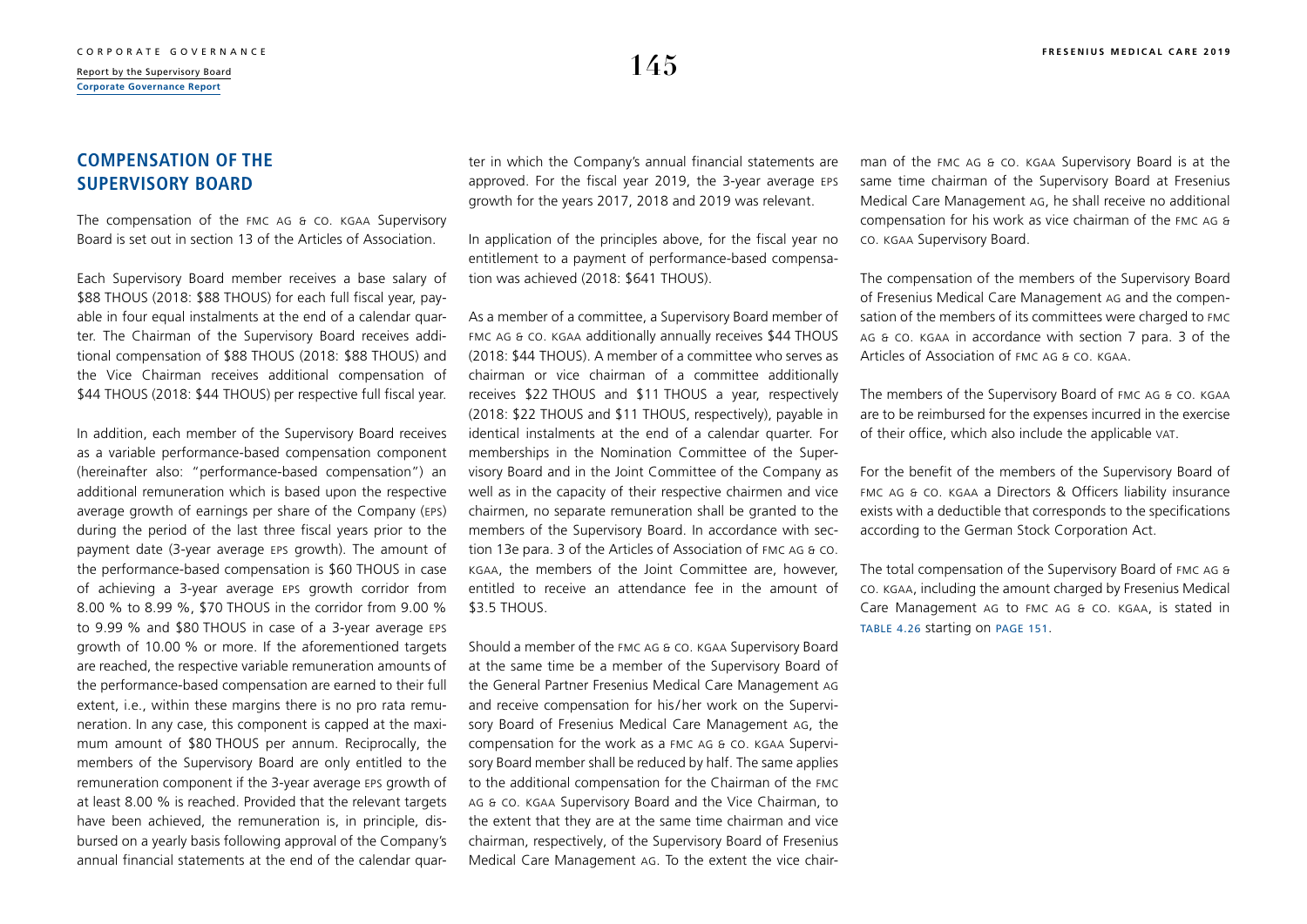## COMPENSATION OF THE SUPERVISORY BOARD

The compensation of the FMC AG & CO. KGAA Supervisory Board is set out in section 13 of the Articles of Association.

Each Supervisory Board member receives a base salary of $88 THOUS (2018: $88 THOUS) for each full fiscal year, payable in four equal instalments at the end of a calendar quarter. The Chairman of the Supervisory Board receives additional compensation of $88 THOUS (2018: $88 THOUS) and the Vice Chairman receives additional compensation of $44 THOUS (2018: $44 THOUS) per respective full fiscal year.

In addition, each member of the Supervisory Board receives as a variable performance-based compensation component (hereinafter also: "performance-based compensation") an additional remuneration which is based upon the respective average growth of earnings per share of the Company (EPS) during the period of the last three fiscal years prior to the payment date (3-year average EPS growth). The amount of the performance-based compensation is $60 THOUS in case of achieving a 3-year average EPS growth corridor from 8.00 % to 8.99 %, $70 THOUS in the corridor from 9.00 % to 9.99 % and $80 THOUS in case of a 3-year average EPS growth of 10.00 % or more. If the aforementioned targets are reached, the respective variable remuneration amounts of the performance-based compensation are earned to their full extent, i.e., within these margins there is no pro rata remuneration. In any case, this component is capped at the maximum amount of $80 THOUS per annum. Reciprocally, the members of the Supervisory Board are only entitled to the remuneration component if the 3-year average EPS growth of at least 8.00 % is reached. Provided that the relevant targets have been achieved, the remuneration is, in principle, disbursed on a yearly basis following approval of the Company's annual financial statements at the end of the calendar quarter in which the Company's annual financial statements are approved. For the fiscal year 2019, the 3-year average EPS growth for the years 2017, 2018 and 2019 was relevant.

In application of the principles above, for the fiscal year no entitlement to a payment of performance-based compensation was achieved (2018: $641 THOUS).

As a member of a committee, a Supervisory Board member of FMC AG & CO. KGAA additionally annually receives $44 THOUS (2018: $44 THOUS). A member of a committee who serves as chairman or vice chairman of a committee additionally receives $22 THOUS and $11 THOUS a year, respectively (2018: $22 THOUS and $11 THOUS, respectively), payable in identical instalments at the end of a calendar quarter. For memberships in the Nomination Committee of the Supervisory Board and in the Joint Committee of the Company as well as in the capacity of their respective chairmen and vice chairmen, no separate remuneration shall be granted to the members of the Supervisory Board. In accordance with section 13e para. 3 of the Articles of Association of FMC AG & CO. KGAA, the members of the Joint Committee are, however, entitled to receive an attendance fee in the amount of $3.5 THOUS.

Should a member of the FMC AG & CO. KGAA Supervisory Board at the same time be a member of the Supervisory Board of the General Partner Fresenius Medical Care Management AG and receive compensation for his/her work on the Supervisory Board of Fresenius Medical Care Management AG, the compensation for the work as a FMC AG & CO. KGAA Supervisory Board member shall be reduced by half. The same applies to the additional compensation for the Chairman of the FMC AG & CO. KGAA Supervisory Board and the Vice Chairman, to the extent that they are at the same time chairman and vice chairman, respectively, of the Supervisory Board of Fresenius Medical Care Management AG. To the extent the vice chairman of the FMC AG & CO. KGAA Supervisory Board is at the same time chairman of the Supervisory Board at Fresenius Medical Care Management AG, he shall receive no additional compensation for his work as vice chairman of the FMC AG & CO. KGAA Supervisory Board.

The compensation of the members of the Supervisory Board of Fresenius Medical Care Management AG and the compensation of the members of its committees were charged to FMC AG & CO. KGAA in accordance with section 7 para. 3 of the Articles of Association of FMC AG & CO. KGAA.

The members of the Supervisory Board of FMC AG & CO. KGAA are to be reimbursed for the expenses incurred in the exercise of their office, which also include the applicable VAT.

For the benefit of the members of the Supervisory Board of FMC AG & CO. KGAA a Directors & Officers liability insurance exists with a deductible that corresponds to the specifications according to the German Stock Corporation Act.

The total compensation of the Supervisory Board of FMC AG & CO. KGAA, including the amount charged by Fresenius Medical Care Management AG to FMC AG & CO. KGAA, is stated in TABLE 4.26 starting on PAGE 151.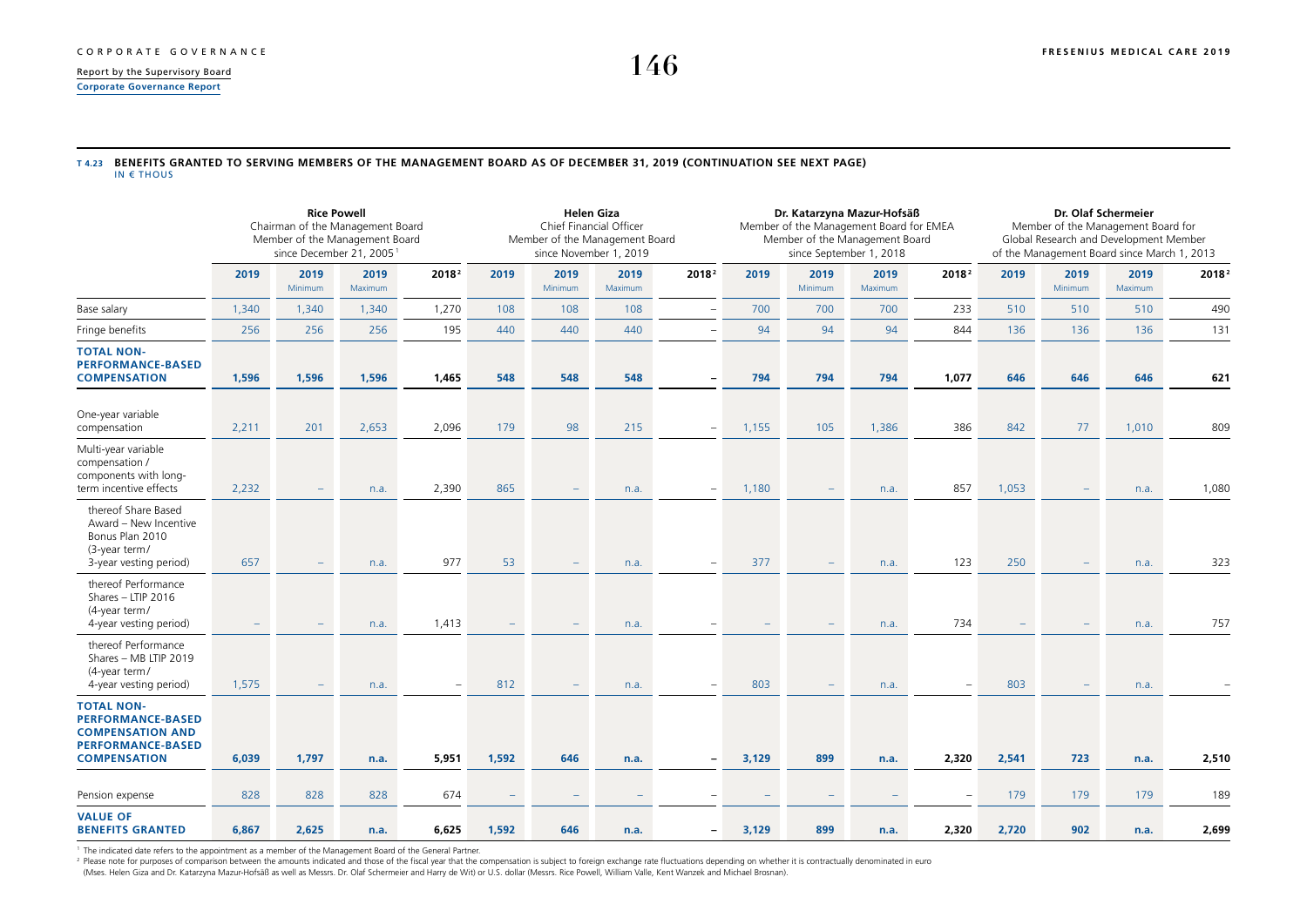**T 4.23 BENEFITS GRANTED TO SERVING MEMBERS OF THE MANAGEMENT BOARD AS OF DECEMBER 31, 2019 (CONTINUATION SEE NEXT PAGE)**
IN € THOUS

| | **Rice Powell** Chairman of the Management Board Member of the Management Board since December 21, 2005[1] | | | | **Helen Giza** Chief Financial Officer Member of the Management Board since November 1, 2019 | | | | **Dr. Katarzyna Mazur-Hofsäß** Member of the Management Board for EMEA Member of the Management Board since September 1, 2018 | | | | **Dr. Olaf Schermeier** Member of the Management Board for Global Research and Development Member of the Management Board since March 1, 2013 | | | |
|---|---|---|---|---|---|---|---|---|---|---|---|---|---|---|---|---|
| | 2019 | 2019 Minimum | 2019 Maximum | 2018[2] | 2019 | 2019 Minimum | 2019 Maximum | 2018[2] | 2019 | 2019 Minimum | 2019 Maximum | 2018[2] | 2019 | 2019 Minimum | 2019 Maximum | 2018[2] |
| Base salary | 1,340 | 1,340 | 1,340 | 1,270 | 108 | 108 | 108 | – | 700 | 700 | 700 | 233 | 510 | 510 | 510 | 490 |
| Fringe benefits | 256 | 256 | 256 | 195 | 440 | 440 | 440 | – | 94 | 94 | 94 | 844 | 136 | 136 | 136 | 131 |
| **TOTAL NON-PERFORMANCE-BASED COMPENSATION** | **1,596** | **1,596** | **1,596** | **1,465** | **548** | **548** | **548** | **–** | **794** | **794** | **794** | **1,077** | **646** | **646** | **646** | **621** |
| One-year variable compensation | 2,211 | 201 | 2,653 | 2,096 | 179 | 98 | 215 | – | 1,155 | 105 | 1,386 | 386 | 842 | 77 | 1,010 | 809 |
| Multi-year variable compensation / components with long-term incentive effects | 2,232 | – | n.a. | 2,390 | 865 | – | n.a. | – | 1,180 | – | n.a. | 857 | 1,053 | – | n.a. | 1,080 |
| thereof Share Based Award – New Incentive Bonus Plan 2010 (3-year term/ 3-year vesting period) | 657 | – | n.a. | 977 | 53 | – | n.a. | – | 377 | – | n.a. | 123 | 250 | – | n.a. | 323 |
| thereof Performance Shares – LTIP 2016 (4-year term/ 4-year vesting period) | – | – | n.a. | 1,413 | – | – | n.a. | – | – | – | n.a. | 734 | – | – | n.a. | 757 |
| thereof Performance Shares – MB LTIP 2019 (4-year term/ 4-year vesting period) | 1,575 | – | n.a. | – | 812 | – | n.a. | – | 803 | – | n.a. | – | 803 | – | n.a. | – |
| **TOTAL NON-PERFORMANCE-BASED COMPENSATION AND PERFORMANCE-BASED COMPENSATION** | **6,039** | **1,797** | **n.a.** | **5,951** | **1,592** | **646** | **n.a.** | **–** | **3,129** | **899** | **n.a.** | **2,320** | **2,541** | **723** | **n.a.** | **2,510** |
| Pension expense | 828 | 828 | 828 | 674 | – | – | – | – | – | – | – | – | 179 | 179 | 179 | 189 |
| **VALUE OF BENEFITS GRANTED** | **6,867** | **2,625** | **n.a.** | **6,625** | **1,592** | **646** | **n.a.** | **–** | **3,129** | **899** | **n.a.** | **2,320** | **2,720** | **902** | **n.a.** | **2,699** |

[1] The indicated date refers to the appointment as a member of the Management Board of the General Partner.
[2] Please note for purposes of comparison between the amounts indicated and those of the fiscal year that the compensation is subject to foreign exchange rate fluctuations depending on whether it is contractually denominated in euro (Mses. Helen Giza and Dr. Katarzyna Mazur-Hofsäß as well as Messrs. Dr. Olaf Schermeier and Harry de Wit) or U.S. dollar (Messrs. Rice Powell, William Valle, Kent Wanzek and Michael Brosnan).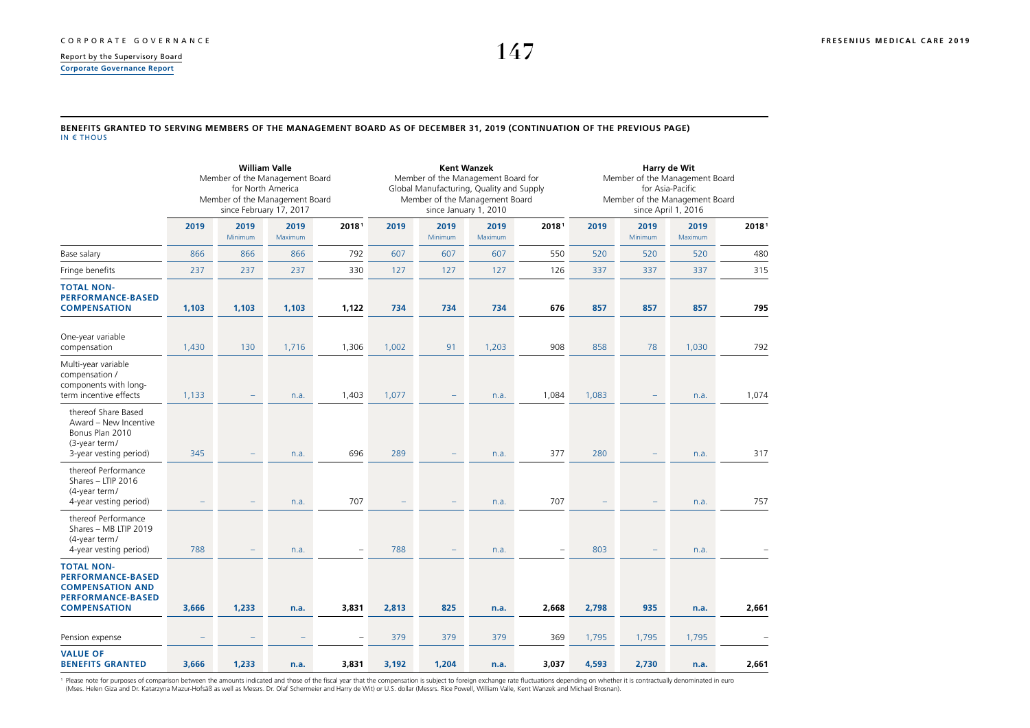#### BENEFITS GRANTED TO SERVING MEMBERS OF THE MANAGEMENT BOARD AS OF DECEMBER 31, 2019 (CONTINUATION OF THE PREVIOUS PAGE)

IN € THOUS

| | William Valle<br>Member of the Management Board for North America<br>Member of the Management Board since February 17, 2017 | | | | Kent Wanzek<br>Member of the Management Board for Global Manufacturing, Quality and Supply<br>Member of the Management Board since January 1, 2010 | | | | Harry de Wit<br>Member of the Management Board for Asia-Pacific<br>Member of the Management Board since April 1, 2016 | | | |
|---|---|---|---|---|---|---|---|---|---|---|---|---|
| | 2019 | 2019 Minimum | 2019 Maximum | 2018[1] | 2019 | 2019 Minimum | 2019 Maximum | 2018[1] | 2019 | 2019 Minimum | 2019 Maximum | 2018[1] |
| Base salary | 866 | 866 | 866 | 792 | 607 | 607 | 607 | 550 | 520 | 520 | 520 | 480 |
| Fringe benefits | 237 | 237 | 237 | 330 | 127 | 127 | 127 | 126 | 337 | 337 | 337 | 315 |
| **TOTAL NON-PERFORMANCE-BASED COMPENSATION** | **1,103** | **1,103** | **1,103** | **1,122** | **734** | **734** | **734** | **676** | **857** | **857** | **857** | **795** |
| One-year variable compensation | 1,430 | 130 | 1,716 | 1,306 | 1,002 | 91 | 1,203 | 908 | 858 | 78 | 1,030 | 792 |
| Multi-year variable compensation / components with long-term incentive effects | 1,133 | – | n.a. | 1,403 | 1,077 | – | n.a. | 1,084 | 1,083 | – | n.a. | 1,074 |
| thereof Share Based Award – New Incentive Bonus Plan 2010 (3-year term/ 3-year vesting period) | 345 | – | n.a. | 696 | 289 | – | n.a. | 377 | 280 | – | n.a. | 317 |
| thereof Performance Shares – LTIP 2016 (4-year term/ 4-year vesting period) | – | – | n.a. | 707 | – | – | n.a. | 707 | – | – | n.a. | 757 |
| thereof Performance Shares – MB LTIP 2019 (4-year term/ 4-year vesting period) | 788 | – | n.a. | – | 788 | – | n.a. | – | 803 | – | n.a. | – |
| **TOTAL NON-PERFORMANCE-BASED COMPENSATION AND PERFORMANCE-BASED COMPENSATION** | **3,666** | **1,233** | **n.a.** | **3,831** | **2,813** | **825** | **n.a.** | **2,668** | **2,798** | **935** | **n.a.** | **2,661** |
| Pension expense | – | – | – | – | 379 | 379 | 379 | 369 | 1,795 | 1,795 | 1,795 | – |
| **VALUE OF BENEFITS GRANTED** | **3,666** | **1,233** | **n.a.** | **3,831** | **3,192** | **1,204** | **n.a.** | **3,037** | **4,593** | **2,730** | **n.a.** | **2,661** |

[1] Please note for purposes of comparison between the amounts indicated and those of the fiscal year that the compensation is subject to foreign exchange rate fluctuations depending on whether it is contractually denominated in euro (Mses. Helen Giza and Dr. Katarzyna Mazur-Hofsäß as well as Messrs. Dr. Olaf Schermeier and Harry de Wit) or U.S. dollar (Messrs. Rice Powell, William Valle, Kent Wanzek and Michael Brosnan).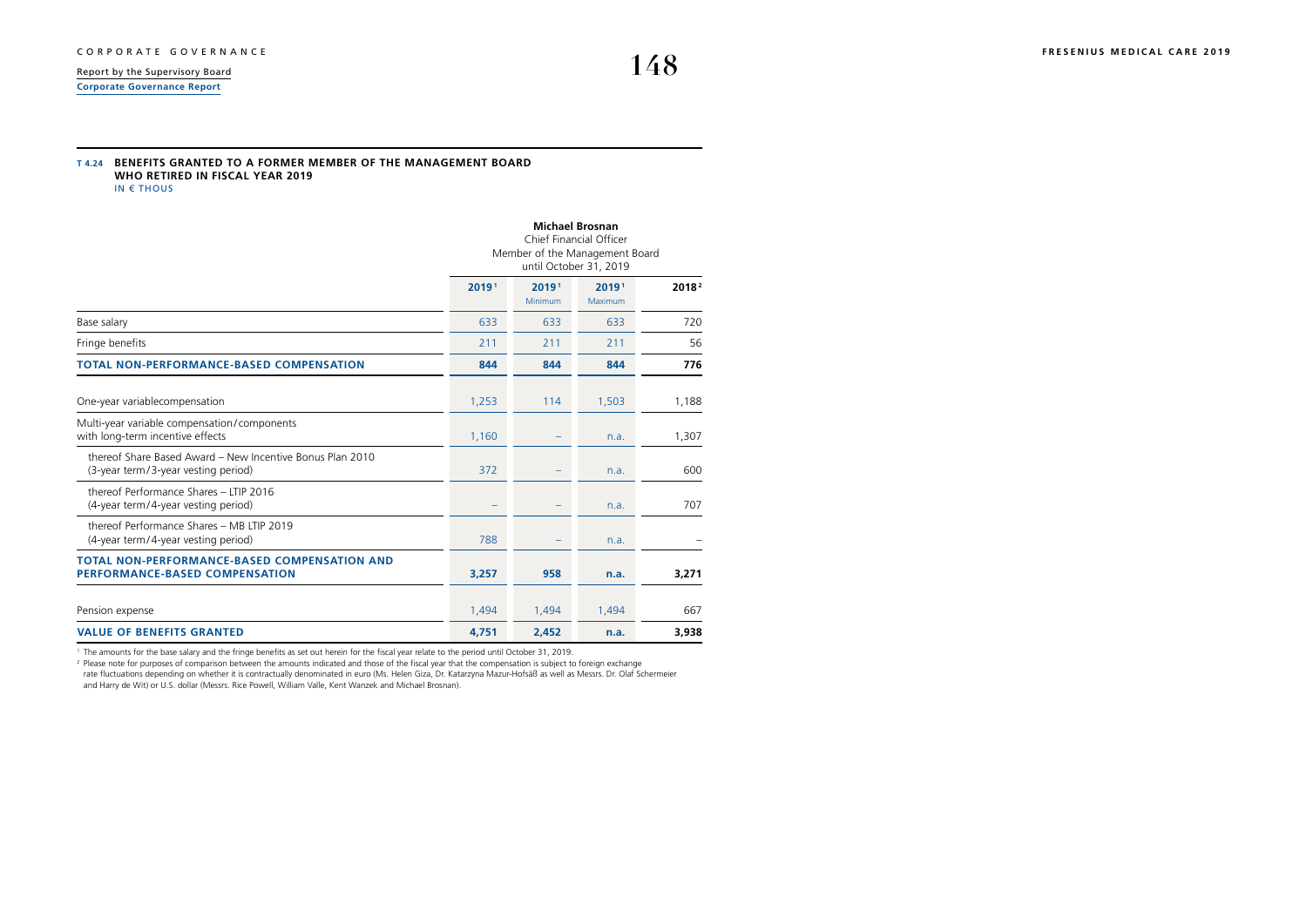**T 4.24 BENEFITS GRANTED TO A FORMER MEMBER OF THE MANAGEMENT BOARD WHO RETIRED IN FISCAL YEAR 2019**
IN € THOUS

| | **Michael Brosnan** Chief Financial Officer Member of the Management Board until October 31, 2019 | | | |
|---|---|---|---|---|
| | **2019** [1] | **2019** [1] Minimum | **2019** [1] Maximum | **2018** [2] |
| Base salary | 633 | 633 | 633 | 720 |
| Fringe benefits | 211 | 211 | 211 | 56 |
| **TOTAL NON-PERFORMANCE-BASED COMPENSATION** | **844** | **844** | **844** | **776** |
| One-year variablecompensation | 1,253 | 114 | 1,503 | 1,188 |
| Multi-year variable compensation/components with long-term incentive effects | 1,160 | – | n.a. | 1,307 |
| thereof Share Based Award – New Incentive Bonus Plan 2010 (3-year term/3-year vesting period) | 372 | – | n.a. | 600 |
| thereof Performance Shares – LTIP 2016 (4-year term/4-year vesting period) | – | – | n.a. | 707 |
| thereof Performance Shares – MB LTIP 2019 (4-year term/4-year vesting period) | 788 | – | n.a. | – |
| **TOTAL NON-PERFORMANCE-BASED COMPENSATION AND PERFORMANCE-BASED COMPENSATION** | **3,257** | **958** | **n.a.** | **3,271** |
| Pension expense | 1,494 | 1,494 | 1,494 | 667 |
| **VALUE OF BENEFITS GRANTED** | **4,751** | **2,452** | **n.a.** | **3,938** |

[1] The amounts for the base salary and the fringe benefits as set out herein for the fiscal year relate to the period until October 31, 2019.

[2] Please note for purposes of comparison between the amounts indicated and those of the fiscal year that the compensation is subject to foreign exchange rate fluctuations depending on whether it is contractually denominated in euro (Ms. Helen Giza, Dr. Katarzyna Mazur-Hofsäß as well as Messrs. Dr. Olaf Schermeier and Harry de Wit) or U.S. dollar (Messrs. Rice Powell, William Valle, Kent Wanzek and Michael Brosnan).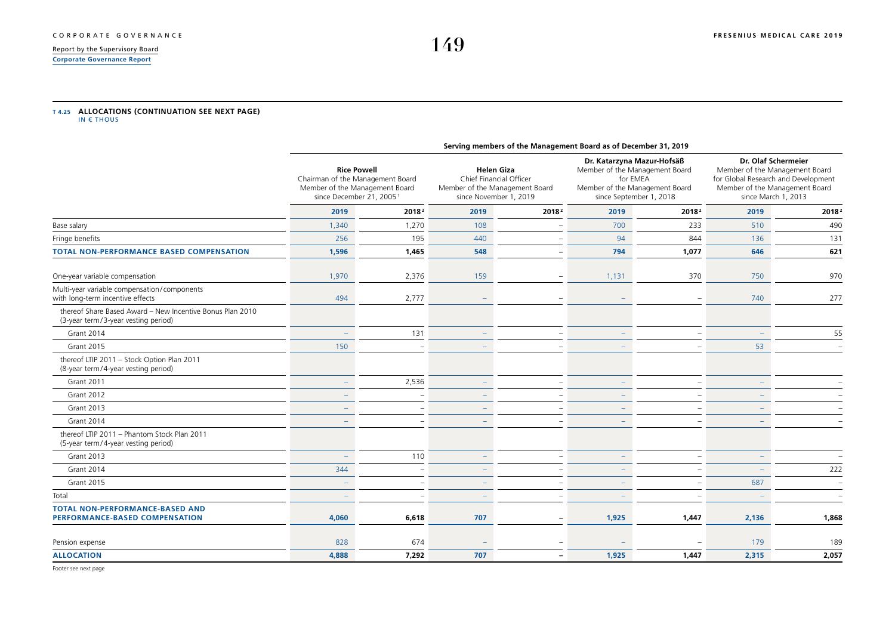**T 4.25 ALLOCATIONS (CONTINUATION SEE NEXT PAGE)**
IN € THOUS

| | Serving members of the Management Board as of December 31, 2019 | | | | | | | |
|---|---|---|---|---|---|---|---|---|
| | **Rice Powell** Chairman of the Management Board Member of the Management Board since December 21, 2005[1] | | **Helen Giza** Chief Financial Officer Member of the Management Board since November 1, 2019 | | **Dr. Katarzyna Mazur-Hofsäß** Member of the Management Board for EMEA Member of the Management Board since September 1, 2018 | | **Dr. Olaf Schermeier** Member of the Management Board for Global Research and Development Member of the Management Board since March 1, 2013 | |
| | **2019** | **2018[2]** | **2019** | **2018[2]** | **2019** | **2018[2]** | **2019** | **2018[2]** |
| Base salary | 1,340 | 1,270 | 108 | – | 700 | 233 | 510 | 490 |
| Fringe benefits | 256 | 195 | 440 | – | 94 | 844 | 136 | 131 |
| **TOTAL NON-PERFORMANCE BASED COMPENSATION** | **1,596** | **1,465** | **548** | **–** | **794** | **1,077** | **646** | **621** |
| One-year variable compensation | 1,970 | 2,376 | 159 | – | 1,131 | 370 | 750 | 970 |
| Multi-year variable compensation/components with long-term incentive effects | 494 | 2,777 | – | – | – | – | 740 | 277 |
| thereof Share Based Award – New Incentive Bonus Plan 2010 (3-year term/3-year vesting period) | | | | | | | | |
| Grant 2014 | – | 131 | – | – | – | – | – | 55 |
| Grant 2015 | 150 | – | – | – | – | – | 53 | – |
| thereof LTIP 2011 – Stock Option Plan 2011 (8-year term/4-year vesting period) | | | | | | | | |
| Grant 2011 | – | 2,536 | – | – | – | – | – | – |
| Grant 2012 | – | – | – | – | – | – | – | – |
| Grant 2013 | – | – | – | – | – | – | – | – |
| Grant 2014 | – | – | – | – | – | – | – | – |
| thereof LTIP 2011 – Phantom Stock Plan 2011 (5-year term/4-year vesting period) | | | | | | | | |
| Grant 2013 | – | 110 | – | – | – | – | – | – |
| Grant 2014 | 344 | – | – | – | – | – | – | 222 |
| Grant 2015 | – | – | – | – | – | – | 687 | – |
| Total | – | – | – | – | – | – | – | – |
| **TOTAL NON-PERFORMANCE-BASED AND PERFORMANCE-BASED COMPENSATION** | **4,060** | **6,618** | **707** | **–** | **1,925** | **1,447** | **2,136** | **1,868** |
| Pension expense | 828 | 674 | – | – | – | – | 179 | 189 |
| **ALLOCATION** | **4,888** | **7,292** | **707** | **–** | **1,925** | **1,447** | **2,315** | **2,057** |

Footer see next page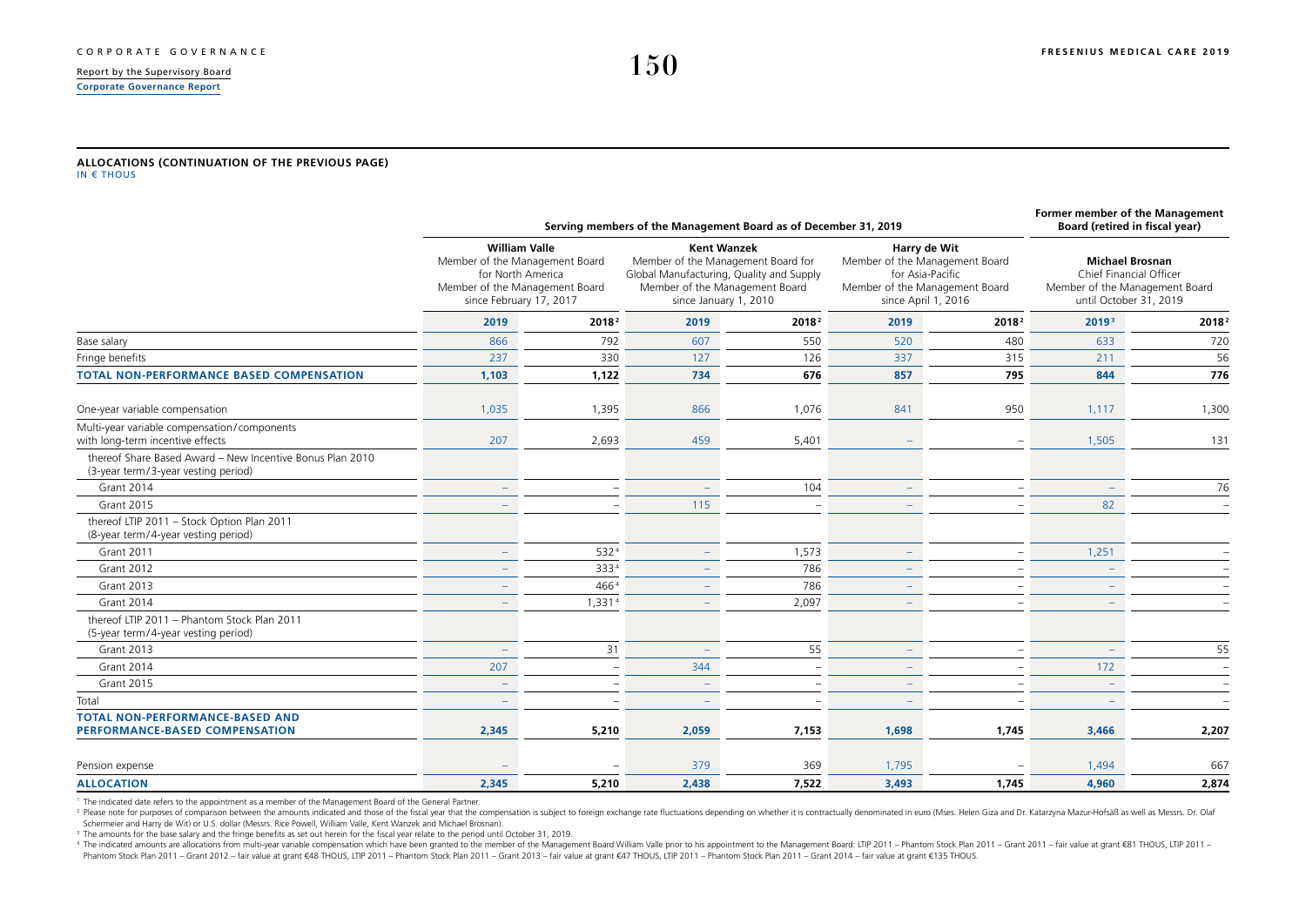**ALLOCATIONS (CONTINUATION OF THE PREVIOUS PAGE)**
IN € THOUS

| | Serving members of the Management Board as of December 31, 2019 | | | | | | Former member of the Management Board (retired in fiscal year) | |
|---|---|---|---|---|---|---|---|---|
| | **William Valle** Member of the Management Board for North America Member of the Management Board since February 17, 2017 | | **Kent Wanzek** Member of the Management Board for Global Manufacturing, Quality and Supply Member of the Management Board since January 1, 2010 | | **Harry de Wit** Member of the Management Board for Asia-Pacific Member of the Management Board since April 1, 2016 | | **Michael Brosnan** Chief Financial Officer Member of the Management Board until October 31, 2019 | |
| | **2019** | **2018**[2] | **2019** | **2018**[2] | **2019** | **2018**[2] | **2019**[3] | **2018**[2] |
| Base salary | 866 | 792 | 607 | 550 | 520 | 480 | 633 | 720 |
| Fringe benefits | 237 | 330 | 127 | 126 | 337 | 315 | 211 | 56 |
| **TOTAL NON-PERFORMANCE BASED COMPENSATION** | **1,103** | **1,122** | **734** | **676** | **857** | **795** | **844** | **776** |
| One-year variable compensation | 1,035 | 1,395 | 866 | 1,076 | 841 | 950 | 1,117 | 1,300 |
| Multi-year variable compensation/components with long-term incentive effects | 207 | 2,693 | 459 | 5,401 | – | – | 1,505 | 131 |
| thereof Share Based Award – New Incentive Bonus Plan 2010 (3-year term/3-year vesting period) | | | | | | | | |
| Grant 2014 | – | – | – | 104 | – | – | – | 76 |
| Grant 2015 | – | – | 115 | – | – | – | 82 | – |
| thereof LTIP 2011 – Stock Option Plan 2011 (8-year term/4-year vesting period) | | | | | | | | |
| Grant 2011 | – | 532[4] | – | 1,573 | – | – | 1,251 | – |
| Grant 2012 | – | 333[4] | – | 786 | – | – | – | – |
| Grant 2013 | – | 466[4] | – | 786 | – | – | – | – |
| Grant 2014 | – | 1,331[4] | – | 2,097 | – | – | – | – |
| thereof LTIP 2011 – Phantom Stock Plan 2011 (5-year term/4-year vesting period) | | | | | | | | |
| Grant 2013 | – | 31 | – | 55 | – | – | – | 55 |
| Grant 2014 | 207 | – | 344 | – | – | – | 172 | – |
| Grant 2015 | – | – | – | – | – | – | – | – |
| Total | – | – | – | – | – | – | – | – |
| **TOTAL NON-PERFORMANCE-BASED AND PERFORMANCE-BASED COMPENSATION** | **2,345** | **5,210** | **2,059** | **7,153** | **1,698** | **1,745** | **3,466** | **2,207** |
| Pension expense | – | – | 379 | 369 | 1,795 | – | 1,494 | 667 |
| **ALLOCATION** | **2,345** | **5,210** | **2,438** | **7,522** | **3,493** | **1,745** | **4,960** | **2,874** |

[1] The indicated date refers to the appointment as a member of the Management Board of the General Partner.

[2] Please note for purposes of comparison between the amounts indicated and those of the fiscal year that the compensation is subject to foreign exchange rate fluctuations depending on whether it is contractually denominated in euro (Mses. Helen Giza and Dr. Katarzyna Mazur-Hofsäß as well as Messrs. Dr. Olaf Schermeier and Harry de Wit) or U.S. dollar (Messrs. Rice Powell, William Valle, Kent Wanzek and Michael Brosnan).

[3] The amounts for the base salary and the fringe benefits as set out herein for the fiscal year relate to the period until October 31, 2019.

[4] The indicated amounts are allocations from multi-year variable compensation which have been granted to the member of the Management Board William Valle prior to his appointment to the Management Board: LTIP 2011 – Phantom Stock Plan 2011 – Grant 2011 – fair value at grant €81 THOUS, LTIP 2011 – Phantom Stock Plan 2011 – Grant 2012 – fair value at grant €48 THOUS, LTIP 2011 – Phantom Stock Plan 2011 – Grant 2013 – fair value at grant €47 THOUS, LTIP 2011 – Phantom Stock Plan 2011 – Grant 2014 – fair value at grant €135 THOUS.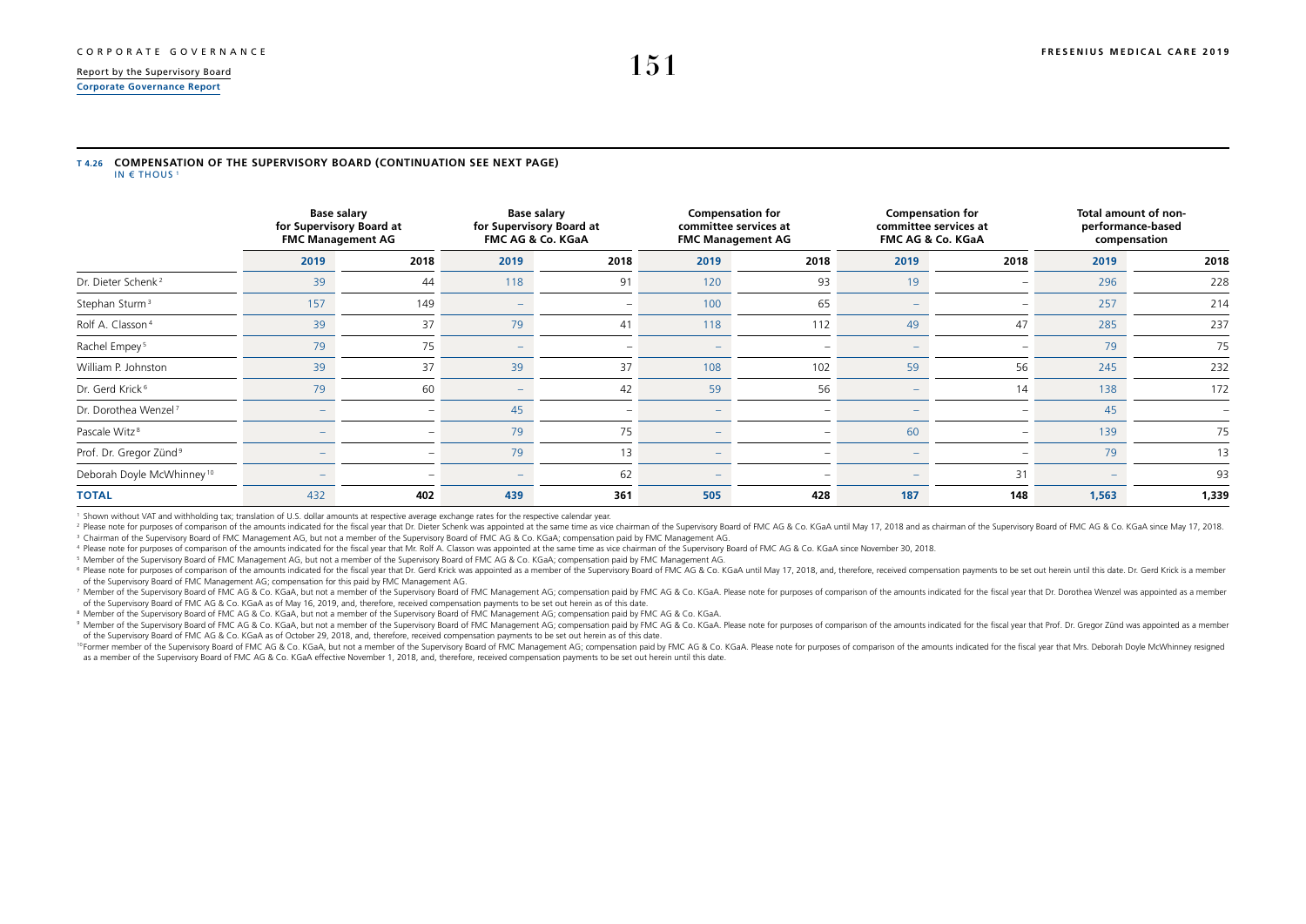**T 4.26 COMPENSATION OF THE SUPERVISORY BOARD (CONTINUATION SEE NEXT PAGE)**
IN € THOUS [1]

| | Base salary for Supervisory Board at FMC Management AG | | Base salary for Supervisory Board at FMC AG & Co. KGaA | | Compensation for committee services at FMC Management AG | | Compensation for committee services at FMC AG & Co. KGaA | | Total amount of non-performance-based compensation | |
|---|---|---|---|---|---|---|---|---|---|---|
| | 2019 | 2018 | 2019 | 2018 | 2019 | 2018 | 2019 | 2018 | 2019 | 2018 |
| Dr. Dieter Schenk [2] | 39 | 44 | 118 | 91 | 120 | 93 | 19 | – | 296 | 228 |
| Stephan Sturm [3] | 157 | 149 | – | – | 100 | 65 | – | – | 257 | 214 |
| Rolf A. Classon [4] | 39 | 37 | 79 | 41 | 118 | 112 | 49 | 47 | 285 | 237 |
| Rachel Empey [5] | 79 | 75 | – | – | – | – | – | – | 79 | 75 |
| William P. Johnston | 39 | 37 | 39 | 37 | 108 | 102 | 59 | 56 | 245 | 232 |
| Dr. Gerd Krick [6] | 79 | 60 | – | 42 | 59 | 56 | – | 14 | 138 | 172 |
| Dr. Dorothea Wenzel [7] | – | – | 45 | – | – | – | – | – | 45 | – |
| Pascale Witz [8] | – | – | 79 | 75 | – | – | 60 | – | 139 | 75 |
| Prof. Dr. Gregor Zünd [9] | – | – | 79 | 13 | – | – | – | – | 79 | 13 |
| Deborah Doyle McWhinney [10] | – | – | – | 62 | – | – | – | 31 | – | 93 |
| **TOTAL** | **432** | **402** | **439** | **361** | **505** | **428** | **187** | **148** | **1,563** | **1,339** |

[1] Shown without VAT and withholding tax; translation of U.S. dollar amounts at respective average exchange rates for the respective calendar year.
[2] Please note for purposes of comparison of the amounts indicated for the fiscal year that Dr. Dieter Schenk was appointed at the same time as vice chairman of the Supervisory Board of FMC AG & Co. KGaA until May 17, 2018 and as chairman of the Supervisory Board of FMC AG & Co. KGaA since May 17, 2018.
[3] Chairman of the Supervisory Board of FMC Management AG, but not a member of the Supervisory Board of FMC AG & Co. KGaA; compensation paid by FMC Management AG.
[4] Please note for purposes of comparison of the amounts indicated for the fiscal year that Mr. Rolf A. Classon was appointed at the same time as vice chairman of the Supervisory Board of FMC AG & Co. KGaA since November 30, 2018.
[5] Member of the Supervisory Board of FMC Management AG, but not a member of the Supervisory Board of FMC AG & Co. KGaA; compensation paid by FMC Management AG.
[6] Please note for purposes of comparison of the amounts indicated for the fiscal year that Dr. Gerd Krick was appointed as a member of the Supervisory Board of FMC AG & Co. KGaA until May 17, 2018, and, therefore, received compensation payments to be set out herein until this date. Dr. Gerd Krick is a member of the Supervisory Board of FMC Management AG; compensation for this paid by FMC Management AG.
[7] Member of the Supervisory Board of FMC AG & Co. KGaA, but not a member of the Supervisory Board of FMC Management AG; compensation paid by FMC AG & Co. KGaA. Please note for purposes of comparison of the amounts indicated for the fiscal year that Dr. Dorothea Wenzel was appointed as a member of the Supervisory Board of FMC AG & Co. KGaA as of May 16, 2019, and, therefore, received compensation payments to be set out herein as of this date.
[8] Member of the Supervisory Board of FMC AG & Co. KGaA, but not a member of the Supervisory Board of FMC Management AG; compensation paid by FMC AG & Co. KGaA.
[9] Member of the Supervisory Board of FMC AG & Co. KGaA, but not a member of the Supervisory Board of FMC Management AG; compensation paid by FMC AG & Co. KGaA. Please note for purposes of comparison of the amounts indicated for the fiscal year that Prof. Dr. Gregor Zünd was appointed as a member of the Supervisory Board of FMC AG & Co. KGaA as of October 29, 2018, and, therefore, received compensation payments to be set out herein as of this date.
[10] Former member of the Supervisory Board of FMC AG & Co. KGaA, but not a member of the Supervisory Board of FMC Management AG; compensation paid by FMC AG & Co. KGaA. Please note for purposes of comparison of the amounts indicated for the fiscal year that Mrs. Deborah Doyle McWhinney resigned as a member of the Supervisory Board of FMC AG & Co. KGaA effective November 1, 2018, and, therefore, received compensation payments to be set out herein until this date.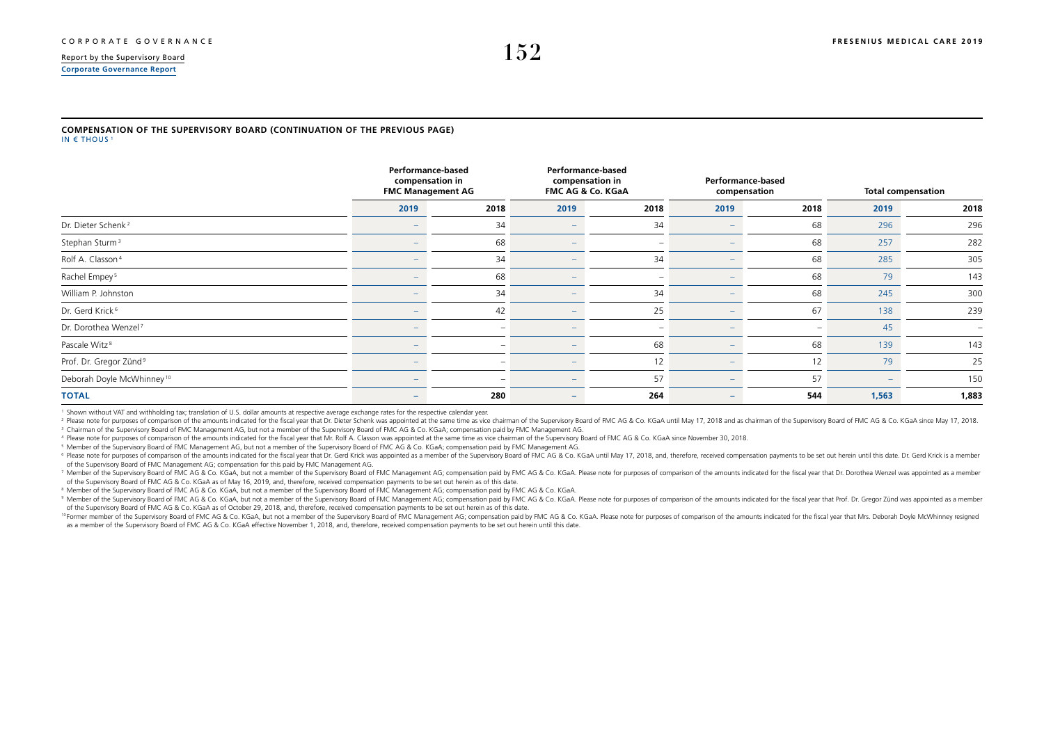**COMPENSATION OF THE SUPERVISORY BOARD (CONTINUATION OF THE PREVIOUS PAGE)**
IN € THOUS[1]

| | Performance-based compensation in FMC Management AG | | Performance-based compensation in FMC AG & Co. KGaA | | Performance-based compensation | | Total compensation | |
|---|---|---|---|---|---|---|---|---|
| | 2019 | 2018 | 2019 | 2018 | 2019 | 2018 | 2019 | 2018 |
| Dr. Dieter Schenk[2] | – | 34 | – | 34 | – | 68 | 296 | 296 |
| Stephan Sturm[3] | – | 68 | – | – | – | 68 | 257 | 282 |
| Rolf A. Classon[4] | – | 34 | – | 34 | – | 68 | 285 | 305 |
| Rachel Empey[5] | – | 68 | – | – | – | 68 | 79 | 143 |
| William P. Johnston | – | 34 | – | 34 | – | 68 | 245 | 300 |
| Dr. Gerd Krick[6] | – | 42 | – | 25 | – | 67 | 138 | 239 |
| Dr. Dorothea Wenzel[7] | – | – | – | – | – | – | 45 | – |
| Pascale Witz[8] | – | – | – | 68 | – | 68 | 139 | 143 |
| Prof. Dr. Gregor Zünd[9] | – | – | – | 12 | – | 12 | 79 | 25 |
| Deborah Doyle McWhinney[10] | – | – | – | 57 | – | 57 | – | 150 |
| **TOTAL** | **–** | **280** | **–** | **264** | **–** | **544** | **1,563** | **1,883** |

[1] Shown without VAT and withholding tax; translation of U.S. dollar amounts at respective average exchange rates for the respective calendar year.

[2] Please note for purposes of comparison of the amounts indicated for the fiscal year that Dr. Dieter Schenk was appointed at the same time as vice chairman of the Supervisory Board of FMC AG & Co. KGaA until May 17, 2018 and as chairman of the Supervisory Board of FMC AG & Co. KGaA since May 17, 2018.

[3] Chairman of the Supervisory Board of FMC Management AG, but not a member of the Supervisory Board of FMC AG & Co. KGaA; compensation paid by FMC Management AG.

[4] Please note for purposes of comparison of the amounts indicated for the fiscal year that Mr. Rolf A. Classon was appointed at the same time as vice chairman of the Supervisory Board of FMC AG & Co. KGaA since November 30, 2018.

[5] Member of the Supervisory Board of FMC Management AG, but not a member of the Supervisory Board of FMC AG & Co. KGaA; compensation paid by FMC Management AG.

[6] Please note for purposes of comparison of the amounts indicated for the fiscal year that Dr. Gerd Krick was appointed as a member of the Supervisory Board of FMC AG & Co. KGaA until May 17, 2018, and, therefore, received compensation payments to be set out herein until this date. Dr. Gerd Krick is a member of the Supervisory Board of FMC Management AG; compensation for this paid by FMC Management AG.

[7] Member of the Supervisory Board of FMC AG & Co. KGaA, but not a member of the Supervisory Board of FMC Management AG; compensation paid by FMC AG & Co. KGaA. Please note for purposes of comparison of the amounts indicated for the fiscal year that Dr. Dorothea Wenzel was appointed as a member of the Supervisory Board of FMC AG & Co. KGaA as of May 16, 2019, and, therefore, received compensation payments to be set out herein as of this date.

[8] Member of the Supervisory Board of FMC AG & Co. KGaA, but not a member of the Supervisory Board of FMC Management AG; compensation paid by FMC AG & Co. KGaA.

[9] Member of the Supervisory Board of FMC AG & Co. KGaA, but not a member of the Supervisory Board of FMC Management AG; compensation paid by FMC AG & Co. KGaA. Please note for purposes of comparison of the amounts indicated for the fiscal year that Prof. Dr. Gregor Zünd was appointed as a member of the Supervisory Board of FMC AG & Co. KGaA as of October 29, 2018, and, therefore, received compensation payments to be set out herein as of this date.

[10] Former member of the Supervisory Board of FMC AG & Co. KGaA, but not a member of the Supervisory Board of FMC Management AG; compensation paid by FMC AG & Co. KGaA. Please note for purposes of comparison of the amounts indicated for the fiscal year that Mrs. Deborah Doyle McWhinney resigned as a member of the Supervisory Board of FMC AG & Co. KGaA effective November 1, 2018, and, therefore, received compensation payments to be set out herein until this date.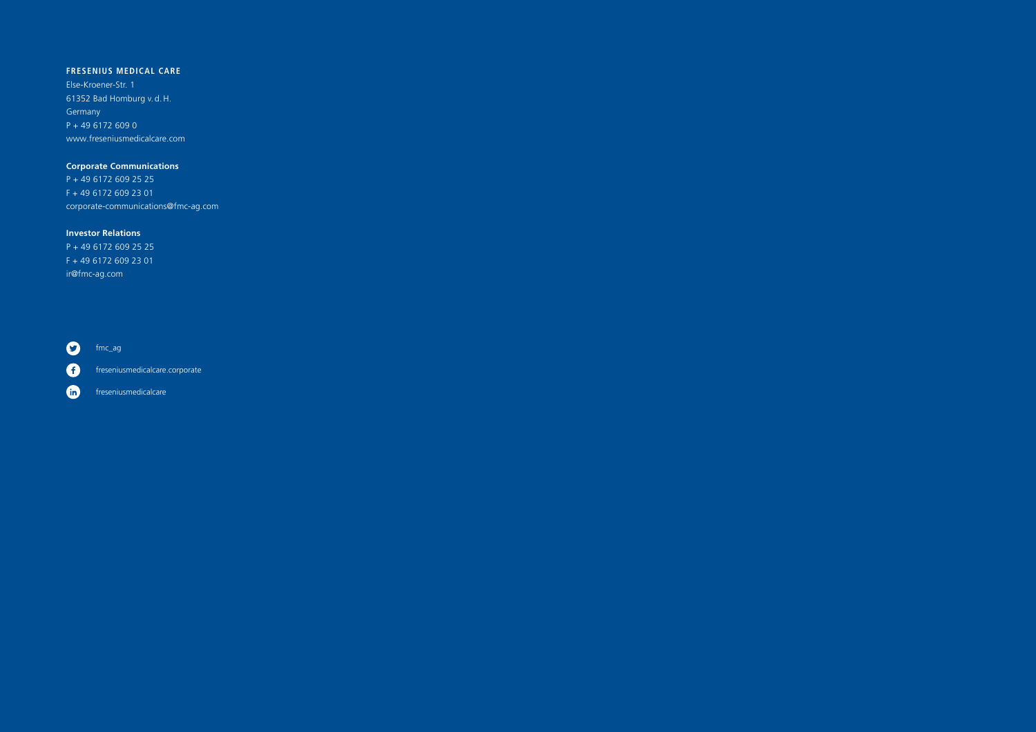**FRESENIUS MEDICAL CARE**

Else-Kroener-Str. 1
61352 Bad Homburg v. d. H.
Germany
P + 49 6172 609 0
www.freseniusmedicalcare.com

**Corporate Communications**

P + 49 6172 609 25 25
F + 49 6172 609 23 01
corporate-communications@fmc-ag.com

**Investor Relations**

P + 49 6172 609 25 25
F + 49 6172 609 23 01
ir@fmc-ag.com

fmc_ag

freseniusmedicalcare.corporate

freseniusmedicalcare